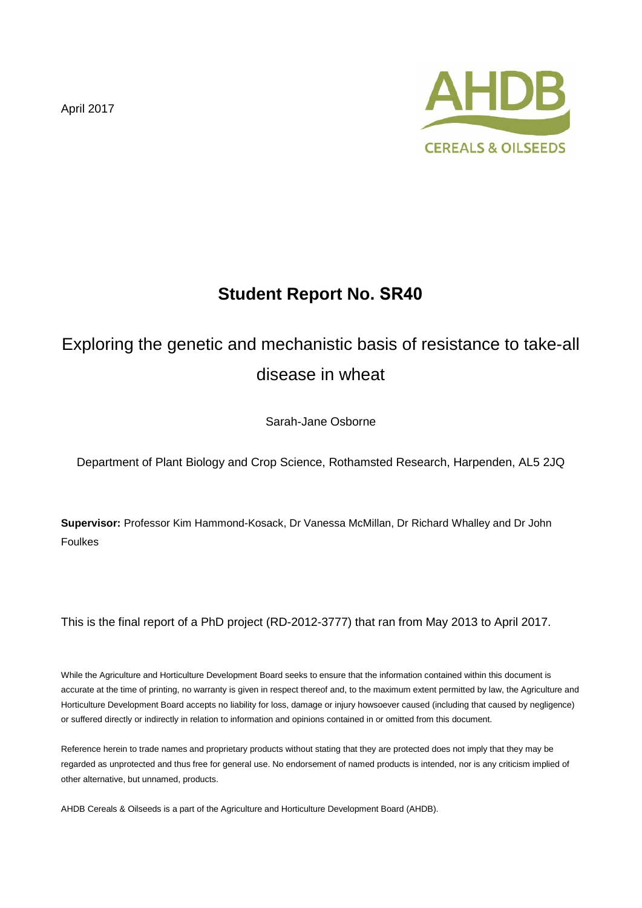April 2017

AHDB CEREALS & OILSEEDS

# Student Report No. SR40

## Exploring the genetic and mechanistic basis of resistance to take-all disease in wheat

Sarah-Jane Osborne

Department of Plant Biology and Crop Science, Rothamsted Research, Harpenden, AL5 2JQ

**Supervisor:** Professor Kim Hammond-Kosack, Dr Vanessa McMillan, Dr Richard Whalley and Dr John Foulkes

This is the final report of a PhD project (RD-2012-3777) that ran from May 2013 to April 2017.

While the Agriculture and Horticulture Development Board seeks to ensure that the information contained within this document is accurate at the time of printing, no warranty is given in respect thereof and, to the maximum extent permitted by law, the Agriculture and Horticulture Development Board accepts no liability for loss, damage or injury howsoever caused (including that caused by negligence) or suffered directly or indirectly in relation to information and opinions contained in or omitted from this document.

Reference herein to trade names and proprietary products without stating that they are protected does not imply that they may be regarded as unprotected and thus free for general use. No endorsement of named products is intended, nor is any criticism implied of other alternative, but unnamed, products.

AHDB Cereals & Oilseeds is a part of the Agriculture and Horticulture Development Board (AHDB).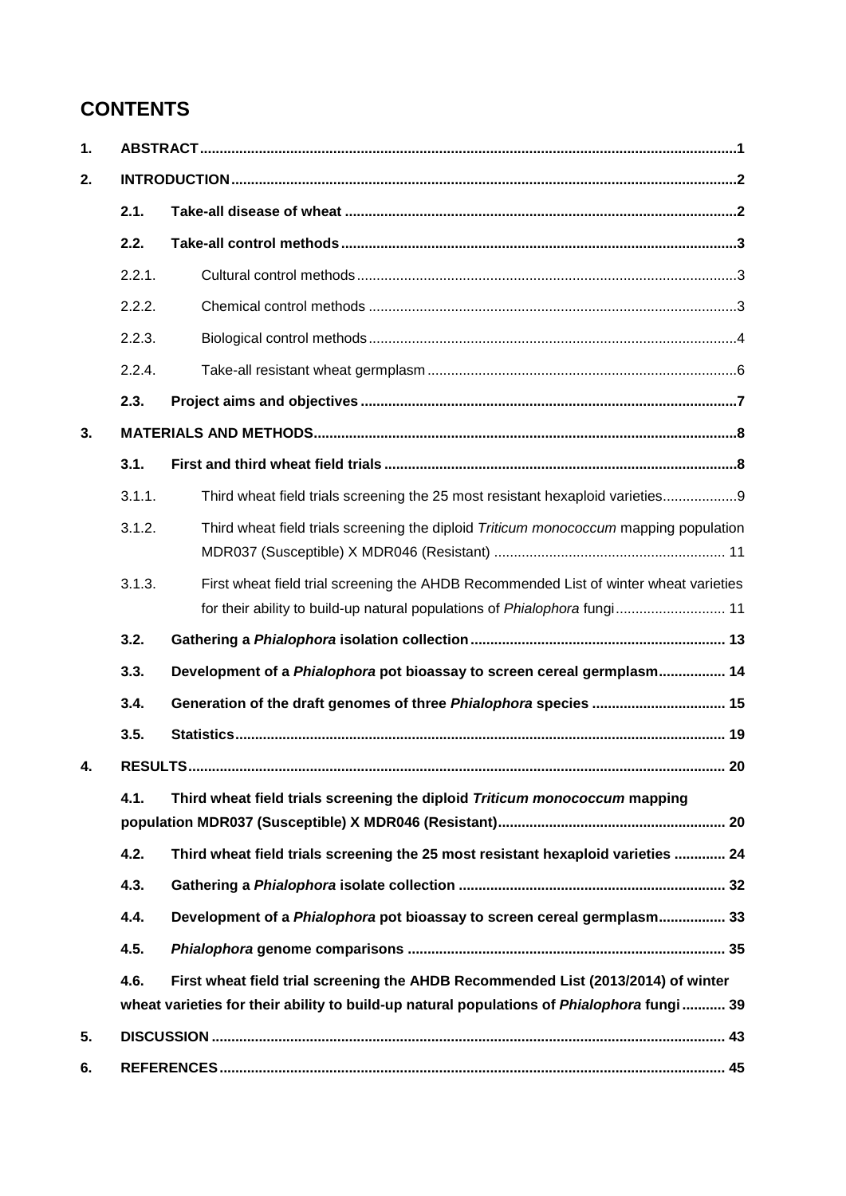# CONTENTS

| | | | |
|---|---|---|---|
| **1.** | **ABSTRACT** | | **1** |
| **2.** | **INTRODUCTION** | | **2** |
| | **2.1.** | **Take-all disease of wheat** | **2** |
| | **2.2.** | **Take-all control methods** | **3** |
| | 2.2.1. | Cultural control methods | 3 |
| | 2.2.2. | Chemical control methods | 3 |
| | 2.2.3. | Biological control methods | 4 |
| | 2.2.4. | Take-all resistant wheat germplasm | 6 |
| | **2.3.** | **Project aims and objectives** | **7** |
| **3.** | **MATERIALS AND METHODS** | | **8** |
| | **3.1.** | **First and third wheat field trials** | **8** |
| | 3.1.1. | Third wheat field trials screening the 25 most resistant hexaploid varieties | 9 |
| | 3.1.2. | Third wheat field trials screening the diploid *Triticum monococcum* mapping population MDR037 (Susceptible) X MDR046 (Resistant) | 11 |
| | 3.1.3. | First wheat field trial screening the AHDB Recommended List of winter wheat varieties for their ability to build-up natural populations of *Phialophora* fungi | 11 |
| | **3.2.** | **Gathering a *Phialophora* isolation collection** | **13** |
| | **3.3.** | **Development of a *Phialophora* pot bioassay to screen cereal germplasm** | **14** |
| | **3.4.** | **Generation of the draft genomes of three *Phialophora* species** | **15** |
| | **3.5.** | **Statistics** | **19** |
| **4.** | **RESULTS** | | **20** |
| | **4.1.** | **Third wheat field trials screening the diploid *Triticum monococcum* mapping population MDR037 (Susceptible) X MDR046 (Resistant)** | **20** |
| | **4.2.** | **Third wheat field trials screening the 25 most resistant hexaploid varieties** | **24** |
| | **4.3.** | **Gathering a *Phialophora* isolate collection** | **32** |
| | **4.4.** | **Development of a *Phialophora* pot bioassay to screen cereal germplasm** | **33** |
| | **4.5.** | ***Phialophora* genome comparisons** | **35** |
| | **4.6.** | **First wheat field trial screening the AHDB Recommended List (2013/2014) of winter wheat varieties for their ability to build-up natural populations of *Phialophora* fungi** | **39** |
| **5.** | **DISCUSSION** | | **43** |
| **6.** | **REFERENCES** | | **45** |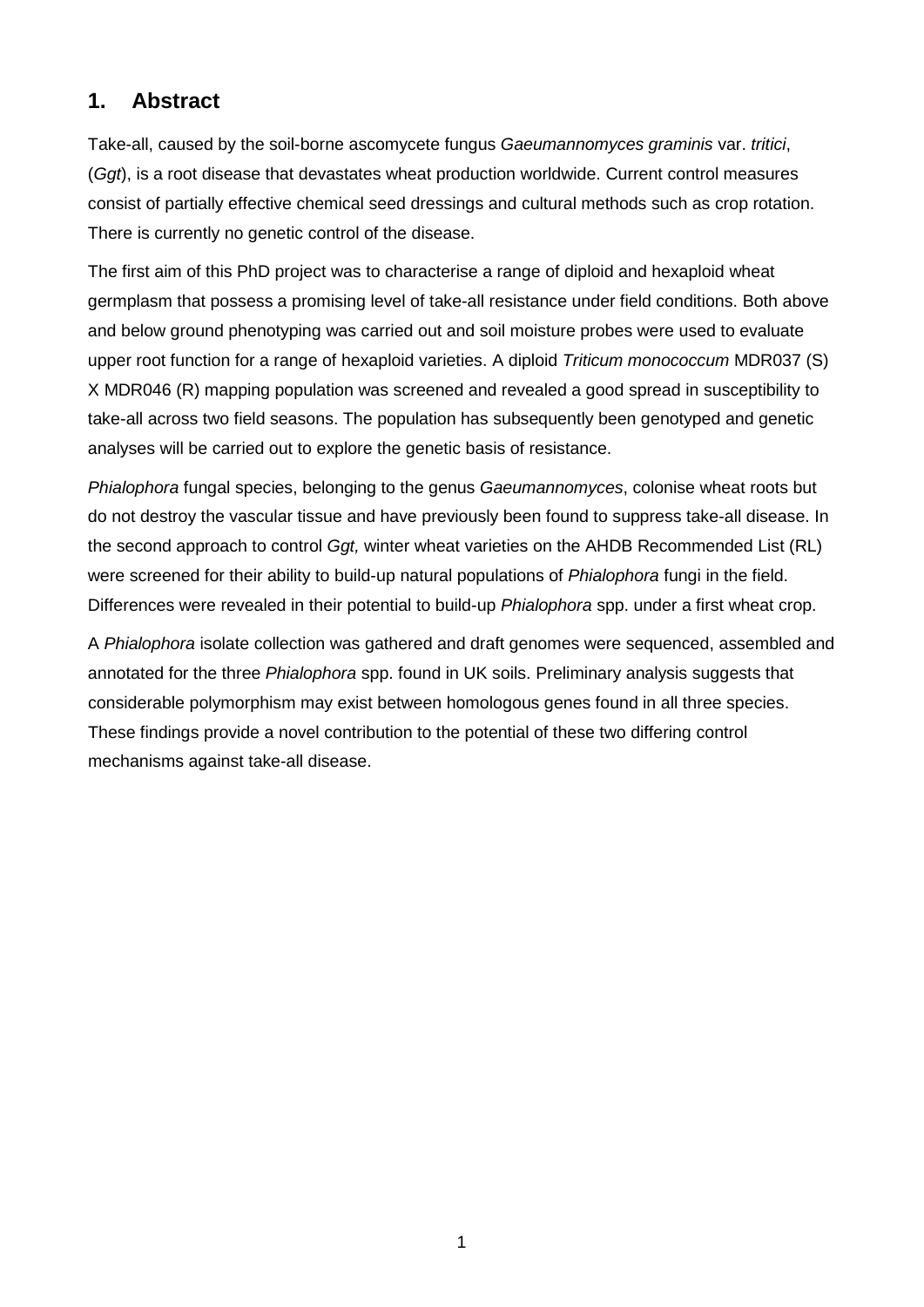## 1. Abstract

Take-all, caused by the soil-borne ascomycete fungus *Gaeumannomyces graminis* var. *tritici*, (*Ggt*), is a root disease that devastates wheat production worldwide. Current control measures consist of partially effective chemical seed dressings and cultural methods such as crop rotation. There is currently no genetic control of the disease.

The first aim of this PhD project was to characterise a range of diploid and hexaploid wheat germplasm that possess a promising level of take-all resistance under field conditions. Both above and below ground phenotyping was carried out and soil moisture probes were used to evaluate upper root function for a range of hexaploid varieties. A diploid *Triticum monococcum* MDR037 (S) X MDR046 (R) mapping population was screened and revealed a good spread in susceptibility to take-all across two field seasons. The population has subsequently been genotyped and genetic analyses will be carried out to explore the genetic basis of resistance.

*Phialophora* fungal species, belonging to the genus *Gaeumannomyces*, colonise wheat roots but do not destroy the vascular tissue and have previously been found to suppress take-all disease. In the second approach to control *Ggt,* winter wheat varieties on the AHDB Recommended List (RL) were screened for their ability to build-up natural populations of *Phialophora* fungi in the field. Differences were revealed in their potential to build-up *Phialophora* spp. under a first wheat crop.

A *Phialophora* isolate collection was gathered and draft genomes were sequenced, assembled and annotated for the three *Phialophora* spp. found in UK soils. Preliminary analysis suggests that considerable polymorphism may exist between homologous genes found in all three species. These findings provide a novel contribution to the potential of these two differing control mechanisms against take-all disease.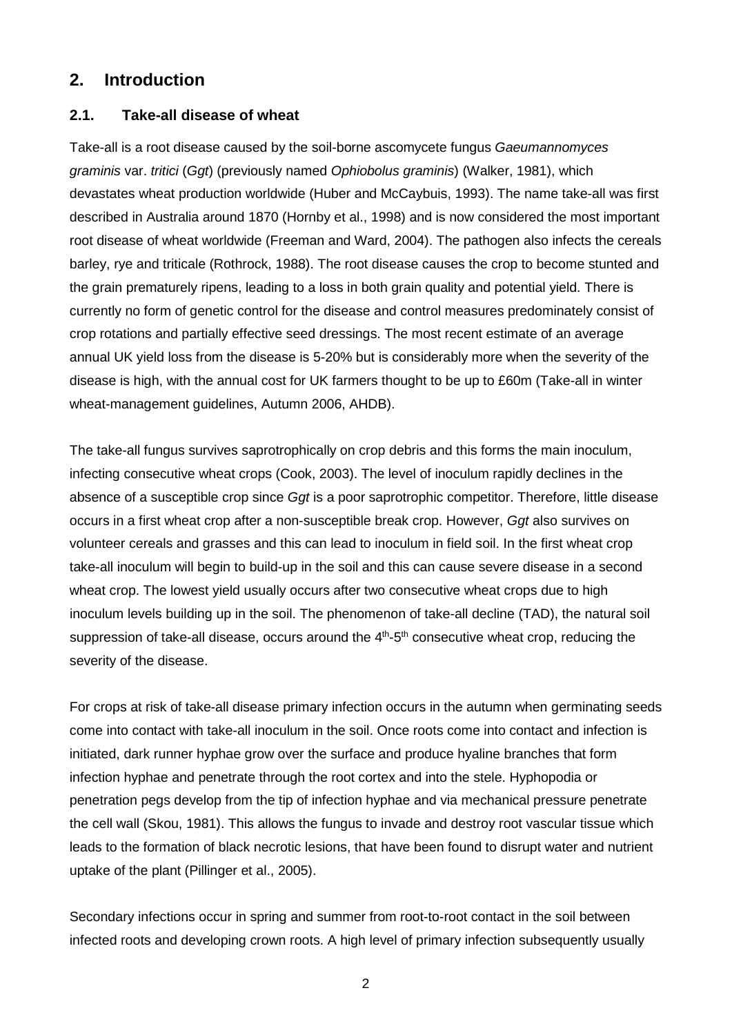## 2. Introduction

### 2.1. Take-all disease of wheat

Take-all is a root disease caused by the soil-borne ascomycete fungus *Gaeumannomyces graminis* var. *tritici* (*Ggt*) (previously named *Ophiobolus graminis*) (Walker, 1981), which devastates wheat production worldwide (Huber and McCaybuis, 1993). The name take-all was first described in Australia around 1870 (Hornby et al., 1998) and is now considered the most important root disease of wheat worldwide (Freeman and Ward, 2004). The pathogen also infects the cereals barley, rye and triticale (Rothrock, 1988). The root disease causes the crop to become stunted and the grain prematurely ripens, leading to a loss in both grain quality and potential yield. There is currently no form of genetic control for the disease and control measures predominately consist of crop rotations and partially effective seed dressings. The most recent estimate of an average annual UK yield loss from the disease is 5-20% but is considerably more when the severity of the disease is high, with the annual cost for UK farmers thought to be up to £60m (Take-all in winter wheat-management guidelines, Autumn 2006, AHDB).

The take-all fungus survives saprotrophically on crop debris and this forms the main inoculum, infecting consecutive wheat crops (Cook, 2003). The level of inoculum rapidly declines in the absence of a susceptible crop since *Ggt* is a poor saprotrophic competitor. Therefore, little disease occurs in a first wheat crop after a non-susceptible break crop. However, *Ggt* also survives on volunteer cereals and grasses and this can lead to inoculum in field soil. In the first wheat crop take-all inoculum will begin to build-up in the soil and this can cause severe disease in a second wheat crop. The lowest yield usually occurs after two consecutive wheat crops due to high inoculum levels building up in the soil. The phenomenon of take-all decline (TAD), the natural soil suppression of take-all disease, occurs around the 4$^{th}$-5$^{th}$ consecutive wheat crop, reducing the severity of the disease.

For crops at risk of take-all disease primary infection occurs in the autumn when germinating seeds come into contact with take-all inoculum in the soil. Once roots come into contact and infection is initiated, dark runner hyphae grow over the surface and produce hyaline branches that form infection hyphae and penetrate through the root cortex and into the stele. Hyphopodia or penetration pegs develop from the tip of infection hyphae and via mechanical pressure penetrate the cell wall (Skou, 1981). This allows the fungus to invade and destroy root vascular tissue which leads to the formation of black necrotic lesions, that have been found to disrupt water and nutrient uptake of the plant (Pillinger et al., 2005).

Secondary infections occur in spring and summer from root-to-root contact in the soil between infected roots and developing crown roots. A high level of primary infection subsequently usually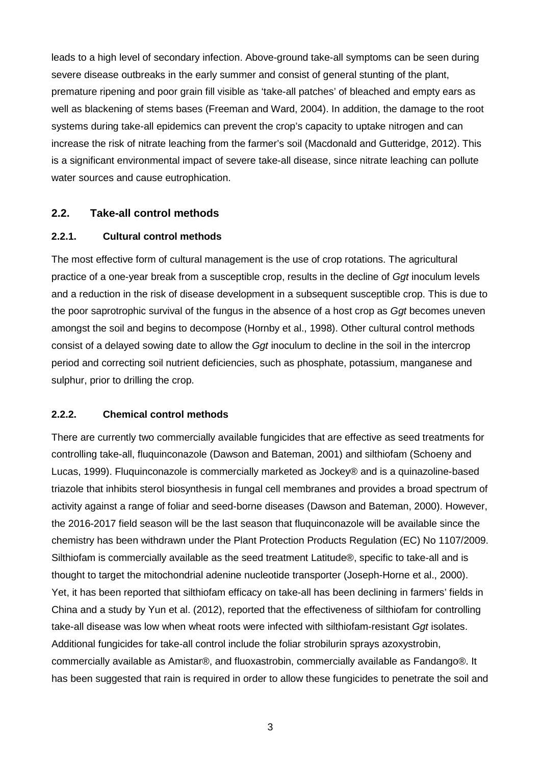leads to a high level of secondary infection. Above-ground take-all symptoms can be seen during severe disease outbreaks in the early summer and consist of general stunting of the plant, premature ripening and poor grain fill visible as 'take-all patches' of bleached and empty ears as well as blackening of stems bases (Freeman and Ward, 2004). In addition, the damage to the root systems during take-all epidemics can prevent the crop's capacity to uptake nitrogen and can increase the risk of nitrate leaching from the farmer's soil (Macdonald and Gutteridge, 2012). This is a significant environmental impact of severe take-all disease, since nitrate leaching can pollute water sources and cause eutrophication.

## 2.2. Take-all control methods

### 2.2.1. Cultural control methods

The most effective form of cultural management is the use of crop rotations. The agricultural practice of a one-year break from a susceptible crop, results in the decline of *Ggt* inoculum levels and a reduction in the risk of disease development in a subsequent susceptible crop. This is due to the poor saprotrophic survival of the fungus in the absence of a host crop as *Ggt* becomes uneven amongst the soil and begins to decompose (Hornby et al., 1998). Other cultural control methods consist of a delayed sowing date to allow the *Ggt* inoculum to decline in the soil in the intercrop period and correcting soil nutrient deficiencies, such as phosphate, potassium, manganese and sulphur, prior to drilling the crop.

### 2.2.2. Chemical control methods

There are currently two commercially available fungicides that are effective as seed treatments for controlling take-all, fluquinconazole (Dawson and Bateman, 2001) and silthiofam (Schoeny and Lucas, 1999). Fluquinconazole is commercially marketed as Jockey® and is a quinazoline-based triazole that inhibits sterol biosynthesis in fungal cell membranes and provides a broad spectrum of activity against a range of foliar and seed-borne diseases (Dawson and Bateman, 2000). However, the 2016-2017 field season will be the last season that fluquinconazole will be available since the chemistry has been withdrawn under the Plant Protection Products Regulation (EC) No 1107/2009. Silthiofam is commercially available as the seed treatment Latitude®, specific to take-all and is thought to target the mitochondrial adenine nucleotide transporter (Joseph-Horne et al., 2000). Yet, it has been reported that silthiofam efficacy on take-all has been declining in farmers' fields in China and a study by Yun et al. (2012), reported that the effectiveness of silthiofam for controlling take-all disease was low when wheat roots were infected with silthiofam-resistant *Ggt* isolates. Additional fungicides for take-all control include the foliar strobilurin sprays azoxystrobin, commercially available as Amistar®, and fluoxastrobin, commercially available as Fandango®. It has been suggested that rain is required in order to allow these fungicides to penetrate the soil and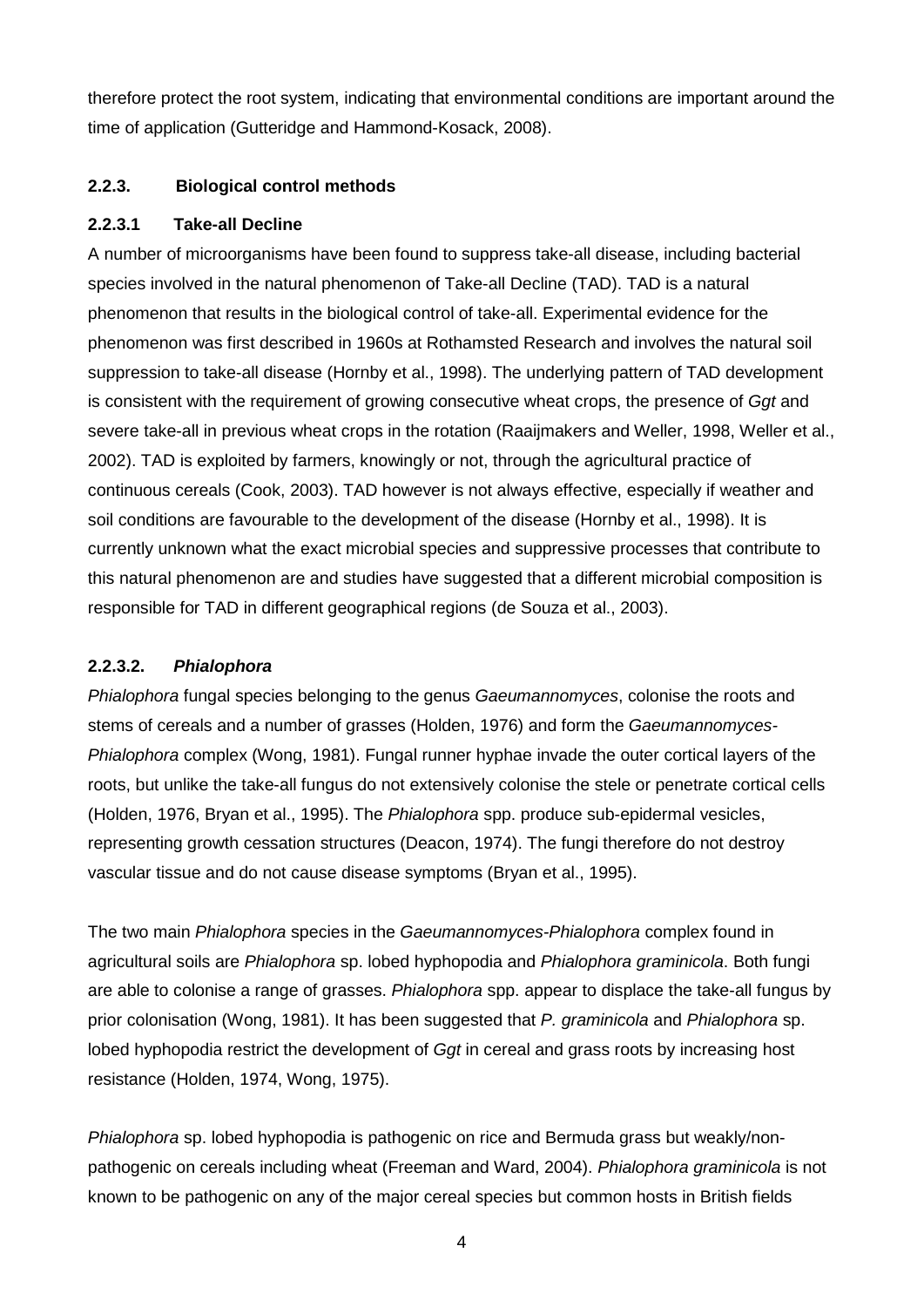therefore protect the root system, indicating that environmental conditions are important around the time of application (Gutteridge and Hammond-Kosack, 2008).

### 2.2.3. Biological control methods

#### 2.2.3.1 Take-all Decline

A number of microorganisms have been found to suppress take-all disease, including bacterial species involved in the natural phenomenon of Take-all Decline (TAD). TAD is a natural phenomenon that results in the biological control of take-all. Experimental evidence for the phenomenon was first described in 1960s at Rothamsted Research and involves the natural soil suppression to take-all disease (Hornby et al., 1998). The underlying pattern of TAD development is consistent with the requirement of growing consecutive wheat crops, the presence of *Ggt* and severe take-all in previous wheat crops in the rotation (Raaijmakers and Weller, 1998, Weller et al., 2002). TAD is exploited by farmers, knowingly or not, through the agricultural practice of continuous cereals (Cook, 2003). TAD however is not always effective, especially if weather and soil conditions are favourable to the development of the disease (Hornby et al., 1998). It is currently unknown what the exact microbial species and suppressive processes that contribute to this natural phenomenon are and studies have suggested that a different microbial composition is responsible for TAD in different geographical regions (de Souza et al., 2003).

#### 2.2.3.2. *Phialophora*

*Phialophora* fungal species belonging to the genus *Gaeumannomyces*, colonise the roots and stems of cereals and a number of grasses (Holden, 1976) and form the *Gaeumannomyces-Phialophora* complex (Wong, 1981). Fungal runner hyphae invade the outer cortical layers of the roots, but unlike the take-all fungus do not extensively colonise the stele or penetrate cortical cells (Holden, 1976, Bryan et al., 1995). The *Phialophora* spp. produce sub-epidermal vesicles, representing growth cessation structures (Deacon, 1974). The fungi therefore do not destroy vascular tissue and do not cause disease symptoms (Bryan et al., 1995).

The two main *Phialophora* species in the *Gaeumannomyces-Phialophora* complex found in agricultural soils are *Phialophora* sp. lobed hyphopodia and *Phialophora graminicola*. Both fungi are able to colonise a range of grasses. *Phialophora* spp. appear to displace the take-all fungus by prior colonisation (Wong, 1981). It has been suggested that *P. graminicola* and *Phialophora* sp. lobed hyphopodia restrict the development of *Ggt* in cereal and grass roots by increasing host resistance (Holden, 1974, Wong, 1975).

*Phialophora* sp. lobed hyphopodia is pathogenic on rice and Bermuda grass but weakly/non-pathogenic on cereals including wheat (Freeman and Ward, 2004). *Phialophora graminicola* is not known to be pathogenic on any of the major cereal species but common hosts in British fields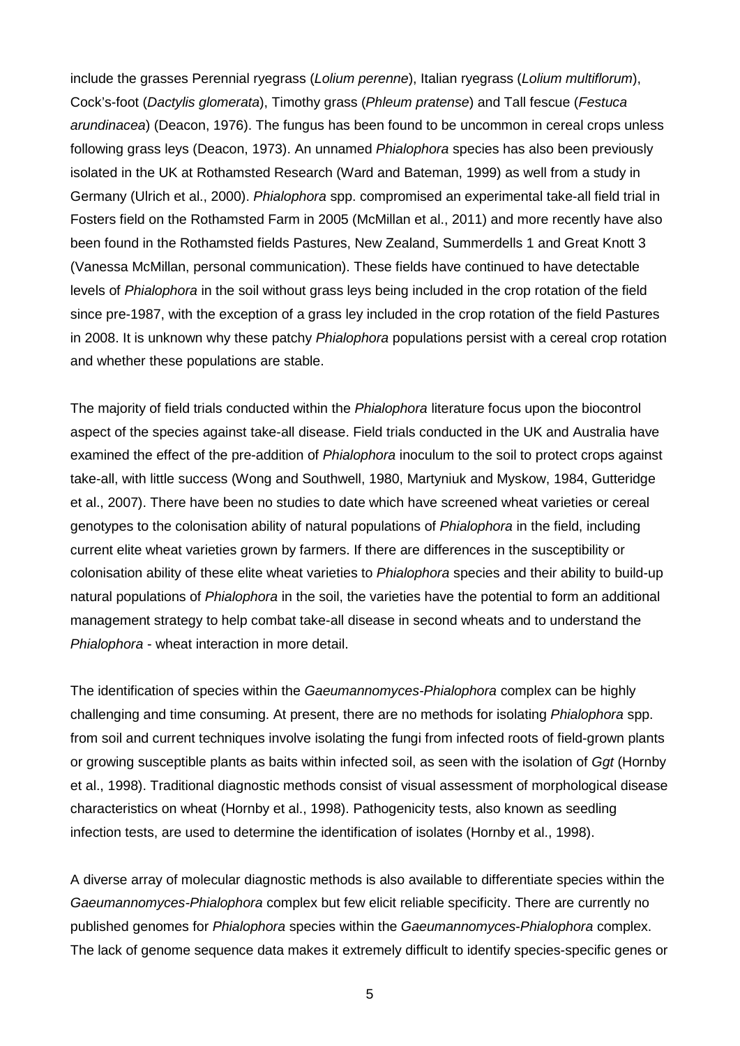include the grasses Perennial ryegrass (*Lolium perenne*), Italian ryegrass (*Lolium multiflorum*), Cock's-foot (*Dactylis glomerata*), Timothy grass (*Phleum pratense*) and Tall fescue (*Festuca arundinacea*) (Deacon, 1976). The fungus has been found to be uncommon in cereal crops unless following grass leys (Deacon, 1973). An unnamed *Phialophora* species has also been previously isolated in the UK at Rothamsted Research (Ward and Bateman, 1999) as well from a study in Germany (Ulrich et al., 2000). *Phialophora* spp. compromised an experimental take-all field trial in Fosters field on the Rothamsted Farm in 2005 (McMillan et al., 2011) and more recently have also been found in the Rothamsted fields Pastures, New Zealand, Summerdells 1 and Great Knott 3 (Vanessa McMillan, personal communication). These fields have continued to have detectable levels of *Phialophora* in the soil without grass leys being included in the crop rotation of the field since pre-1987, with the exception of a grass ley included in the crop rotation of the field Pastures in 2008. It is unknown why these patchy *Phialophora* populations persist with a cereal crop rotation and whether these populations are stable.

The majority of field trials conducted within the *Phialophora* literature focus upon the biocontrol aspect of the species against take-all disease. Field trials conducted in the UK and Australia have examined the effect of the pre-addition of *Phialophora* inoculum to the soil to protect crops against take-all, with little success (Wong and Southwell, 1980, Martyniuk and Myskow, 1984, Gutteridge et al., 2007). There have been no studies to date which have screened wheat varieties or cereal genotypes to the colonisation ability of natural populations of *Phialophora* in the field, including current elite wheat varieties grown by farmers. If there are differences in the susceptibility or colonisation ability of these elite wheat varieties to *Phialophora* species and their ability to build-up natural populations of *Phialophora* in the soil, the varieties have the potential to form an additional management strategy to help combat take-all disease in second wheats and to understand the *Phialophora* - wheat interaction in more detail.

The identification of species within the *Gaeumannomyces-Phialophora* complex can be highly challenging and time consuming. At present, there are no methods for isolating *Phialophora* spp. from soil and current techniques involve isolating the fungi from infected roots of field-grown plants or growing susceptible plants as baits within infected soil, as seen with the isolation of *Ggt* (Hornby et al., 1998). Traditional diagnostic methods consist of visual assessment of morphological disease characteristics on wheat (Hornby et al., 1998). Pathogenicity tests, also known as seedling infection tests, are used to determine the identification of isolates (Hornby et al., 1998).

A diverse array of molecular diagnostic methods is also available to differentiate species within the *Gaeumannomyces-Phialophora* complex but few elicit reliable specificity. There are currently no published genomes for *Phialophora* species within the *Gaeumannomyces-Phialophora* complex. The lack of genome sequence data makes it extremely difficult to identify species-specific genes or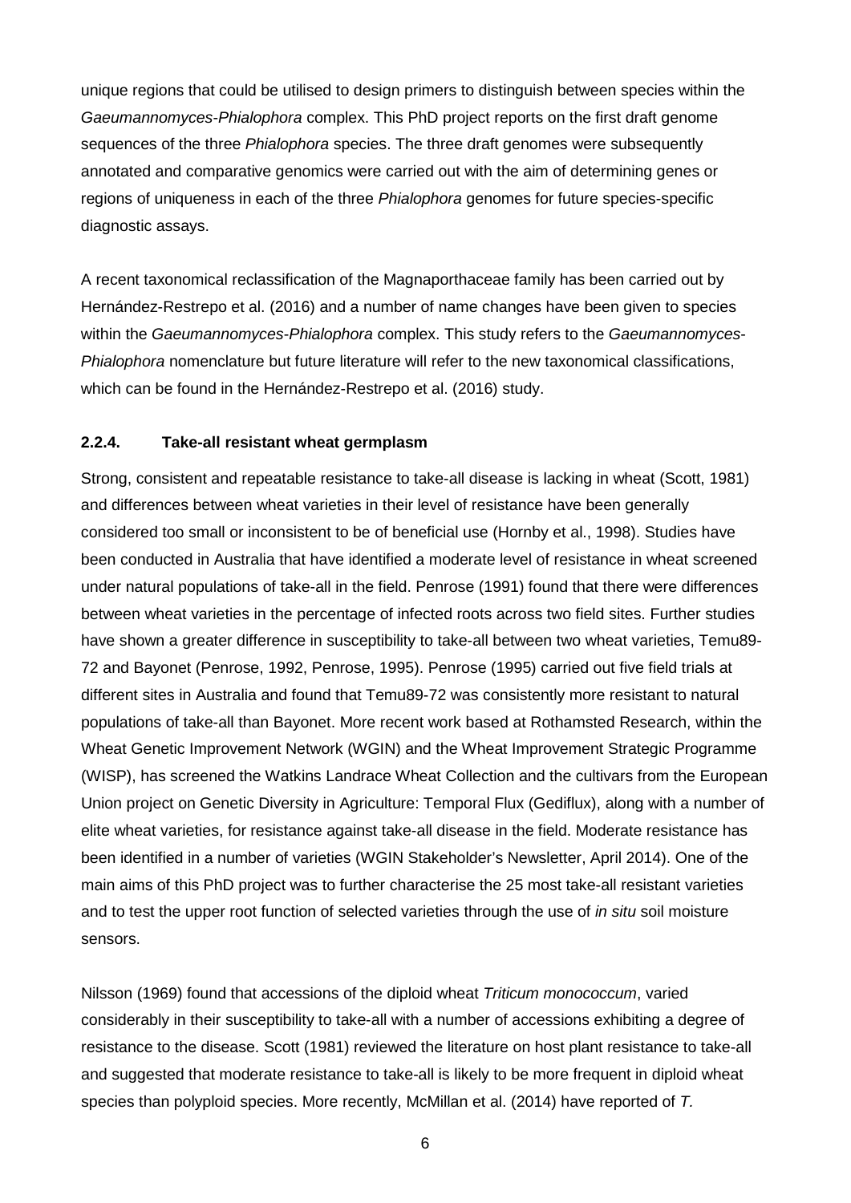unique regions that could be utilised to design primers to distinguish between species within the *Gaeumannomyces-Phialophora* complex. This PhD project reports on the first draft genome sequences of the three *Phialophora* species. The three draft genomes were subsequently annotated and comparative genomics were carried out with the aim of determining genes or regions of uniqueness in each of the three *Phialophora* genomes for future species-specific diagnostic assays.

A recent taxonomical reclassification of the Magnaporthaceae family has been carried out by Hernández-Restrepo et al. (2016) and a number of name changes have been given to species within the *Gaeumannomyces-Phialophora* complex. This study refers to the *Gaeumannomyces-Phialophora* nomenclature but future literature will refer to the new taxonomical classifications, which can be found in the Hernández-Restrepo et al. (2016) study.

### 2.2.4. Take-all resistant wheat germplasm

Strong, consistent and repeatable resistance to take-all disease is lacking in wheat (Scott, 1981) and differences between wheat varieties in their level of resistance have been generally considered too small or inconsistent to be of beneficial use (Hornby et al., 1998). Studies have been conducted in Australia that have identified a moderate level of resistance in wheat screened under natural populations of take-all in the field. Penrose (1991) found that there were differences between wheat varieties in the percentage of infected roots across two field sites. Further studies have shown a greater difference in susceptibility to take-all between two wheat varieties, Temu89-72 and Bayonet (Penrose, 1992, Penrose, 1995). Penrose (1995) carried out five field trials at different sites in Australia and found that Temu89-72 was consistently more resistant to natural populations of take-all than Bayonet. More recent work based at Rothamsted Research, within the Wheat Genetic Improvement Network (WGIN) and the Wheat Improvement Strategic Programme (WISP), has screened the Watkins Landrace Wheat Collection and the cultivars from the European Union project on Genetic Diversity in Agriculture: Temporal Flux (Gediflux), along with a number of elite wheat varieties, for resistance against take-all disease in the field. Moderate resistance has been identified in a number of varieties (WGIN Stakeholder's Newsletter, April 2014). One of the main aims of this PhD project was to further characterise the 25 most take-all resistant varieties and to test the upper root function of selected varieties through the use of *in situ* soil moisture sensors.

Nilsson (1969) found that accessions of the diploid wheat *Triticum monococcum*, varied considerably in their susceptibility to take-all with a number of accessions exhibiting a degree of resistance to the disease. Scott (1981) reviewed the literature on host plant resistance to take-all and suggested that moderate resistance to take-all is likely to be more frequent in diploid wheat species than polyploid species. More recently, McMillan et al. (2014) have reported of *T.*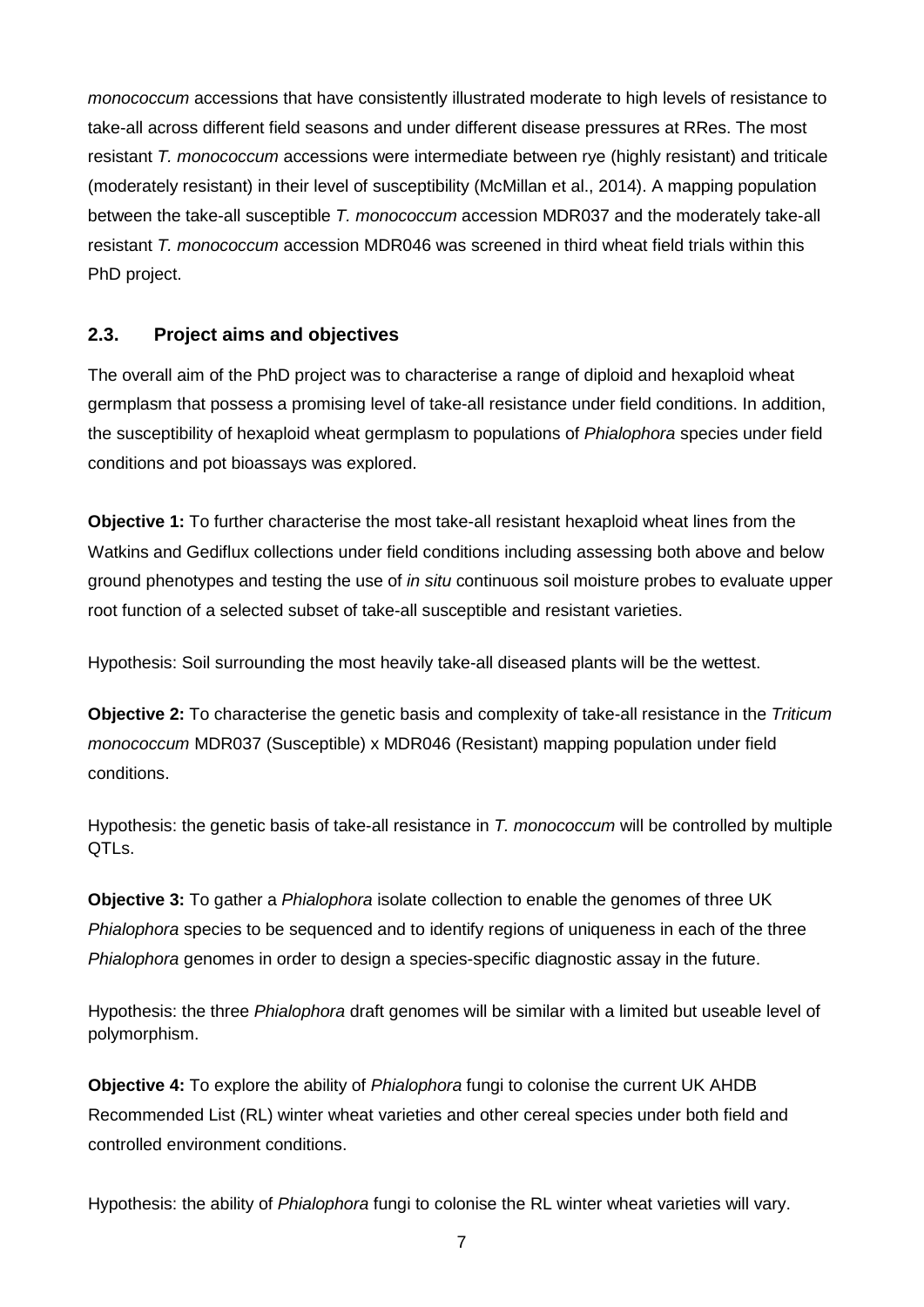*monococcum* accessions that have consistently illustrated moderate to high levels of resistance to take-all across different field seasons and under different disease pressures at RRes. The most resistant *T. monococcum* accessions were intermediate between rye (highly resistant) and triticale (moderately resistant) in their level of susceptibility (McMillan et al., 2014). A mapping population between the take-all susceptible *T. monococcum* accession MDR037 and the moderately take-all resistant *T. monococcum* accession MDR046 was screened in third wheat field trials within this PhD project.

## 2.3. Project aims and objectives

The overall aim of the PhD project was to characterise a range of diploid and hexaploid wheat germplasm that possess a promising level of take-all resistance under field conditions. In addition, the susceptibility of hexaploid wheat germplasm to populations of *Phialophora* species under field conditions and pot bioassays was explored.

**Objective 1:** To further characterise the most take-all resistant hexaploid wheat lines from the Watkins and Gediflux collections under field conditions including assessing both above and below ground phenotypes and testing the use of *in situ* continuous soil moisture probes to evaluate upper root function of a selected subset of take-all susceptible and resistant varieties.

Hypothesis: Soil surrounding the most heavily take-all diseased plants will be the wettest.

**Objective 2:** To characterise the genetic basis and complexity of take-all resistance in the *Triticum monococcum* MDR037 (Susceptible) x MDR046 (Resistant) mapping population under field conditions.

Hypothesis: the genetic basis of take-all resistance in *T. monococcum* will be controlled by multiple QTLs.

**Objective 3:** To gather a *Phialophora* isolate collection to enable the genomes of three UK *Phialophora* species to be sequenced and to identify regions of uniqueness in each of the three *Phialophora* genomes in order to design a species-specific diagnostic assay in the future.

Hypothesis: the three *Phialophora* draft genomes will be similar with a limited but useable level of polymorphism.

**Objective 4:** To explore the ability of *Phialophora* fungi to colonise the current UK AHDB Recommended List (RL) winter wheat varieties and other cereal species under both field and controlled environment conditions.

Hypothesis: the ability of *Phialophora* fungi to colonise the RL winter wheat varieties will vary.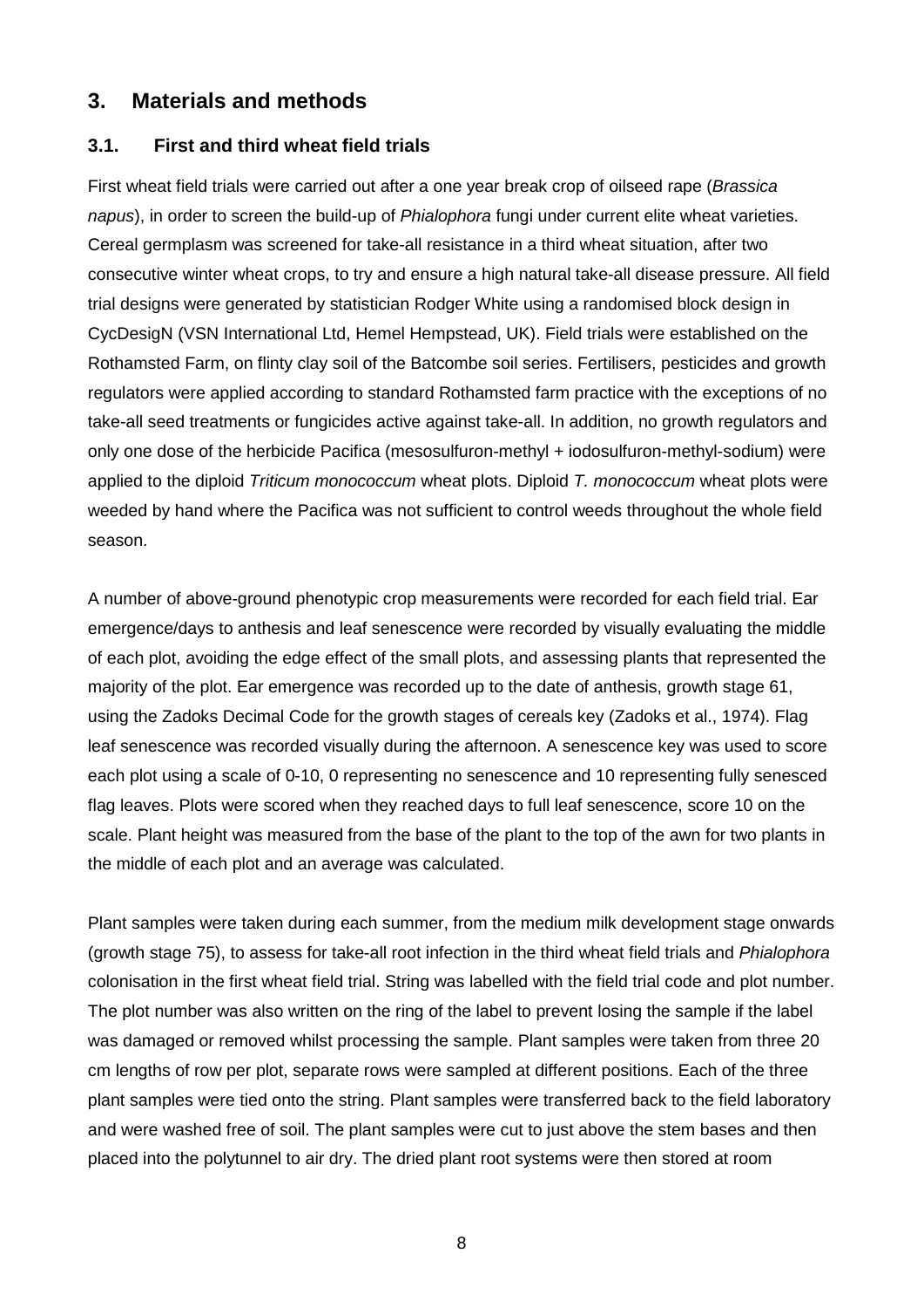## 3. Materials and methods

### 3.1. First and third wheat field trials

First wheat field trials were carried out after a one year break crop of oilseed rape (*Brassica napus*), in order to screen the build-up of *Phialophora* fungi under current elite wheat varieties. Cereal germplasm was screened for take-all resistance in a third wheat situation, after two consecutive winter wheat crops, to try and ensure a high natural take-all disease pressure. All field trial designs were generated by statistician Rodger White using a randomised block design in CycDesigN (VSN International Ltd, Hemel Hempstead, UK). Field trials were established on the Rothamsted Farm, on flinty clay soil of the Batcombe soil series. Fertilisers, pesticides and growth regulators were applied according to standard Rothamsted farm practice with the exceptions of no take-all seed treatments or fungicides active against take-all. In addition, no growth regulators and only one dose of the herbicide Pacifica (mesosulfuron-methyl + iodosulfuron-methyl-sodium) were applied to the diploid *Triticum monococcum* wheat plots. Diploid *T. monococcum* wheat plots were weeded by hand where the Pacifica was not sufficient to control weeds throughout the whole field season.

A number of above-ground phenotypic crop measurements were recorded for each field trial. Ear emergence/days to anthesis and leaf senescence were recorded by visually evaluating the middle of each plot, avoiding the edge effect of the small plots, and assessing plants that represented the majority of the plot. Ear emergence was recorded up to the date of anthesis, growth stage 61, using the Zadoks Decimal Code for the growth stages of cereals key (Zadoks et al., 1974). Flag leaf senescence was recorded visually during the afternoon. A senescence key was used to score each plot using a scale of 0-10, 0 representing no senescence and 10 representing fully senesced flag leaves. Plots were scored when they reached days to full leaf senescence, score 10 on the scale. Plant height was measured from the base of the plant to the top of the awn for two plants in the middle of each plot and an average was calculated.

Plant samples were taken during each summer, from the medium milk development stage onwards (growth stage 75), to assess for take-all root infection in the third wheat field trials and *Phialophora* colonisation in the first wheat field trial. String was labelled with the field trial code and plot number. The plot number was also written on the ring of the label to prevent losing the sample if the label was damaged or removed whilst processing the sample. Plant samples were taken from three 20 cm lengths of row per plot, separate rows were sampled at different positions. Each of the three plant samples were tied onto the string. Plant samples were transferred back to the field laboratory and were washed free of soil. The plant samples were cut to just above the stem bases and then placed into the polytunnel to air dry. The dried plant root systems were then stored at room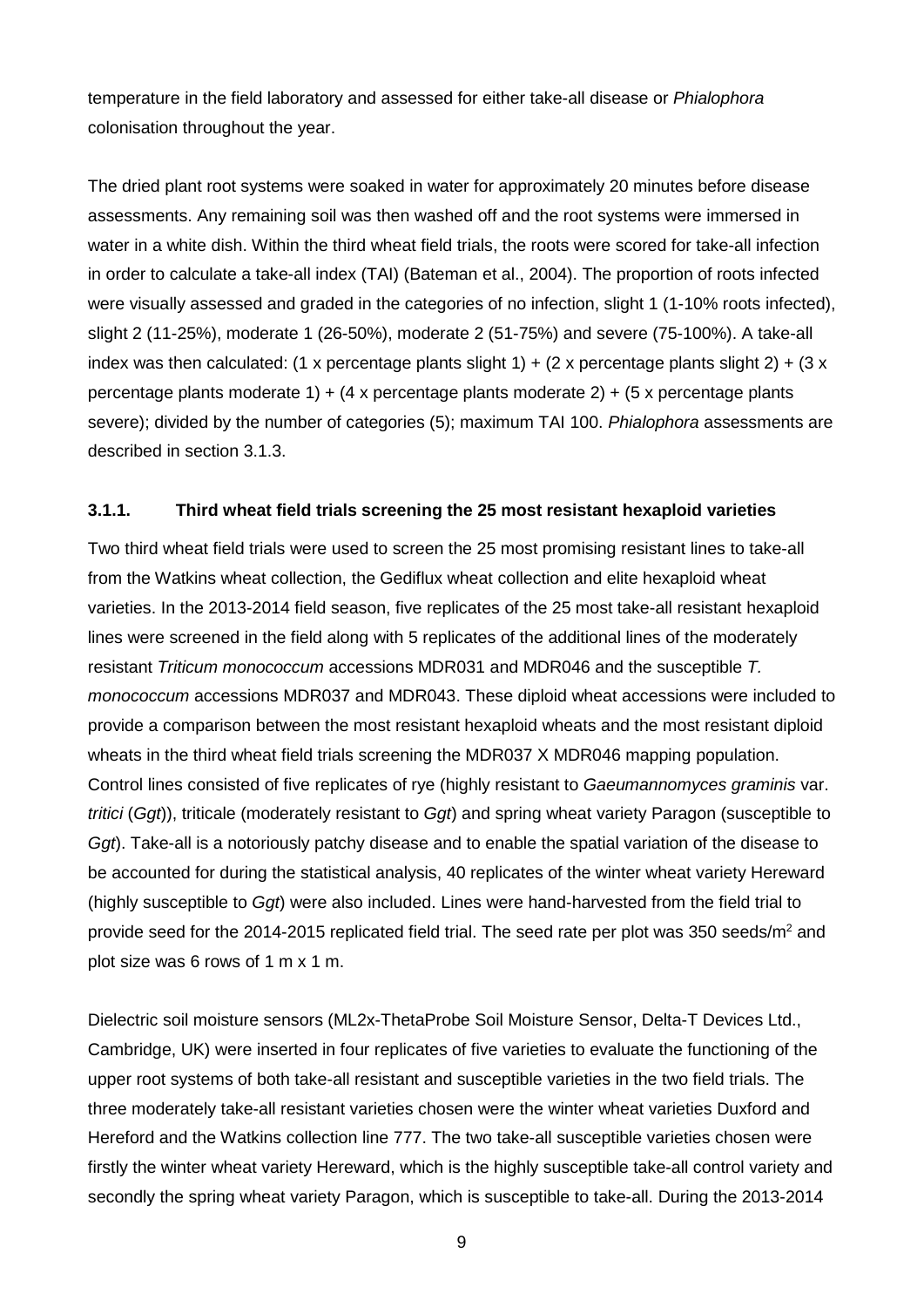temperature in the field laboratory and assessed for either take-all disease or *Phialophora* colonisation throughout the year.

The dried plant root systems were soaked in water for approximately 20 minutes before disease assessments. Any remaining soil was then washed off and the root systems were immersed in water in a white dish. Within the third wheat field trials, the roots were scored for take-all infection in order to calculate a take-all index (TAI) (Bateman et al., 2004). The proportion of roots infected were visually assessed and graded in the categories of no infection, slight 1 (1-10% roots infected), slight 2 (11-25%), moderate 1 (26-50%), moderate 2 (51-75%) and severe (75-100%). A take-all index was then calculated: (1 x percentage plants slight 1) + (2 x percentage plants slight 2) + (3 x percentage plants moderate 1) + (4 x percentage plants moderate 2) + (5 x percentage plants severe); divided by the number of categories (5); maximum TAI 100. *Phialophora* assessments are described in section 3.1.3.

### 3.1.1. Third wheat field trials screening the 25 most resistant hexaploid varieties

Two third wheat field trials were used to screen the 25 most promising resistant lines to take-all from the Watkins wheat collection, the Gediflux wheat collection and elite hexaploid wheat varieties. In the 2013-2014 field season, five replicates of the 25 most take-all resistant hexaploid lines were screened in the field along with 5 replicates of the additional lines of the moderately resistant *Triticum monococcum* accessions MDR031 and MDR046 and the susceptible *T. monococcum* accessions MDR037 and MDR043. These diploid wheat accessions were included to provide a comparison between the most resistant hexaploid wheats and the most resistant diploid wheats in the third wheat field trials screening the MDR037 X MDR046 mapping population. Control lines consisted of five replicates of rye (highly resistant to *Gaeumannomyces graminis* var. *tritici* (*Ggt*)), triticale (moderately resistant to *Ggt*) and spring wheat variety Paragon (susceptible to *Ggt*). Take-all is a notoriously patchy disease and to enable the spatial variation of the disease to be accounted for during the statistical analysis, 40 replicates of the winter wheat variety Hereward (highly susceptible to *Ggt*) were also included. Lines were hand-harvested from the field trial to provide seed for the 2014-2015 replicated field trial. The seed rate per plot was 350 seeds/m$^2$ and plot size was 6 rows of 1 m x 1 m.

Dielectric soil moisture sensors (ML2x-ThetaProbe Soil Moisture Sensor, Delta-T Devices Ltd., Cambridge, UK) were inserted in four replicates of five varieties to evaluate the functioning of the upper root systems of both take-all resistant and susceptible varieties in the two field trials. The three moderately take-all resistant varieties chosen were the winter wheat varieties Duxford and Hereford and the Watkins collection line 777. The two take-all susceptible varieties chosen were firstly the winter wheat variety Hereward, which is the highly susceptible take-all control variety and secondly the spring wheat variety Paragon, which is susceptible to take-all. During the 2013-2014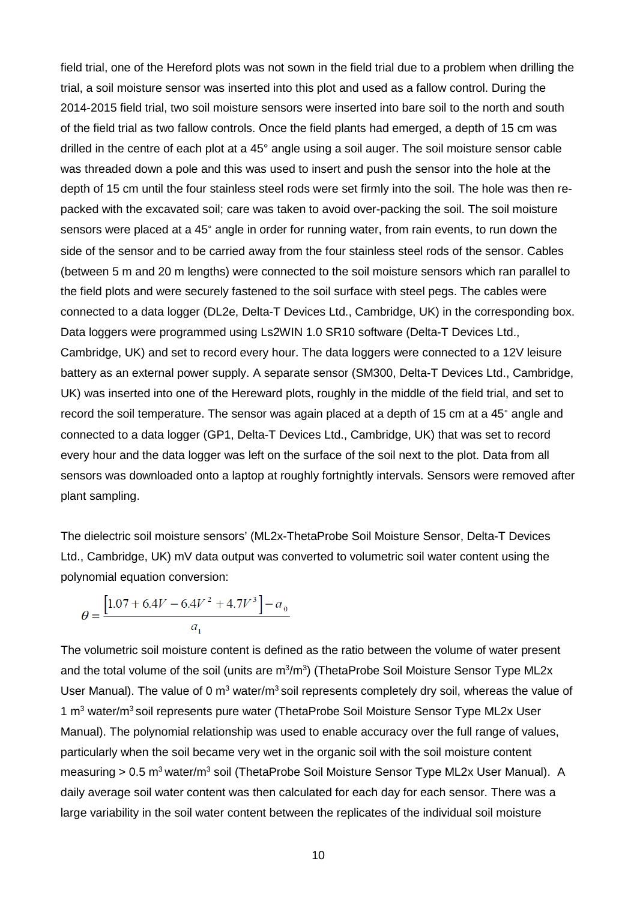field trial, one of the Hereford plots was not sown in the field trial due to a problem when drilling the trial, a soil moisture sensor was inserted into this plot and used as a fallow control. During the 2014-2015 field trial, two soil moisture sensors were inserted into bare soil to the north and south of the field trial as two fallow controls. Once the field plants had emerged, a depth of 15 cm was drilled in the centre of each plot at a 45° angle using a soil auger. The soil moisture sensor cable was threaded down a pole and this was used to insert and push the sensor into the hole at the depth of 15 cm until the four stainless steel rods were set firmly into the soil. The hole was then re-packed with the excavated soil; care was taken to avoid over-packing the soil. The soil moisture sensors were placed at a 45° angle in order for running water, from rain events, to run down the side of the sensor and to be carried away from the four stainless steel rods of the sensor. Cables (between 5 m and 20 m lengths) were connected to the soil moisture sensors which ran parallel to the field plots and were securely fastened to the soil surface with steel pegs. The cables were connected to a data logger (DL2e, Delta-T Devices Ltd., Cambridge, UK) in the corresponding box. Data loggers were programmed using Ls2WIN 1.0 SR10 software (Delta-T Devices Ltd., Cambridge, UK) and set to record every hour. The data loggers were connected to a 12V leisure battery as an external power supply. A separate sensor (SM300, Delta-T Devices Ltd., Cambridge, UK) was inserted into one of the Hereward plots, roughly in the middle of the field trial, and set to record the soil temperature. The sensor was again placed at a depth of 15 cm at a 45° angle and connected to a data logger (GP1, Delta-T Devices Ltd., Cambridge, UK) that was set to record every hour and the data logger was left on the surface of the soil next to the plot. Data from all sensors was downloaded onto a laptop at roughly fortnightly intervals. Sensors were removed after plant sampling.

The dielectric soil moisture sensors' (ML2x-ThetaProbe Soil Moisture Sensor, Delta-T Devices Ltd., Cambridge, UK) mV data output was converted to volumetric soil water content using the polynomial equation conversion:

$$\theta = \frac{\left[1.07 + 6.4V - 6.4V^2 + 4.7V^3\right] - a_0}{a_1}$$

The volumetric soil moisture content is defined as the ratio between the volume of water present and the total volume of the soil (units are $m^3/m^3$) (ThetaProbe Soil Moisture Sensor Type ML2x User Manual). The value of 0 $m^3$ water/$m^3$ soil represents completely dry soil, whereas the value of 1 $m^3$ water/$m^3$ soil represents pure water (ThetaProbe Soil Moisture Sensor Type ML2x User Manual). The polynomial relationship was used to enable accuracy over the full range of values, particularly when the soil became very wet in the organic soil with the soil moisture content measuring > 0.5 $m^3$ water/$m^3$ soil (ThetaProbe Soil Moisture Sensor Type ML2x User Manual). A daily average soil water content was then calculated for each day for each sensor. There was a large variability in the soil water content between the replicates of the individual soil moisture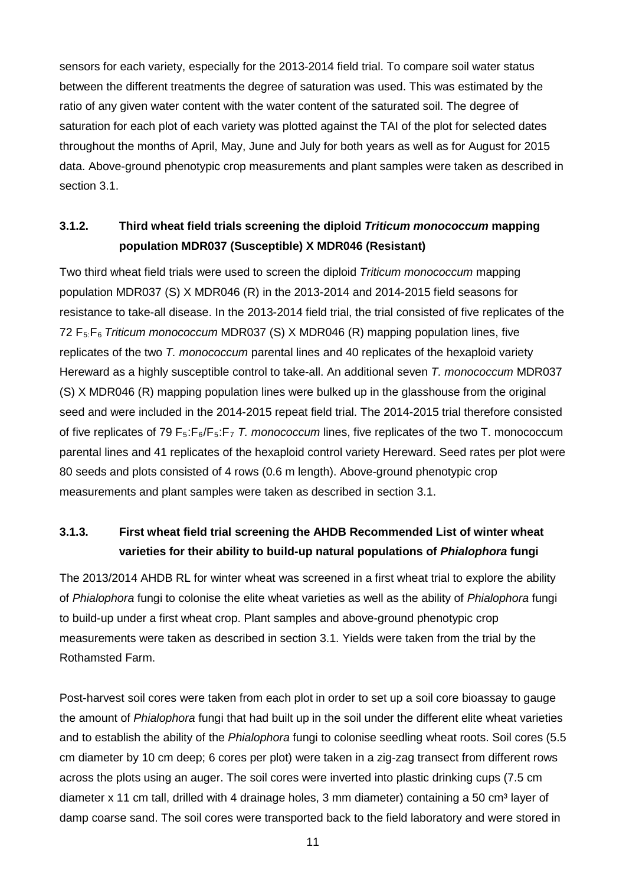sensors for each variety, especially for the 2013-2014 field trial. To compare soil water status between the different treatments the degree of saturation was used. This was estimated by the ratio of any given water content with the water content of the saturated soil. The degree of saturation for each plot of each variety was plotted against the TAI of the plot for selected dates throughout the months of April, May, June and July for both years as well as for August for 2015 data. Above-ground phenotypic crop measurements and plant samples were taken as described in section 3.1.

### 3.1.2. Third wheat field trials screening the diploid *Triticum monococcum* mapping population MDR037 (Susceptible) X MDR046 (Resistant)

Two third wheat field trials were used to screen the diploid *Triticum monococcum* mapping population MDR037 (S) X MDR046 (R) in the 2013-2014 and 2014-2015 field seasons for resistance to take-all disease. In the 2013-2014 field trial, the trial consisted of five replicates of the 72 $F_5$:$F_6$ *Triticum monococcum* MDR037 (S) X MDR046 (R) mapping population lines, five replicates of the two *T. monococcum* parental lines and 40 replicates of the hexaploid variety Hereward as a highly susceptible control to take-all. An additional seven *T. monococcum* MDR037 (S) X MDR046 (R) mapping population lines were bulked up in the glasshouse from the original seed and were included in the 2014-2015 repeat field trial. The 2014-2015 trial therefore consisted of five replicates of 79 $F_5$:$F_6$/$F_5$:$F_7$ *T. monococcum* lines, five replicates of the two T. monococcum parental lines and 41 replicates of the hexaploid control variety Hereward. Seed rates per plot were 80 seeds and plots consisted of 4 rows (0.6 m length). Above-ground phenotypic crop measurements and plant samples were taken as described in section 3.1.

### 3.1.3. First wheat field trial screening the AHDB Recommended List of winter wheat varieties for their ability to build-up natural populations of *Phialophora* fungi

The 2013/2014 AHDB RL for winter wheat was screened in a first wheat trial to explore the ability of *Phialophora* fungi to colonise the elite wheat varieties as well as the ability of *Phialophora* fungi to build-up under a first wheat crop. Plant samples and above-ground phenotypic crop measurements were taken as described in section 3.1. Yields were taken from the trial by the Rothamsted Farm.

Post-harvest soil cores were taken from each plot in order to set up a soil core bioassay to gauge the amount of *Phialophora* fungi that had built up in the soil under the different elite wheat varieties and to establish the ability of the *Phialophora* fungi to colonise seedling wheat roots. Soil cores (5.5 cm diameter by 10 cm deep; 6 cores per plot) were taken in a zig-zag transect from different rows across the plots using an auger. The soil cores were inverted into plastic drinking cups (7.5 cm diameter x 11 cm tall, drilled with 4 drainage holes, 3 mm diameter) containing a 50 $cm^3$ layer of damp coarse sand. The soil cores were transported back to the field laboratory and were stored in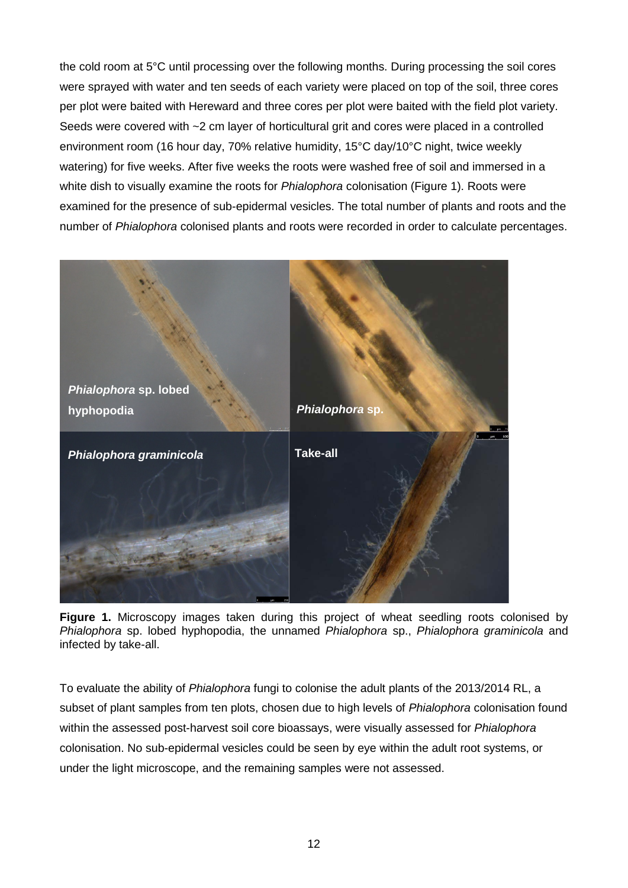the cold room at 5°C until processing over the following months. During processing the soil cores were sprayed with water and ten seeds of each variety were placed on top of the soil, three cores per plot were baited with Hereward and three cores per plot were baited with the field plot variety. Seeds were covered with ~2 cm layer of horticultural grit and cores were placed in a controlled environment room (16 hour day, 70% relative humidity, 15°C day/10°C night, twice weekly watering) for five weeks. After five weeks the roots were washed free of soil and immersed in a white dish to visually examine the roots for *Phialophora* colonisation (Figure 1). Roots were examined for the presence of sub-epidermal vesicles. The total number of plants and roots and the number of *Phialophora* colonised plants and roots were recorded in order to calculate percentages.

**Figure 1.** Microscopy images taken during this project of wheat seedling roots colonised by *Phialophora* sp. lobed hyphopodia, the unnamed *Phialophora* sp., *Phialophora graminicola* and infected by take-all.

To evaluate the ability of *Phialophora* fungi to colonise the adult plants of the 2013/2014 RL, a subset of plant samples from ten plots, chosen due to high levels of *Phialophora* colonisation found within the assessed post-harvest soil core bioassays, were visually assessed for *Phialophora* colonisation. No sub-epidermal vesicles could be seen by eye within the adult root systems, or under the light microscope, and the remaining samples were not assessed.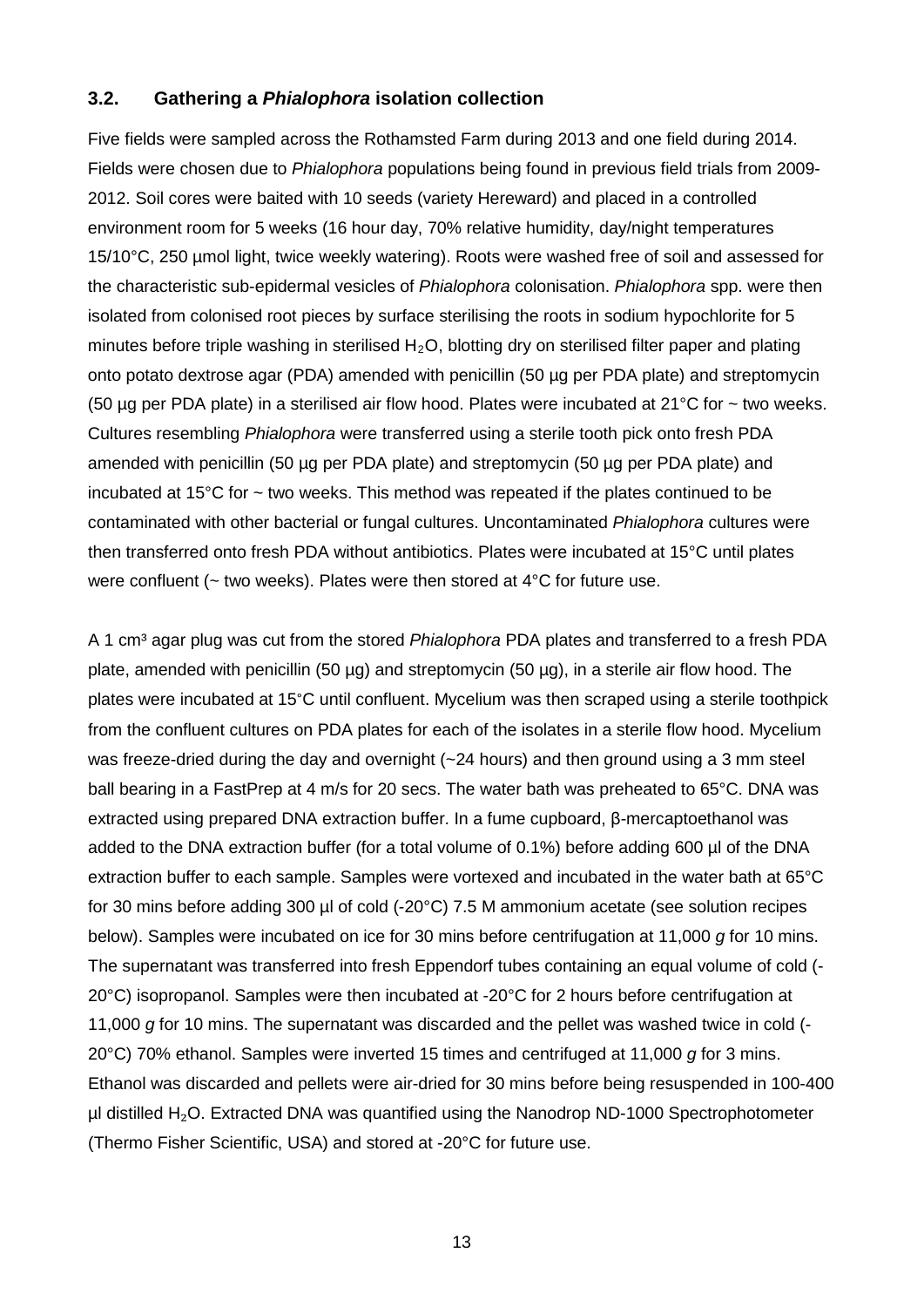### 3.2. Gathering a *Phialophora* isolation collection

Five fields were sampled across the Rothamsted Farm during 2013 and one field during 2014. Fields were chosen due to *Phialophora* populations being found in previous field trials from 2009-2012. Soil cores were baited with 10 seeds (variety Hereward) and placed in a controlled environment room for 5 weeks (16 hour day, 70% relative humidity, day/night temperatures 15/10°C, 250 µmol light, twice weekly watering). Roots were washed free of soil and assessed for the characteristic sub-epidermal vesicles of *Phialophora* colonisation. *Phialophora* spp. were then isolated from colonised root pieces by surface sterilising the roots in sodium hypochlorite for 5 minutes before triple washing in sterilised $H_2O$, blotting dry on sterilised filter paper and plating onto potato dextrose agar (PDA) amended with penicillin (50 µg per PDA plate) and streptomycin (50 µg per PDA plate) in a sterilised air flow hood. Plates were incubated at 21°C for ~ two weeks. Cultures resembling *Phialophora* were transferred using a sterile tooth pick onto fresh PDA amended with penicillin (50 µg per PDA plate) and streptomycin (50 µg per PDA plate) and incubated at 15°C for ~ two weeks. This method was repeated if the plates continued to be contaminated with other bacterial or fungal cultures. Uncontaminated *Phialophora* cultures were then transferred onto fresh PDA without antibiotics. Plates were incubated at 15°C until plates were confluent (~ two weeks). Plates were then stored at 4°C for future use.

A 1 $cm^3$ agar plug was cut from the stored *Phialophora* PDA plates and transferred to a fresh PDA plate, amended with penicillin (50 µg) and streptomycin (50 µg), in a sterile air flow hood. The plates were incubated at 15°C until confluent. Mycelium was then scraped using a sterile toothpick from the confluent cultures on PDA plates for each of the isolates in a sterile flow hood. Mycelium was freeze-dried during the day and overnight (~24 hours) and then ground using a 3 mm steel ball bearing in a FastPrep at 4 m/s for 20 secs. The water bath was preheated to 65°C. DNA was extracted using prepared DNA extraction buffer. In a fume cupboard, β-mercaptoethanol was added to the DNA extraction buffer (for a total volume of 0.1%) before adding 600 µl of the DNA extraction buffer to each sample. Samples were vortexed and incubated in the water bath at 65°C for 30 mins before adding 300 µl of cold (-20°C) 7.5 M ammonium acetate (see solution recipes below). Samples were incubated on ice for 30 mins before centrifugation at 11,000 *g* for 10 mins. The supernatant was transferred into fresh Eppendorf tubes containing an equal volume of cold (-20°C) isopropanol. Samples were then incubated at -20°C for 2 hours before centrifugation at 11,000 *g* for 10 mins. The supernatant was discarded and the pellet was washed twice in cold (-20°C) 70% ethanol. Samples were inverted 15 times and centrifuged at 11,000 *g* for 3 mins. Ethanol was discarded and pellets were air-dried for 30 mins before being resuspended in 100-400 µl distilled $H_2O$. Extracted DNA was quantified using the Nanodrop ND-1000 Spectrophotometer (Thermo Fisher Scientific, USA) and stored at -20°C for future use.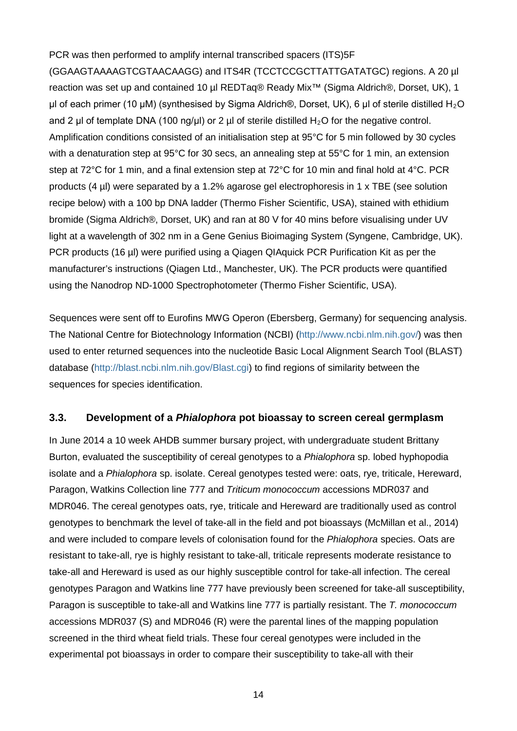PCR was then performed to amplify internal transcribed spacers (ITS)5F (GGAAGTAAAAGTCGTAACAAGG) and ITS4R (TCCTCCGCTTATTGATATGC) regions. A 20 µl reaction was set up and contained 10 µl REDTaq® Ready Mix™ (Sigma Aldrich®, Dorset, UK), 1 µl of each primer (10 µM) (synthesised by Sigma Aldrich®, Dorset, UK), 6 µl of sterile distilled $H_2O$ and 2 µl of template DNA (100 ng/µl) or 2 µl of sterile distilled $H_2O$ for the negative control. Amplification conditions consisted of an initialisation step at 95°C for 5 min followed by 30 cycles with a denaturation step at 95°C for 30 secs, an annealing step at 55°C for 1 min, an extension step at 72°C for 1 min, and a final extension step at 72°C for 10 min and final hold at 4°C. PCR products (4 µl) were separated by a 1.2% agarose gel electrophoresis in 1 x TBE (see solution recipe below) with a 100 bp DNA ladder (Thermo Fisher Scientific, USA), stained with ethidium bromide (Sigma Aldrich®, Dorset, UK) and ran at 80 V for 40 mins before visualising under UV light at a wavelength of 302 nm in a Gene Genius Bioimaging System (Syngene, Cambridge, UK). PCR products (16 µl) were purified using a Qiagen QIAquick PCR Purification Kit as per the manufacturer's instructions (Qiagen Ltd., Manchester, UK). The PCR products were quantified using the Nanodrop ND-1000 Spectrophotometer (Thermo Fisher Scientific, USA).

Sequences were sent off to Eurofins MWG Operon (Ebersberg, Germany) for sequencing analysis. The National Centre for Biotechnology Information (NCBI) (http://www.ncbi.nlm.nih.gov/) was then used to enter returned sequences into the nucleotide Basic Local Alignment Search Tool (BLAST) database (http://blast.ncbi.nlm.nih.gov/Blast.cgi) to find regions of similarity between the sequences for species identification.

### 3.3. Development of a *Phialophora* pot bioassay to screen cereal germplasm

In June 2014 a 10 week AHDB summer bursary project, with undergraduate student Brittany Burton, evaluated the susceptibility of cereal genotypes to a *Phialophora* sp. lobed hyphopodia isolate and a *Phialophora* sp. isolate. Cereal genotypes tested were: oats, rye, triticale, Hereward, Paragon, Watkins Collection line 777 and *Triticum monococcum* accessions MDR037 and MDR046. The cereal genotypes oats, rye, triticale and Hereward are traditionally used as control genotypes to benchmark the level of take-all in the field and pot bioassays (McMillan et al., 2014) and were included to compare levels of colonisation found for the *Phialophora* species. Oats are resistant to take-all, rye is highly resistant to take-all, triticale represents moderate resistance to take-all and Hereward is used as our highly susceptible control for take-all infection. The cereal genotypes Paragon and Watkins line 777 have previously been screened for take-all susceptibility, Paragon is susceptible to take-all and Watkins line 777 is partially resistant. The *T. monococcum* accessions MDR037 (S) and MDR046 (R) were the parental lines of the mapping population screened in the third wheat field trials. These four cereal genotypes were included in the experimental pot bioassays in order to compare their susceptibility to take-all with their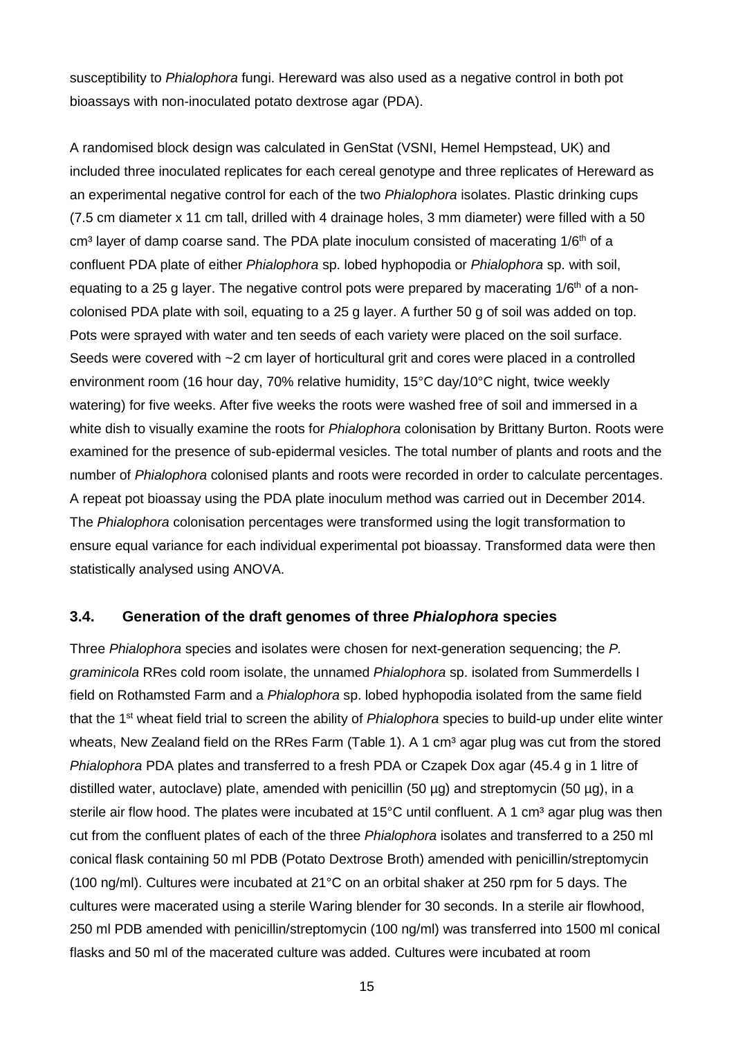susceptibility to *Phialophora* fungi. Hereward was also used as a negative control in both pot bioassays with non-inoculated potato dextrose agar (PDA).

A randomised block design was calculated in GenStat (VSNI, Hemel Hempstead, UK) and included three inoculated replicates for each cereal genotype and three replicates of Hereward as an experimental negative control for each of the two *Phialophora* isolates. Plastic drinking cups (7.5 cm diameter x 11 cm tall, drilled with 4 drainage holes, 3 mm diameter) were filled with a 50 $cm^3$ layer of damp coarse sand. The PDA plate inoculum consisted of macerating $1/6^{th}$ of a confluent PDA plate of either *Phialophora* sp. lobed hyphopodia or *Phialophora* sp. with soil, equating to a 25 g layer. The negative control pots were prepared by macerating $1/6^{th}$ of a non-colonised PDA plate with soil, equating to a 25 g layer. A further 50 g of soil was added on top. Pots were sprayed with water and ten seeds of each variety were placed on the soil surface. Seeds were covered with ~2 cm layer of horticultural grit and cores were placed in a controlled environment room (16 hour day, 70% relative humidity, 15°C day/10°C night, twice weekly watering) for five weeks. After five weeks the roots were washed free of soil and immersed in a white dish to visually examine the roots for *Phialophora* colonisation by Brittany Burton. Roots were examined for the presence of sub-epidermal vesicles. The total number of plants and roots and the number of *Phialophora* colonised plants and roots were recorded in order to calculate percentages. A repeat pot bioassay using the PDA plate inoculum method was carried out in December 2014. The *Phialophora* colonisation percentages were transformed using the logit transformation to ensure equal variance for each individual experimental pot bioassay. Transformed data were then statistically analysed using ANOVA.

### 3.4. Generation of the draft genomes of three *Phialophora* species

Three *Phialophora* species and isolates were chosen for next-generation sequencing; the *P. graminicola* RRes cold room isolate, the unnamed *Phialophora* sp. isolated from Summerdells I field on Rothamsted Farm and a *Phialophora* sp. lobed hyphopodia isolated from the same field that the 1st wheat field trial to screen the ability of *Phialophora* species to build-up under elite winter wheats, New Zealand field on the RRes Farm (Table 1). A 1 $cm^3$ agar plug was cut from the stored *Phialophora* PDA plates and transferred to a fresh PDA or Czapek Dox agar (45.4 g in 1 litre of distilled water, autoclave) plate, amended with penicillin (50 µg) and streptomycin (50 µg), in a sterile air flow hood. The plates were incubated at 15°C until confluent. A 1 $cm^3$ agar plug was then cut from the confluent plates of each of the three *Phialophora* isolates and transferred to a 250 ml conical flask containing 50 ml PDB (Potato Dextrose Broth) amended with penicillin/streptomycin (100 ng/ml). Cultures were incubated at 21°C on an orbital shaker at 250 rpm for 5 days. The cultures were macerated using a sterile Waring blender for 30 seconds. In a sterile air flowhood, 250 ml PDB amended with penicillin/streptomycin (100 ng/ml) was transferred into 1500 ml conical flasks and 50 ml of the macerated culture was added. Cultures were incubated at room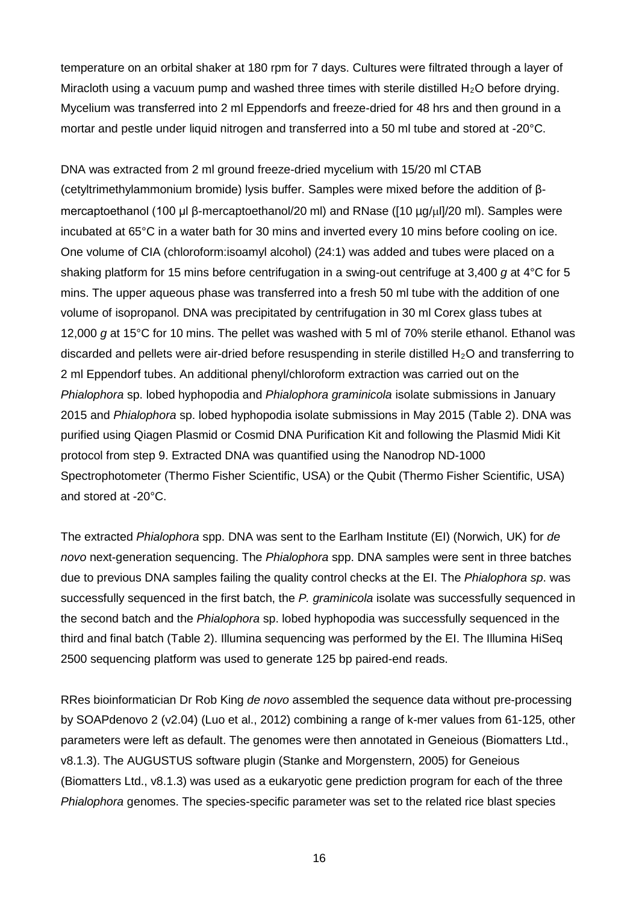temperature on an orbital shaker at 180 rpm for 7 days. Cultures were filtrated through a layer of Miracloth using a vacuum pump and washed three times with sterile distilled $H_2O$ before drying. Mycelium was transferred into 2 ml Eppendorfs and freeze-dried for 48 hrs and then ground in a mortar and pestle under liquid nitrogen and transferred into a 50 ml tube and stored at -20°C.

DNA was extracted from 2 ml ground freeze-dried mycelium with 15/20 ml CTAB (cetyltrimethylammonium bromide) lysis buffer. Samples were mixed before the addition of β-mercaptoethanol (100 µl β-mercaptoethanol/20 ml) and RNase ([10 µg/µl]/20 ml). Samples were incubated at 65°C in a water bath for 30 mins and inverted every 10 mins before cooling on ice. One volume of CIA (chloroform:isoamyl alcohol) (24:1) was added and tubes were placed on a shaking platform for 15 mins before centrifugation in a swing-out centrifuge at 3,400 *g* at 4°C for 5 mins. The upper aqueous phase was transferred into a fresh 50 ml tube with the addition of one volume of isopropanol. DNA was precipitated by centrifugation in 30 ml Corex glass tubes at 12,000 *g* at 15°C for 10 mins. The pellet was washed with 5 ml of 70% sterile ethanol. Ethanol was discarded and pellets were air-dried before resuspending in sterile distilled $H_2O$ and transferring to 2 ml Eppendorf tubes. An additional phenyl/chloroform extraction was carried out on the *Phialophora* sp. lobed hyphopodia and *Phialophora graminicola* isolate submissions in January 2015 and *Phialophora* sp. lobed hyphopodia isolate submissions in May 2015 (Table 2). DNA was purified using Qiagen Plasmid or Cosmid DNA Purification Kit and following the Plasmid Midi Kit protocol from step 9. Extracted DNA was quantified using the Nanodrop ND-1000 Spectrophotometer (Thermo Fisher Scientific, USA) or the Qubit (Thermo Fisher Scientific, USA) and stored at -20°C.

The extracted *Phialophora* spp. DNA was sent to the Earlham Institute (EI) (Norwich, UK) for *de novo* next-generation sequencing. The *Phialophora* spp. DNA samples were sent in three batches due to previous DNA samples failing the quality control checks at the EI. The *Phialophora sp*. was successfully sequenced in the first batch, the *P. graminicola* isolate was successfully sequenced in the second batch and the *Phialophora* sp. lobed hyphopodia was successfully sequenced in the third and final batch (Table 2). Illumina sequencing was performed by the EI. The Illumina HiSeq 2500 sequencing platform was used to generate 125 bp paired-end reads.

RRes bioinformatician Dr Rob King *de novo* assembled the sequence data without pre-processing by SOAPdenovo 2 (v2.04) (Luo et al., 2012) combining a range of k-mer values from 61-125, other parameters were left as default. The genomes were then annotated in Geneious (Biomatters Ltd., v8.1.3). The AUGUSTUS software plugin (Stanke and Morgenstern, 2005) for Geneious (Biomatters Ltd., v8.1.3) was used as a eukaryotic gene prediction program for each of the three *Phialophora* genomes. The species-specific parameter was set to the related rice blast species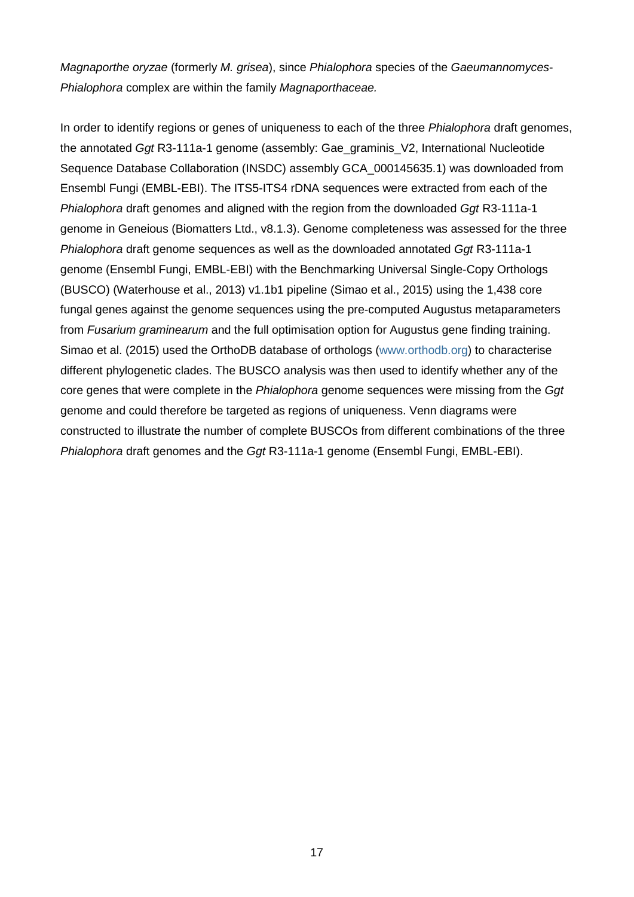*Magnaporthe oryzae* (formerly *M. grisea*), since *Phialophora* species of the *Gaeumannomyces-Phialophora* complex are within the family *Magnaporthaceae.*

In order to identify regions or genes of uniqueness to each of the three *Phialophora* draft genomes, the annotated *Ggt* R3-111a-1 genome (assembly: Gae_graminis_V2, International Nucleotide Sequence Database Collaboration (INSDC) assembly GCA_000145635.1) was downloaded from Ensembl Fungi (EMBL-EBI). The ITS5-ITS4 rDNA sequences were extracted from each of the *Phialophora* draft genomes and aligned with the region from the downloaded *Ggt* R3-111a-1 genome in Geneious (Biomatters Ltd., v8.1.3). Genome completeness was assessed for the three *Phialophora* draft genome sequences as well as the downloaded annotated *Ggt* R3-111a-1 genome (Ensembl Fungi, EMBL-EBI) with the Benchmarking Universal Single-Copy Orthologs (BUSCO) (Waterhouse et al., 2013) v1.1b1 pipeline (Simao et al., 2015) using the 1,438 core fungal genes against the genome sequences using the pre-computed Augustus metaparameters from *Fusarium graminearum* and the full optimisation option for Augustus gene finding training. Simao et al. (2015) used the OrthoDB database of orthologs (www.orthodb.org) to characterise different phylogenetic clades. The BUSCO analysis was then used to identify whether any of the core genes that were complete in the *Phialophora* genome sequences were missing from the *Ggt* genome and could therefore be targeted as regions of uniqueness. Venn diagrams were constructed to illustrate the number of complete BUSCOs from different combinations of the three *Phialophora* draft genomes and the *Ggt* R3-111a-1 genome (Ensembl Fungi, EMBL-EBI).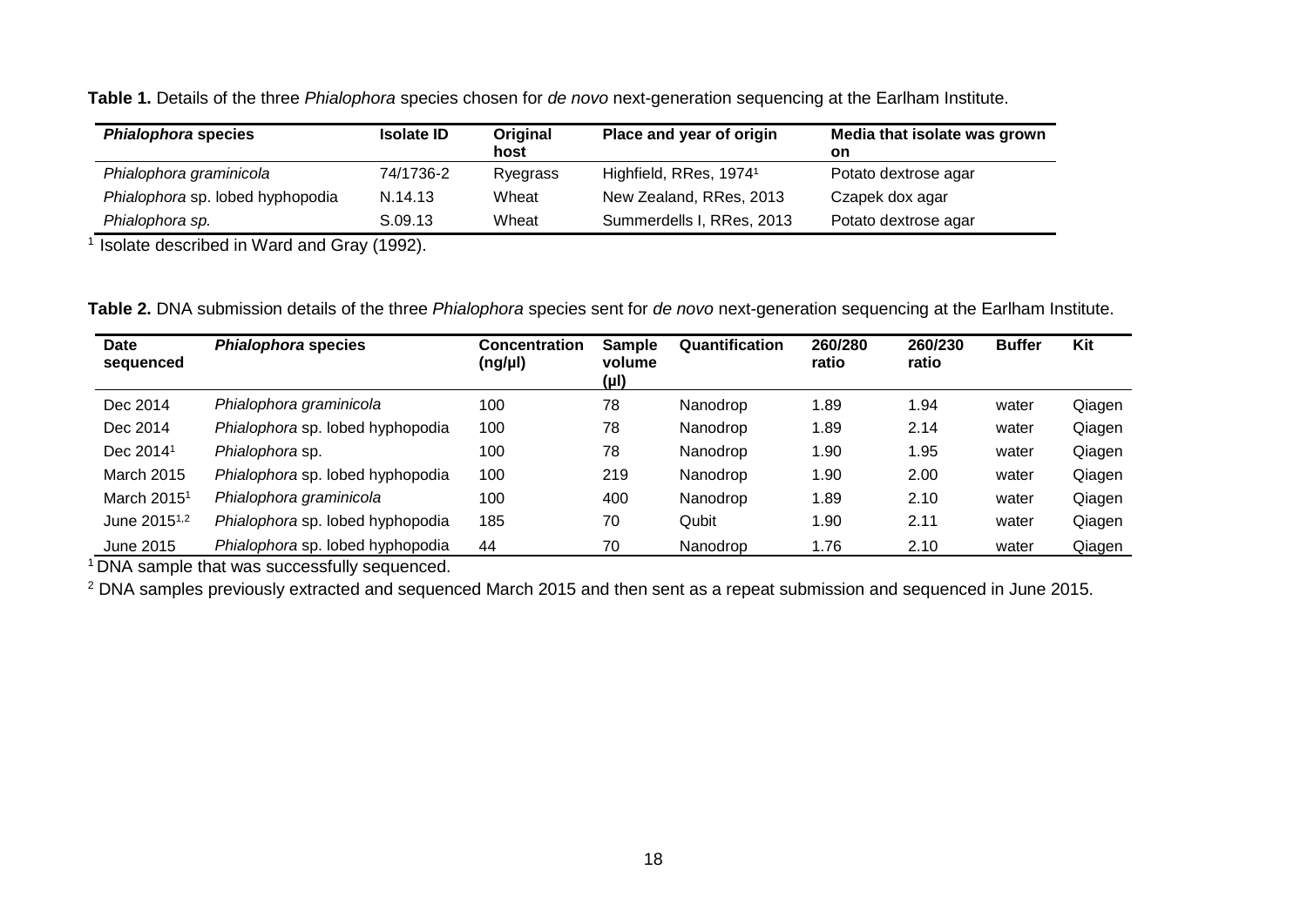**Table 1.** Details of the three *Phialophora* species chosen for *de novo* next-generation sequencing at the Earlham Institute.

| *Phialophora* species | Isolate ID | Original host | Place and year of origin | Media that isolate was grown on |
|---|---|---|---|---|
| *Phialophora graminicola* | 74/1736-2 | Ryegrass | Highfield, RRes, 1974[1] | Potato dextrose agar |
| *Phialophora* sp. lobed hyphopodia | N.14.13 | Wheat | New Zealand, RRes, 2013 | Czapek dox agar |
| *Phialophora sp.* | S.09.13 | Wheat | Summerdells I, RRes, 2013 | Potato dextrose agar |

[1] Isolate described in Ward and Gray (1992).

**Table 2.** DNA submission details of the three *Phialophora* species sent for *de novo* next-generation sequencing at the Earlham Institute.

| Date sequenced | *Phialophora* species | Concentration (ng/µl) | Sample volume (µl) | Quantification | 260/280 ratio | 260/230 ratio | Buffer | Kit |
|---|---|---|---|---|---|---|---|---|
| Dec 2014 | *Phialophora graminicola* | 100 | 78 | Nanodrop | 1.89 | 1.94 | water | Qiagen |
| Dec 2014 | *Phialophora* sp. lobed hyphopodia | 100 | 78 | Nanodrop | 1.89 | 2.14 | water | Qiagen |
| Dec 2014[1] | *Phialophora* sp. | 100 | 78 | Nanodrop | 1.90 | 1.95 | water | Qiagen |
| March 2015 | *Phialophora* sp. lobed hyphopodia | 100 | 219 | Nanodrop | 1.90 | 2.00 | water | Qiagen |
| March 2015[1] | *Phialophora graminicola* | 100 | 400 | Nanodrop | 1.89 | 2.10 | water | Qiagen |
| June 2015[1,2] | *Phialophora* sp. lobed hyphopodia | 185 | 70 | Qubit | 1.90 | 2.11 | water | Qiagen |
| June 2015 | *Phialophora* sp. lobed hyphopodia | 44 | 70 | Nanodrop | 1.76 | 2.10 | water | Qiagen |

[1] DNA sample that was successfully sequenced.

[2] DNA samples previously extracted and sequenced March 2015 and then sent as a repeat submission and sequenced in June 2015.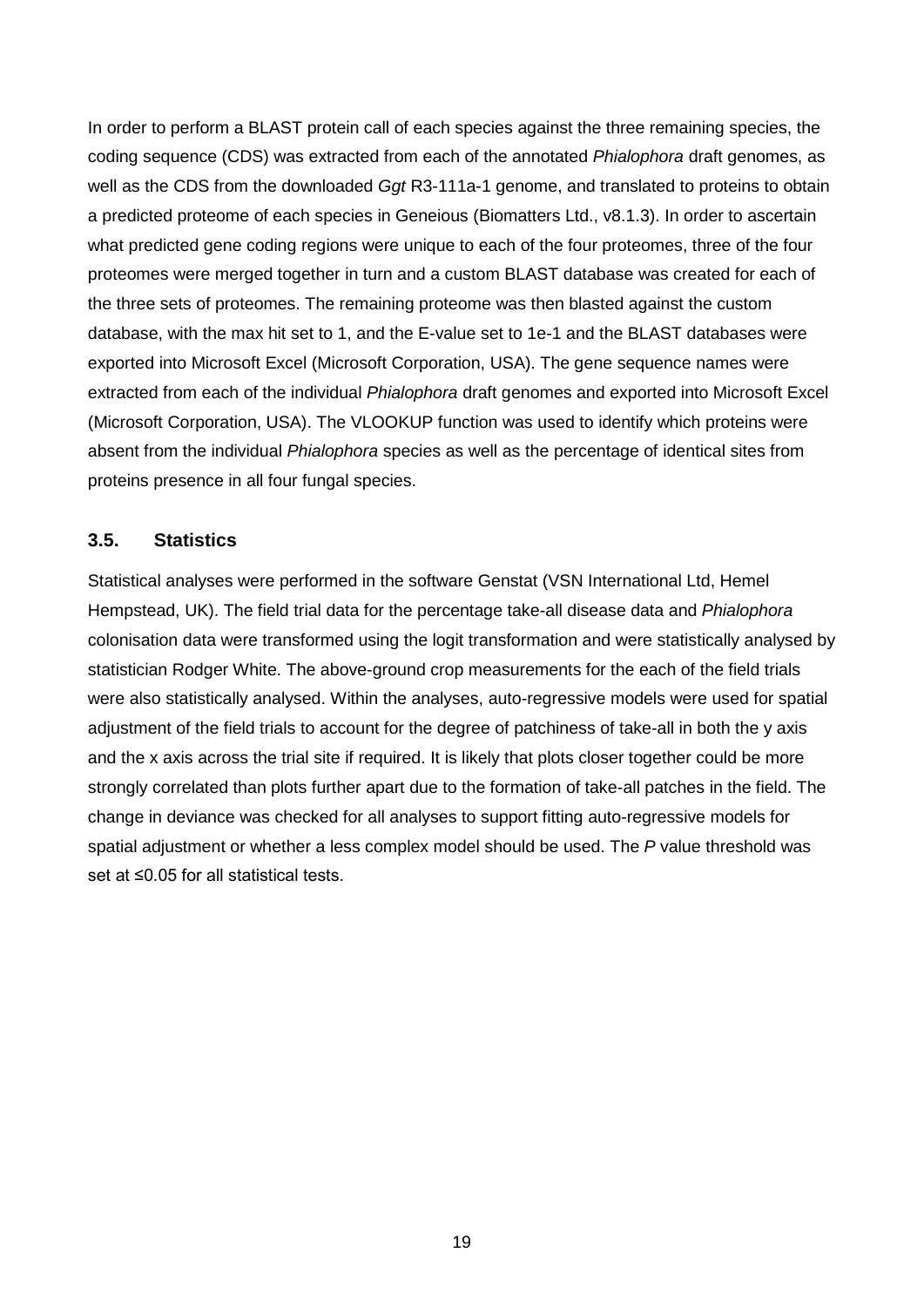In order to perform a BLAST protein call of each species against the three remaining species, the coding sequence (CDS) was extracted from each of the annotated *Phialophora* draft genomes, as well as the CDS from the downloaded *Ggt* R3-111a-1 genome, and translated to proteins to obtain a predicted proteome of each species in Geneious (Biomatters Ltd., v8.1.3). In order to ascertain what predicted gene coding regions were unique to each of the four proteomes, three of the four proteomes were merged together in turn and a custom BLAST database was created for each of the three sets of proteomes. The remaining proteome was then blasted against the custom database, with the max hit set to 1, and the E-value set to 1e-1 and the BLAST databases were exported into Microsoft Excel (Microsoft Corporation, USA). The gene sequence names were extracted from each of the individual *Phialophora* draft genomes and exported into Microsoft Excel (Microsoft Corporation, USA). The VLOOKUP function was used to identify which proteins were absent from the individual *Phialophora* species as well as the percentage of identical sites from proteins presence in all four fungal species.

### 3.5. Statistics

Statistical analyses were performed in the software Genstat (VSN International Ltd, Hemel Hempstead, UK). The field trial data for the percentage take-all disease data and *Phialophora* colonisation data were transformed using the logit transformation and were statistically analysed by statistician Rodger White. The above-ground crop measurements for the each of the field trials were also statistically analysed. Within the analyses, auto-regressive models were used for spatial adjustment of the field trials to account for the degree of patchiness of take-all in both the y axis and the x axis across the trial site if required. It is likely that plots closer together could be more strongly correlated than plots further apart due to the formation of take-all patches in the field. The change in deviance was checked for all analyses to support fitting auto-regressive models for spatial adjustment or whether a less complex model should be used. The *P* value threshold was set at ≤0.05 for all statistical tests.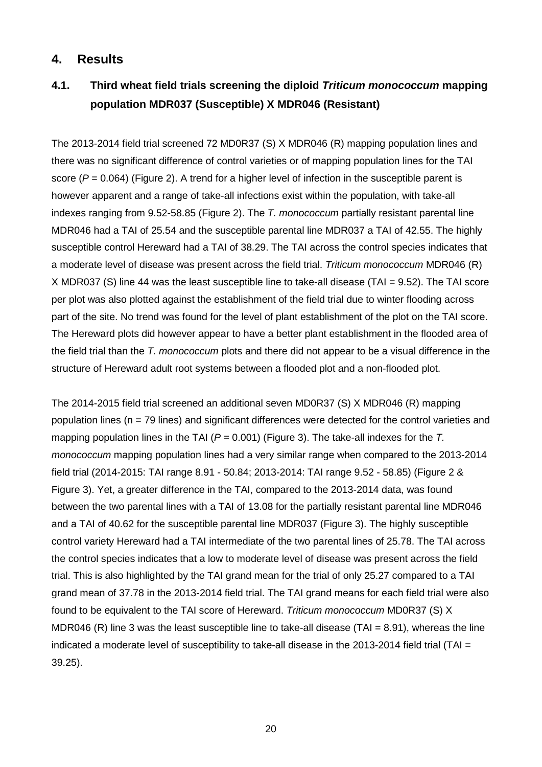## 4. Results

### 4.1. Third wheat field trials screening the diploid *Triticum monococcum* mapping population MDR037 (Susceptible) X MDR046 (Resistant)

The 2013-2014 field trial screened 72 MD0R37 (S) X MDR046 (R) mapping population lines and there was no significant difference of control varieties or of mapping population lines for the TAI score ($P = 0.064$) (Figure 2). A trend for a higher level of infection in the susceptible parent is however apparent and a range of take-all infections exist within the population, with take-all indexes ranging from 9.52-58.85 (Figure 2). The *T. monococcum* partially resistant parental line MDR046 had a TAI of 25.54 and the susceptible parental line MDR037 a TAI of 42.55. The highly susceptible control Hereward had a TAI of 38.29. The TAI across the control species indicates that a moderate level of disease was present across the field trial. *Triticum monococcum* MDR046 (R) X MDR037 (S) line 44 was the least susceptible line to take-all disease (TAI = 9.52). The TAI score per plot was also plotted against the establishment of the field trial due to winter flooding across part of the site. No trend was found for the level of plant establishment of the plot on the TAI score. The Hereward plots did however appear to have a better plant establishment in the flooded area of the field trial than the *T. monococcum* plots and there did not appear to be a visual difference in the structure of Hereward adult root systems between a flooded plot and a non-flooded plot.

The 2014-2015 field trial screened an additional seven MD0R37 (S) X MDR046 (R) mapping population lines (n = 79 lines) and significant differences were detected for the control varieties and mapping population lines in the TAI ($P = 0.001$) (Figure 3). The take-all indexes for the *T. monococcum* mapping population lines had a very similar range when compared to the 2013-2014 field trial (2014-2015: TAI range 8.91 - 50.84; 2013-2014: TAI range 9.52 - 58.85) (Figure 2 & Figure 3). Yet, a greater difference in the TAI, compared to the 2013-2014 data, was found between the two parental lines with a TAI of 13.08 for the partially resistant parental line MDR046 and a TAI of 40.62 for the susceptible parental line MDR037 (Figure 3). The highly susceptible control variety Hereward had a TAI intermediate of the two parental lines of 25.78. The TAI across the control species indicates that a low to moderate level of disease was present across the field trial. This is also highlighted by the TAI grand mean for the trial of only 25.27 compared to a TAI grand mean of 37.78 in the 2013-2014 field trial. The TAI grand means for each field trial were also found to be equivalent to the TAI score of Hereward. *Triticum monococcum* MD0R37 (S) X MDR046 (R) line 3 was the least susceptible line to take-all disease (TAI = 8.91), whereas the line indicated a moderate level of susceptibility to take-all disease in the 2013-2014 field trial (TAI = 39.25).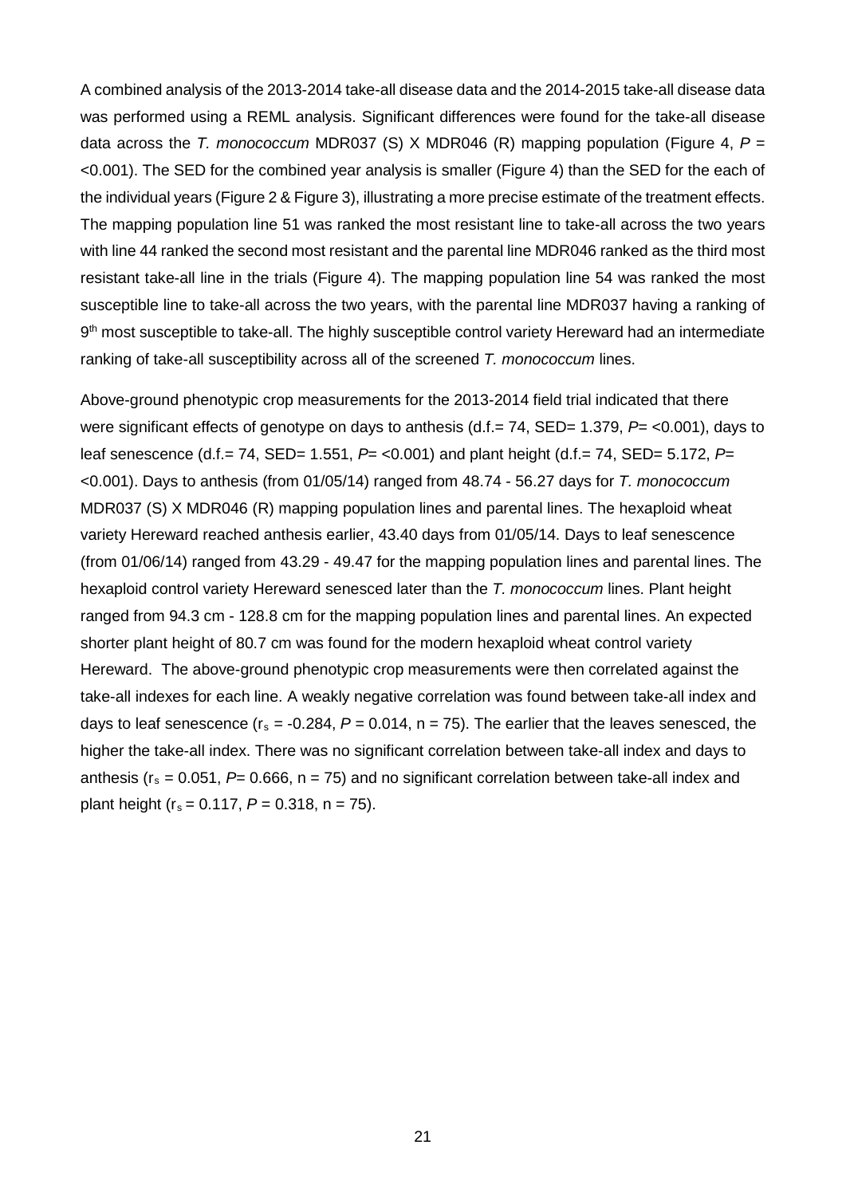A combined analysis of the 2013-2014 take-all disease data and the 2014-2015 take-all disease data was performed using a REML analysis. Significant differences were found for the take-all disease data across the *T. monococcum* MDR037 (S) X MDR046 (R) mapping population (Figure 4, $P$ = <0.001). The SED for the combined year analysis is smaller (Figure 4) than the SED for the each of the individual years (Figure 2 & Figure 3), illustrating a more precise estimate of the treatment effects. The mapping population line 51 was ranked the most resistant line to take-all across the two years with line 44 ranked the second most resistant and the parental line MDR046 ranked as the third most resistant take-all line in the trials (Figure 4). The mapping population line 54 was ranked the most susceptible line to take-all across the two years, with the parental line MDR037 having a ranking of 9$^{th}$ most susceptible to take-all. The highly susceptible control variety Hereward had an intermediate ranking of take-all susceptibility across all of the screened *T. monococcum* lines.

Above-ground phenotypic crop measurements for the 2013-2014 field trial indicated that there were significant effects of genotype on days to anthesis (d.f.= 74, SED= 1.379, $P$= <0.001), days to leaf senescence (d.f.= 74, SED= 1.551, $P$= <0.001) and plant height (d.f.= 74, SED= 5.172, $P$= <0.001). Days to anthesis (from 01/05/14) ranged from 48.74 - 56.27 days for *T. monococcum* MDR037 (S) X MDR046 (R) mapping population lines and parental lines. The hexaploid wheat variety Hereward reached anthesis earlier, 43.40 days from 01/05/14. Days to leaf senescence (from 01/06/14) ranged from 43.29 - 49.47 for the mapping population lines and parental lines. The hexaploid control variety Hereward senesced later than the *T. monococcum* lines. Plant height ranged from 94.3 cm - 128.8 cm for the mapping population lines and parental lines. An expected shorter plant height of 80.7 cm was found for the modern hexaploid wheat control variety Hereward. The above-ground phenotypic crop measurements were then correlated against the take-all indexes for each line. A weakly negative correlation was found between take-all index and days to leaf senescence ($r_s$ = -0.284, $P$ = 0.014, n = 75). The earlier that the leaves senesced, the higher the take-all index. There was no significant correlation between take-all index and days to anthesis ($r_s$ = 0.051, $P$= 0.666, n = 75) and no significant correlation between take-all index and plant height ($r_s$ = 0.117, $P$ = 0.318, n = 75).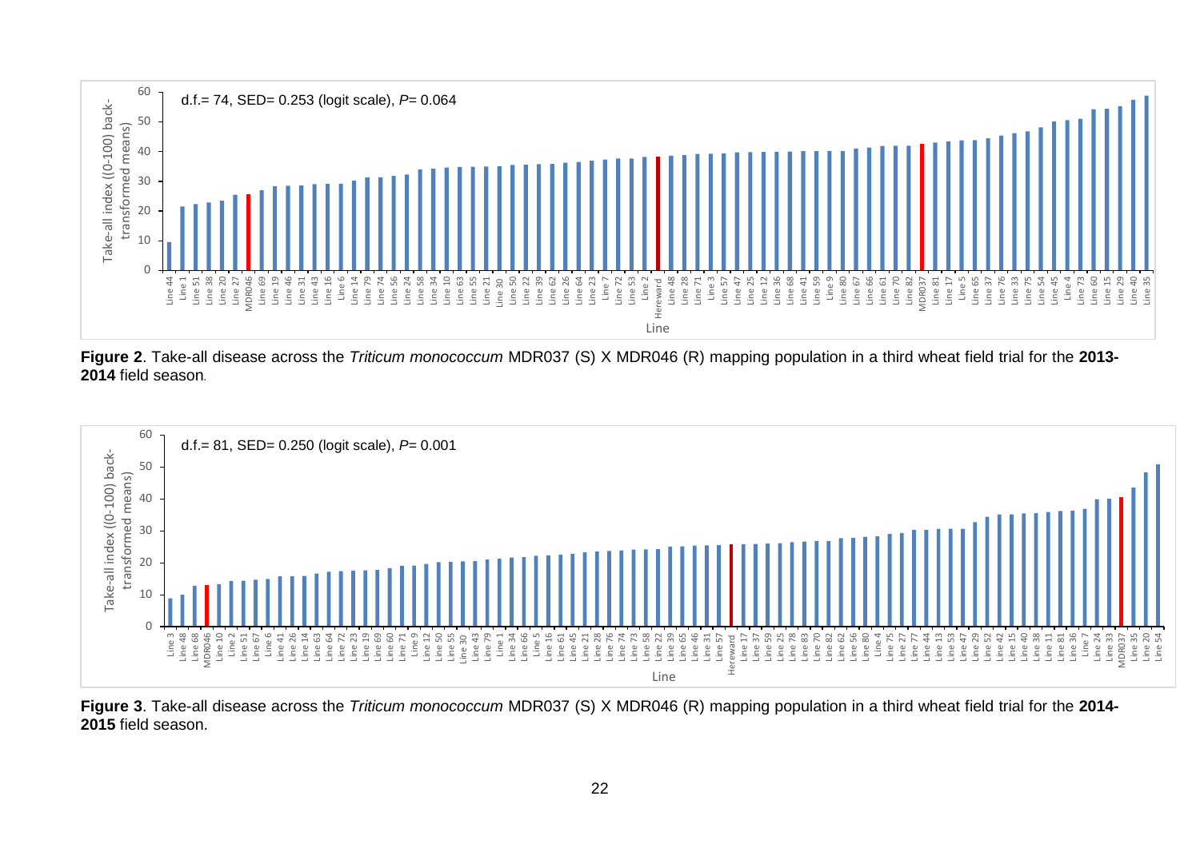d.f.= 74, SED= 0.253 (logit scale), $P$= 0.064

**Figure 2**. Take-all disease across the *Triticum monococcum* MDR037 (S) X MDR046 (R) mapping population in a third wheat field trial for the **2013-2014** field season.

d.f.= 81, SED= 0.250 (logit scale), $P$= 0.001

**Figure 3**. Take-all disease across the *Triticum monococcum* MDR037 (S) X MDR046 (R) mapping population in a third wheat field trial for the **2014-2015** field season.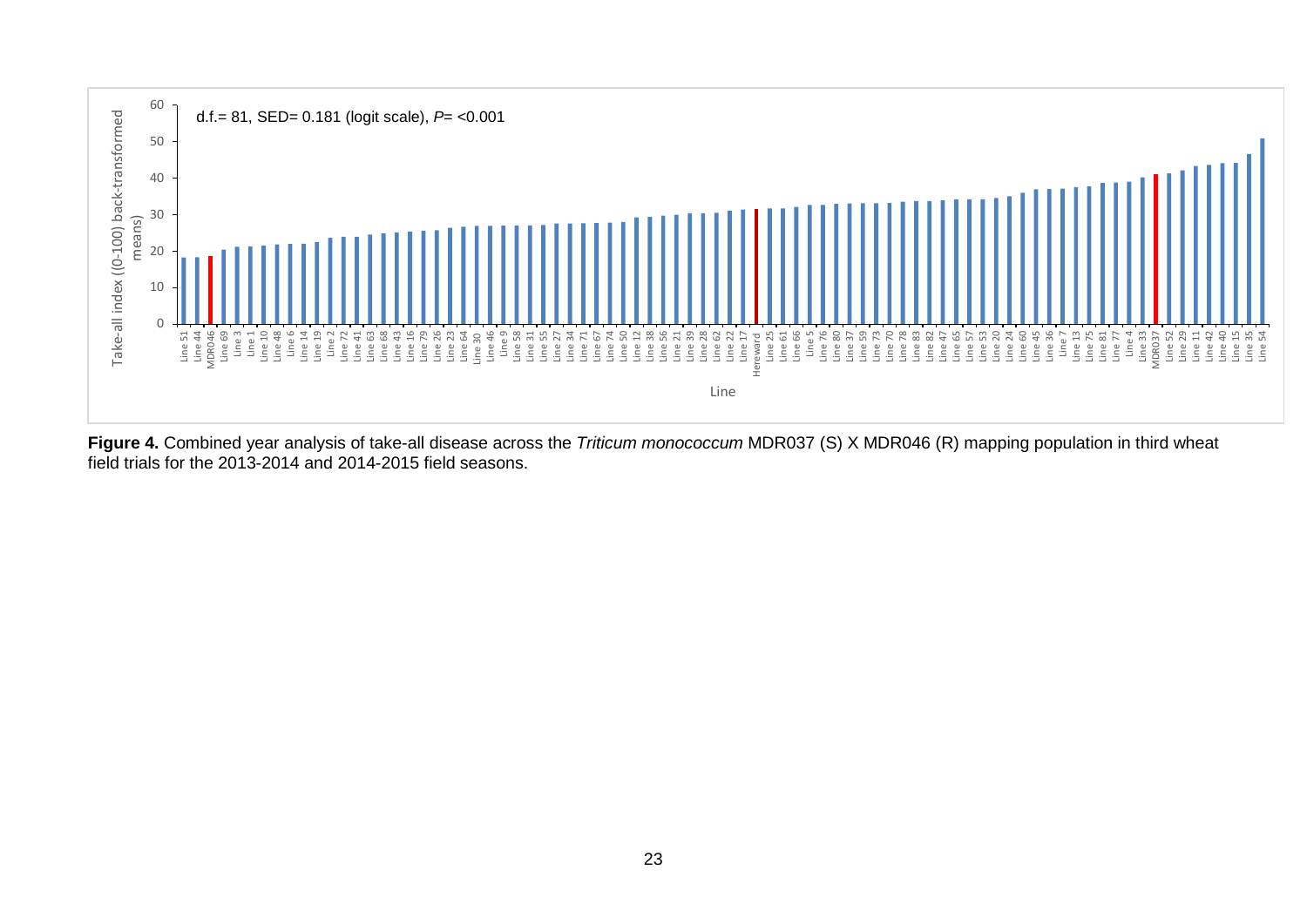**Figure 4.** Combined year analysis of take-all disease across the *Triticum monococcum* MDR037 (S) X MDR046 (R) mapping population in third wheat field trials for the 2013-2014 and 2014-2015 field seasons.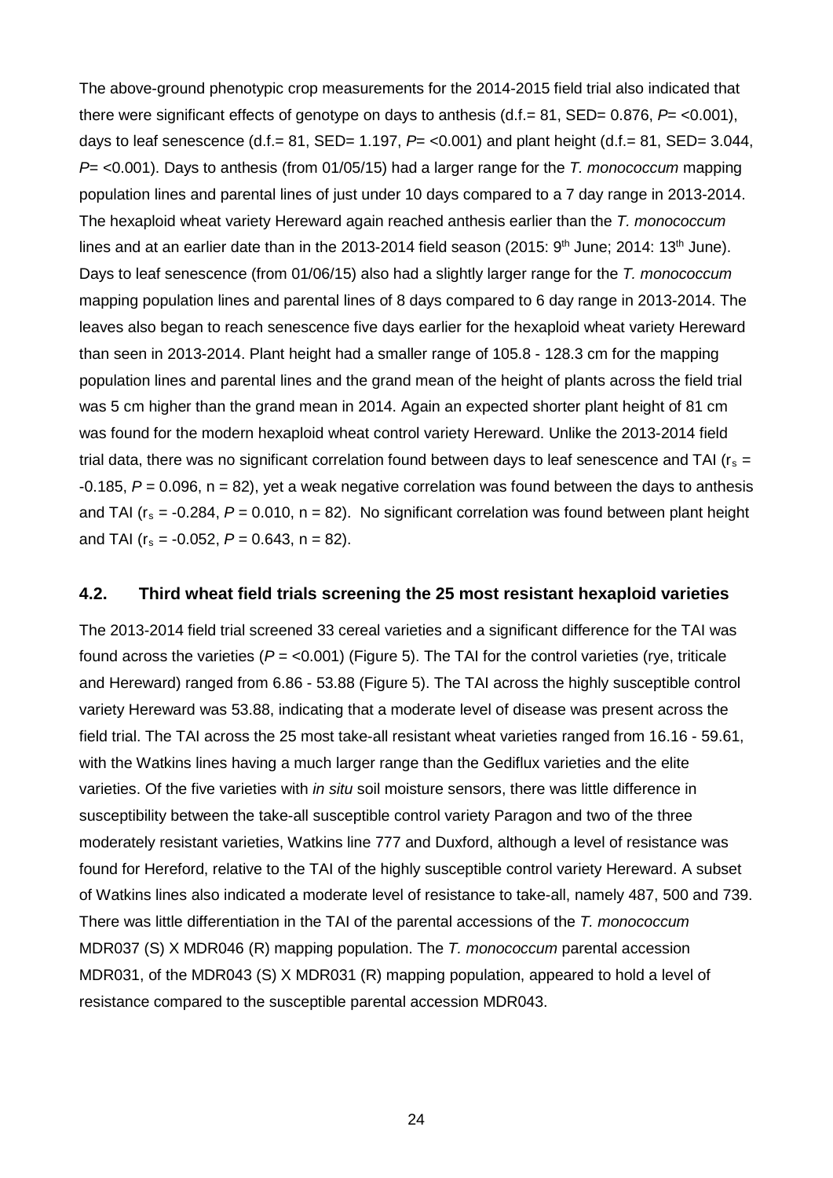The above-ground phenotypic crop measurements for the 2014-2015 field trial also indicated that there were significant effects of genotype on days to anthesis (d.f.= 81, SED= 0.876, $P$= <0.001), days to leaf senescence (d.f.= 81, SED= 1.197, $P$= <0.001) and plant height (d.f.= 81, SED= 3.044, $P$= <0.001). Days to anthesis (from 01/05/15) had a larger range for the *T. monococcum* mapping population lines and parental lines of just under 10 days compared to a 7 day range in 2013-2014. The hexaploid wheat variety Hereward again reached anthesis earlier than the *T. monococcum* lines and at an earlier date than in the 2013-2014 field season (2015: 9th June; 2014: 13th June). Days to leaf senescence (from 01/06/15) also had a slightly larger range for the *T. monococcum* mapping population lines and parental lines of 8 days compared to 6 day range in 2013-2014. The leaves also began to reach senescence five days earlier for the hexaploid wheat variety Hereward than seen in 2013-2014. Plant height had a smaller range of 105.8 - 128.3 cm for the mapping population lines and parental lines and the grand mean of the height of plants across the field trial was 5 cm higher than the grand mean in 2014. Again an expected shorter plant height of 81 cm was found for the modern hexaploid wheat control variety Hereward. Unlike the 2013-2014 field trial data, there was no significant correlation found between days to leaf senescence and TAI ($r_s$ = -0.185, $P$ = 0.096, n = 82), yet a weak negative correlation was found between the days to anthesis and TAI ($r_s$ = -0.284, $P$ = 0.010, n = 82). No significant correlation was found between plant height and TAI ($r_s$ = -0.052, $P$ = 0.643, n = 82).

## 4.2. Third wheat field trials screening the 25 most resistant hexaploid varieties

The 2013-2014 field trial screened 33 cereal varieties and a significant difference for the TAI was found across the varieties ($P$ = <0.001) (Figure 5). The TAI for the control varieties (rye, triticale and Hereward) ranged from 6.86 - 53.88 (Figure 5). The TAI across the highly susceptible control variety Hereward was 53.88, indicating that a moderate level of disease was present across the field trial. The TAI across the 25 most take-all resistant wheat varieties ranged from 16.16 - 59.61, with the Watkins lines having a much larger range than the Gediflux varieties and the elite varieties. Of the five varieties with *in situ* soil moisture sensors, there was little difference in susceptibility between the take-all susceptible control variety Paragon and two of the three moderately resistant varieties, Watkins line 777 and Duxford, although a level of resistance was found for Hereford, relative to the TAI of the highly susceptible control variety Hereward. A subset of Watkins lines also indicated a moderate level of resistance to take-all, namely 487, 500 and 739. There was little differentiation in the TAI of the parental accessions of the *T. monococcum* MDR037 (S) X MDR046 (R) mapping population. The *T. monococcum* parental accession MDR031, of the MDR043 (S) X MDR031 (R) mapping population, appeared to hold a level of resistance compared to the susceptible parental accession MDR043.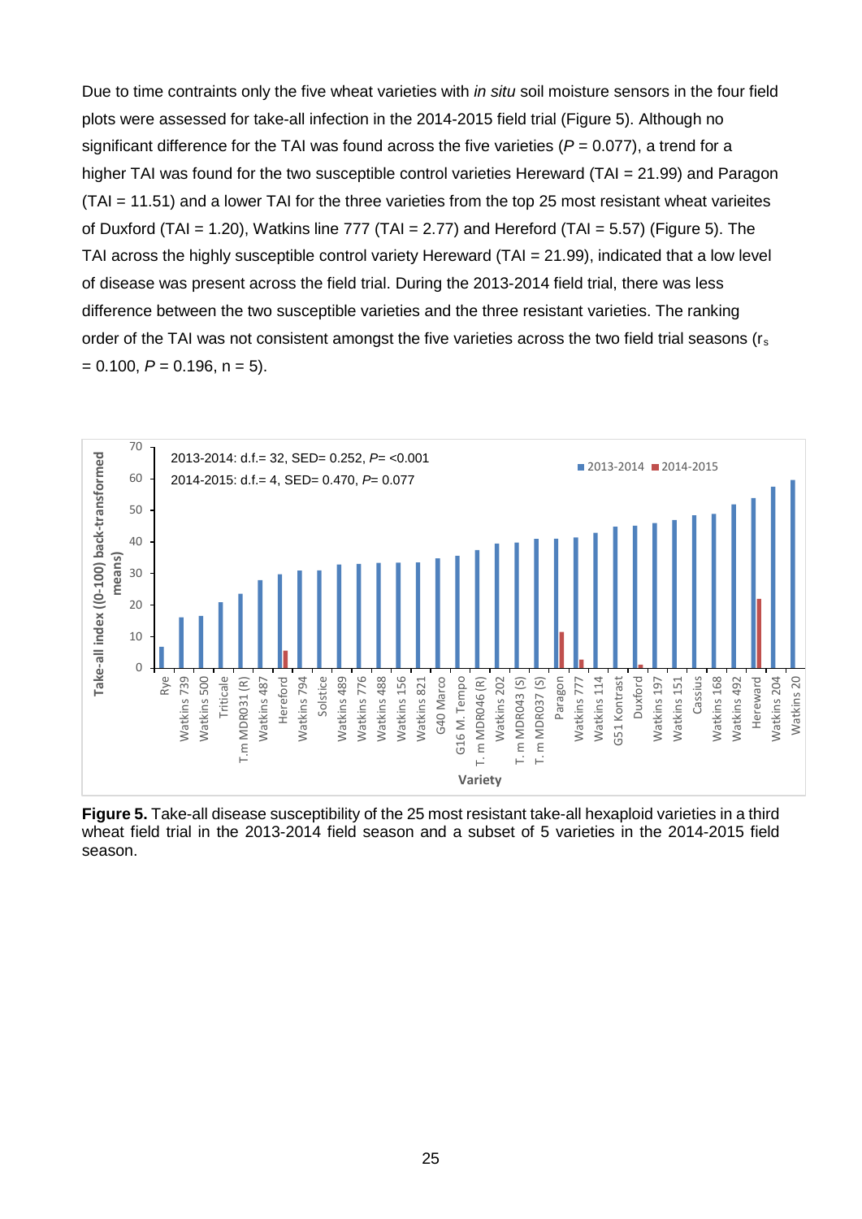Due to time contraints only the five wheat varieties with *in situ* soil moisture sensors in the four field plots were assessed for take-all infection in the 2014-2015 field trial (Figure 5). Although no significant difference for the TAI was found across the five varieties ($P$ = 0.077), a trend for a higher TAI was found for the two susceptible control varieties Hereward (TAI = 21.99) and Paragon (TAI = 11.51) and a lower TAI for the three varieties from the top 25 most resistant wheat varieites of Duxford (TAI = 1.20), Watkins line 777 (TAI = 2.77) and Hereford (TAI = 5.57) (Figure 5). The TAI across the highly susceptible control variety Hereward (TAI = 21.99), indicated that a low level of disease was present across the field trial. During the 2013-2014 field trial, there was less difference between the two susceptible varieties and the three resistant varieties. The ranking order of the TAI was not consistent amongst the five varieties across the two field trial seasons ($r_s$ = 0.100, $P$ = 0.196, n = 5).

**Figure 5.** Take-all disease susceptibility of the 25 most resistant take-all hexaploid varieties in a third wheat field trial in the 2013-2014 field season and a subset of 5 varieties in the 2014-2015 field season.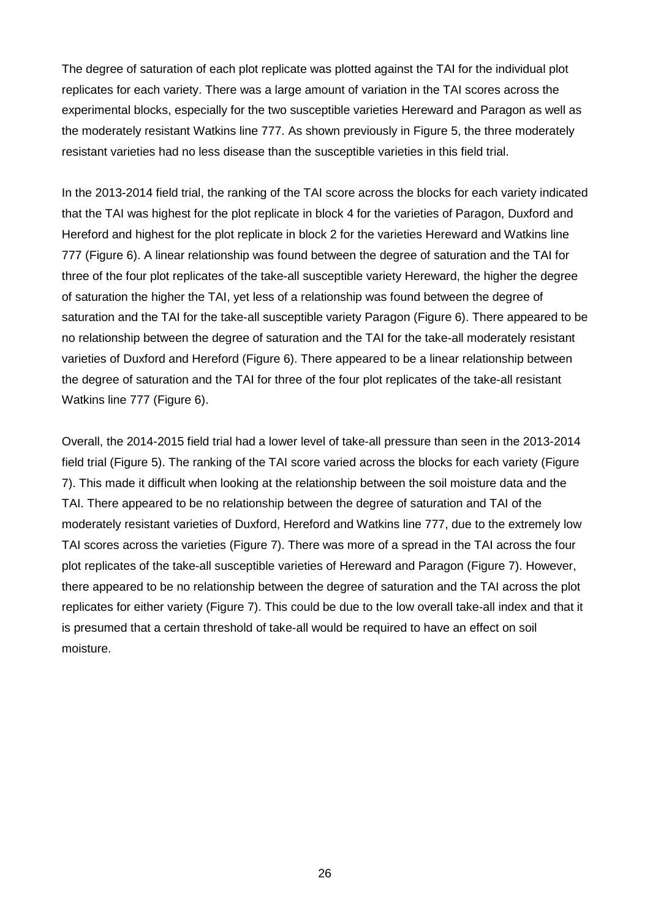The degree of saturation of each plot replicate was plotted against the TAI for the individual plot replicates for each variety. There was a large amount of variation in the TAI scores across the experimental blocks, especially for the two susceptible varieties Hereward and Paragon as well as the moderately resistant Watkins line 777. As shown previously in Figure 5, the three moderately resistant varieties had no less disease than the susceptible varieties in this field trial.

In the 2013-2014 field trial, the ranking of the TAI score across the blocks for each variety indicated that the TAI was highest for the plot replicate in block 4 for the varieties of Paragon, Duxford and Hereford and highest for the plot replicate in block 2 for the varieties Hereward and Watkins line 777 (Figure 6). A linear relationship was found between the degree of saturation and the TAI for three of the four plot replicates of the take-all susceptible variety Hereward, the higher the degree of saturation the higher the TAI, yet less of a relationship was found between the degree of saturation and the TAI for the take-all susceptible variety Paragon (Figure 6). There appeared to be no relationship between the degree of saturation and the TAI for the take-all moderately resistant varieties of Duxford and Hereford (Figure 6). There appeared to be a linear relationship between the degree of saturation and the TAI for three of the four plot replicates of the take-all resistant Watkins line 777 (Figure 6).

Overall, the 2014-2015 field trial had a lower level of take-all pressure than seen in the 2013-2014 field trial (Figure 5). The ranking of the TAI score varied across the blocks for each variety (Figure 7). This made it difficult when looking at the relationship between the soil moisture data and the TAI. There appeared to be no relationship between the degree of saturation and TAI of the moderately resistant varieties of Duxford, Hereford and Watkins line 777, due to the extremely low TAI scores across the varieties (Figure 7). There was more of a spread in the TAI across the four plot replicates of the take-all susceptible varieties of Hereward and Paragon (Figure 7). However, there appeared to be no relationship between the degree of saturation and the TAI across the plot replicates for either variety (Figure 7). This could be due to the low overall take-all index and that it is presumed that a certain threshold of take-all would be required to have an effect on soil moisture.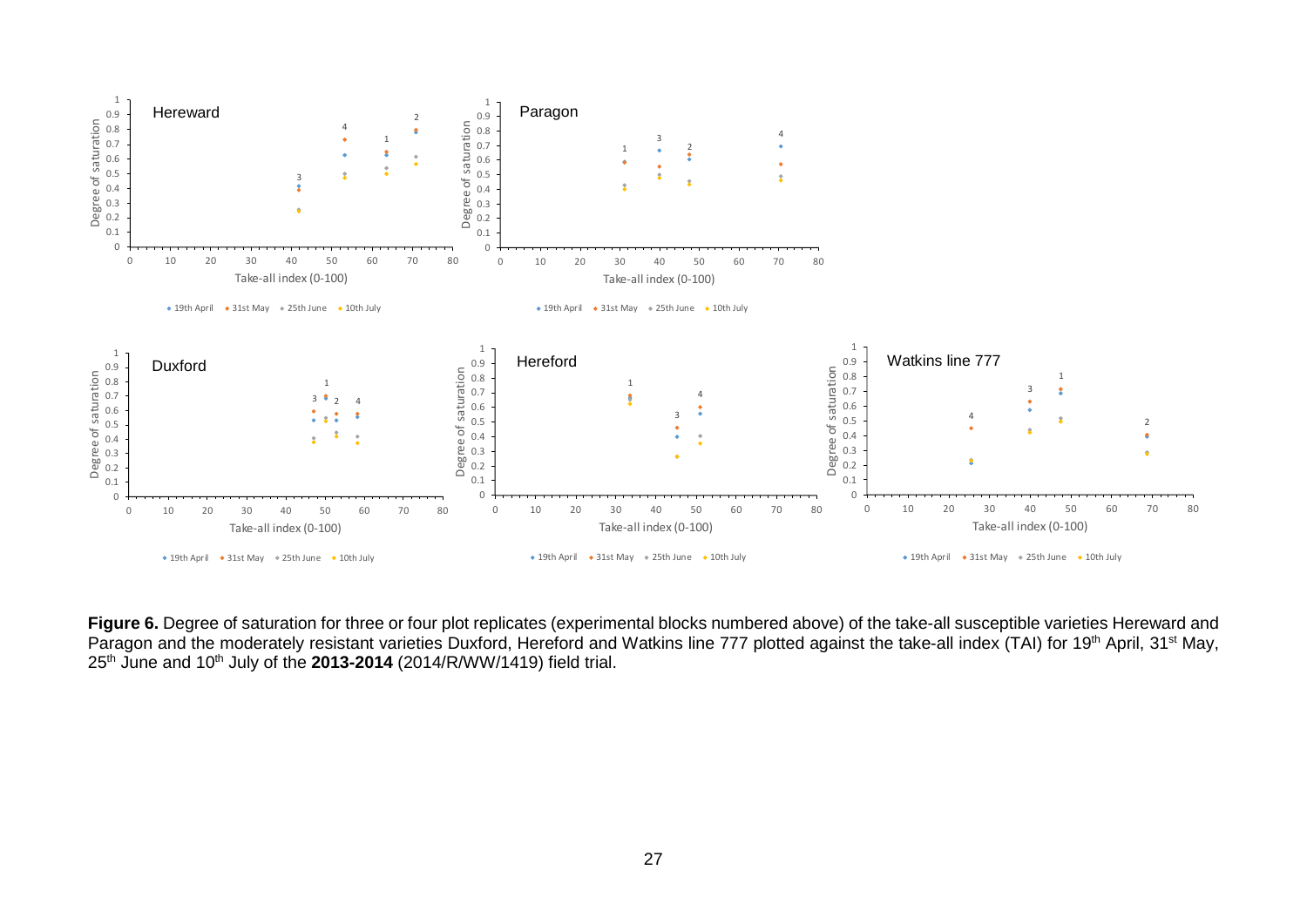**Figure 6.** Degree of saturation for three or four plot replicates (experimental blocks numbered above) of the take-all susceptible varieties Hereward and Paragon and the moderately resistant varieties Duxford, Hereford and Watkins line 777 plotted against the take-all index (TAI) for 19th April, 31st May, 25th June and 10th July of the **2013-2014** (2014/R/WW/1419) field trial.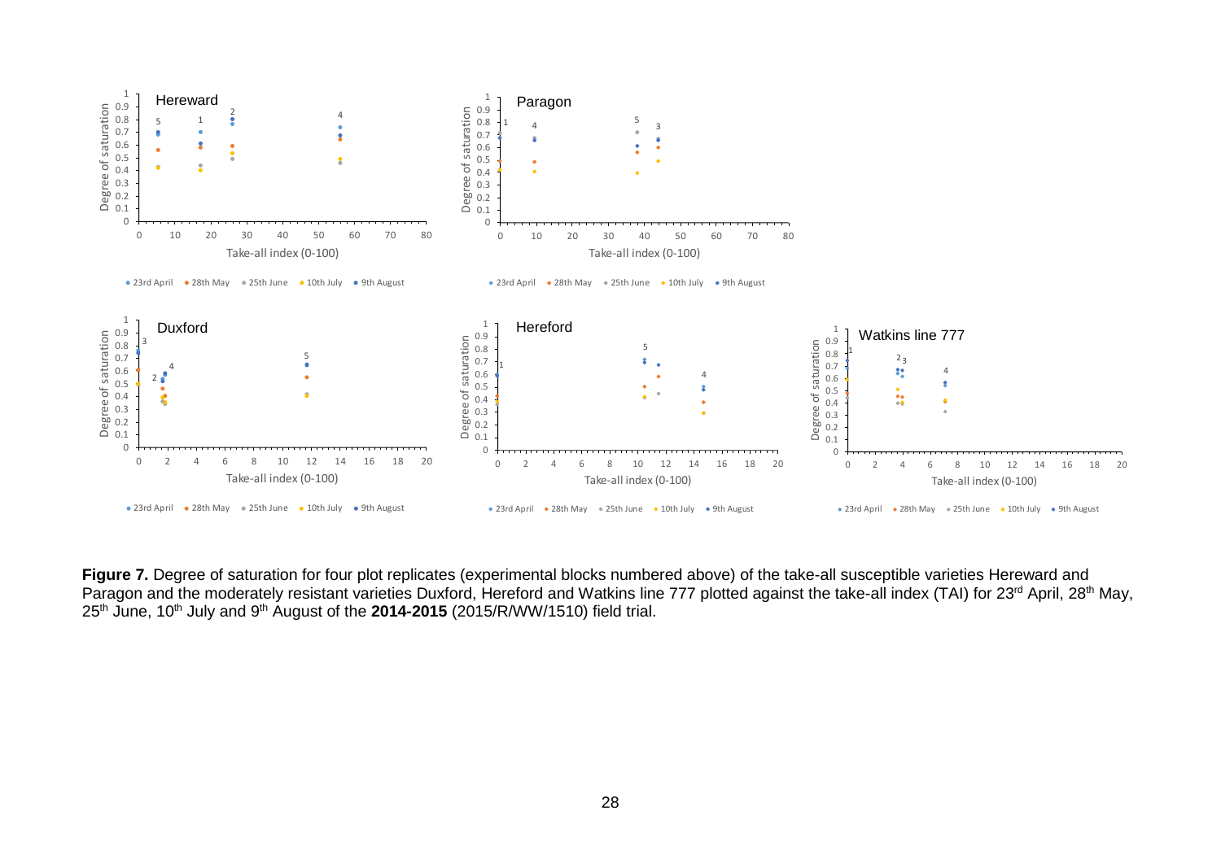**Figure 7.** Degree of saturation for four plot replicates (experimental blocks numbered above) of the take-all susceptible varieties Hereward and Paragon and the moderately resistant varieties Duxford, Hereford and Watkins line 777 plotted against the take-all index (TAI) for 23[rd] April, 28[th] May, 25[th] June, 10[th] July and 9[th] August of the **2014-2015** (2015/R/WW/1510) field trial.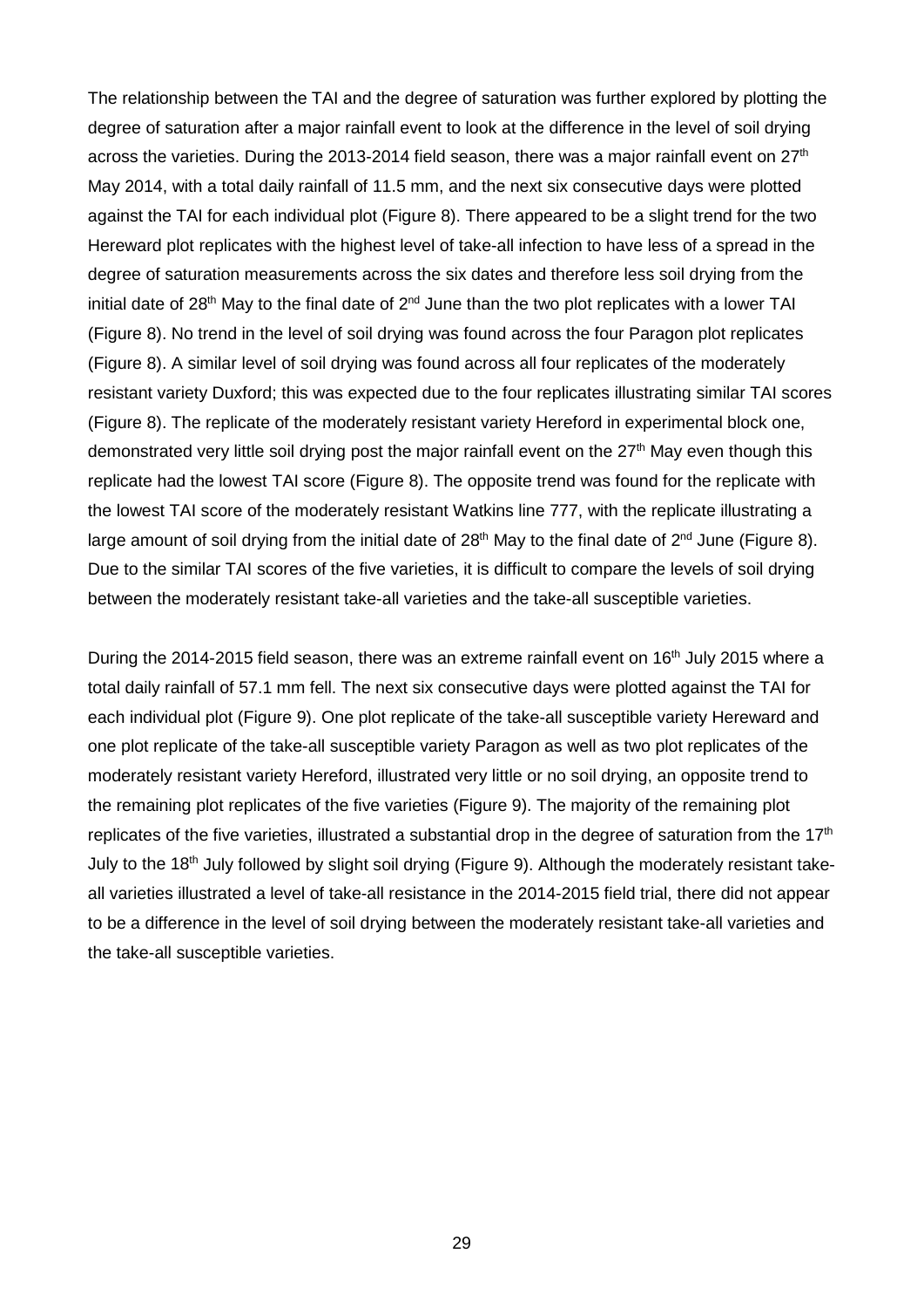The relationship between the TAI and the degree of saturation was further explored by plotting the degree of saturation after a major rainfall event to look at the difference in the level of soil drying across the varieties. During the 2013-2014 field season, there was a major rainfall event on 27$^{th}$ May 2014, with a total daily rainfall of 11.5 mm, and the next six consecutive days were plotted against the TAI for each individual plot (Figure 8). There appeared to be a slight trend for the two Hereward plot replicates with the highest level of take-all infection to have less of a spread in the degree of saturation measurements across the six dates and therefore less soil drying from the initial date of 28$^{th}$ May to the final date of 2$^{nd}$ June than the two plot replicates with a lower TAI (Figure 8). No trend in the level of soil drying was found across the four Paragon plot replicates (Figure 8). A similar level of soil drying was found across all four replicates of the moderately resistant variety Duxford; this was expected due to the four replicates illustrating similar TAI scores (Figure 8). The replicate of the moderately resistant variety Hereford in experimental block one, demonstrated very little soil drying post the major rainfall event on the 27$^{th}$ May even though this replicate had the lowest TAI score (Figure 8). The opposite trend was found for the replicate with the lowest TAI score of the moderately resistant Watkins line 777, with the replicate illustrating a large amount of soil drying from the initial date of 28$^{th}$ May to the final date of 2$^{nd}$ June (Figure 8). Due to the similar TAI scores of the five varieties, it is difficult to compare the levels of soil drying between the moderately resistant take-all varieties and the take-all susceptible varieties.

During the 2014-2015 field season, there was an extreme rainfall event on 16$^{th}$ July 2015 where a total daily rainfall of 57.1 mm fell. The next six consecutive days were plotted against the TAI for each individual plot (Figure 9). One plot replicate of the take-all susceptible variety Hereward and one plot replicate of the take-all susceptible variety Paragon as well as two plot replicates of the moderately resistant variety Hereford, illustrated very little or no soil drying, an opposite trend to the remaining plot replicates of the five varieties (Figure 9). The majority of the remaining plot replicates of the five varieties, illustrated a substantial drop in the degree of saturation from the 17$^{th}$ July to the 18$^{th}$ July followed by slight soil drying (Figure 9). Although the moderately resistant take-all varieties illustrated a level of take-all resistance in the 2014-2015 field trial, there did not appear to be a difference in the level of soil drying between the moderately resistant take-all varieties and the take-all susceptible varieties.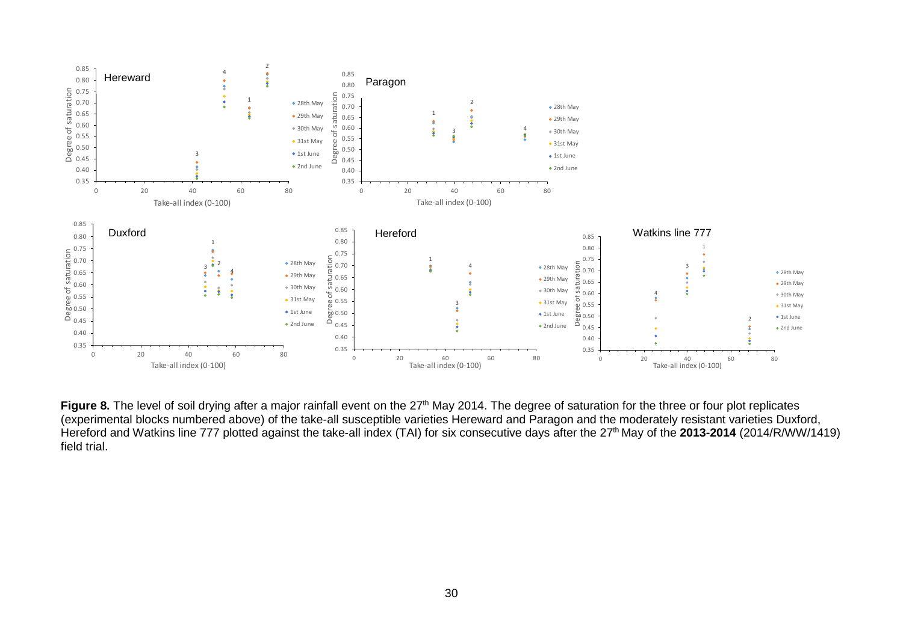**Figure 8.** The level of soil drying after a major rainfall event on the 27[th] May 2014. The degree of saturation for the three or four plot replicates (experimental blocks numbered above) of the take-all susceptible varieties Hereward and Paragon and the moderately resistant varieties Duxford, Hereford and Watkins line 777 plotted against the take-all index (TAI) for six consecutive days after the 27[th] May of the **2013-2014** (2014/R/WW/1419) field trial.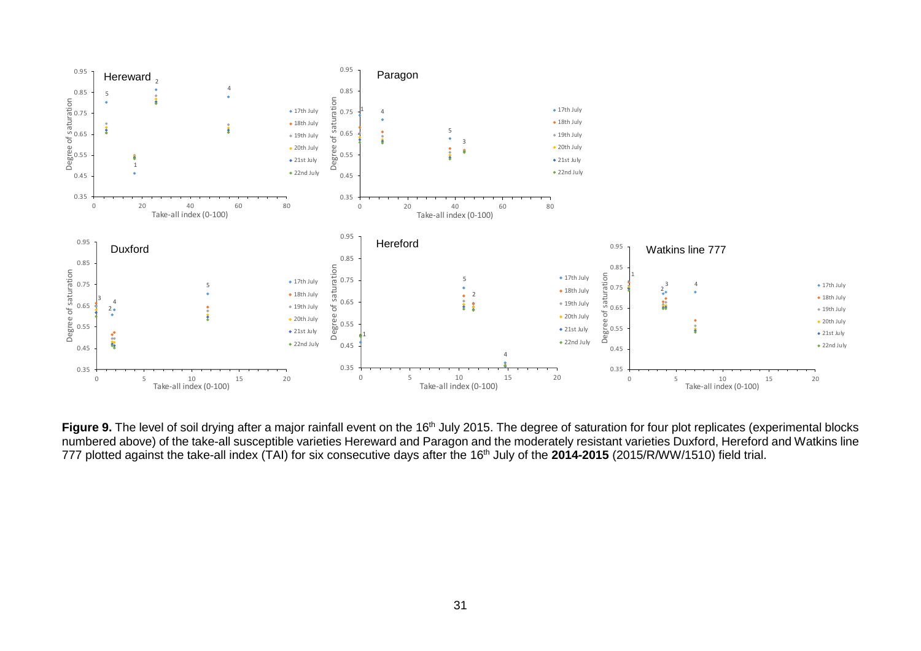**Figure 9.** The level of soil drying after a major rainfall event on the 16th July 2015. The degree of saturation for four plot replicates (experimental blocks numbered above) of the take-all susceptible varieties Hereward and Paragon and the moderately resistant varieties Duxford, Hereford and Watkins line 777 plotted against the take-all index (TAI) for six consecutive days after the 16th July of the **2014-2015** (2015/R/WW/1510) field trial.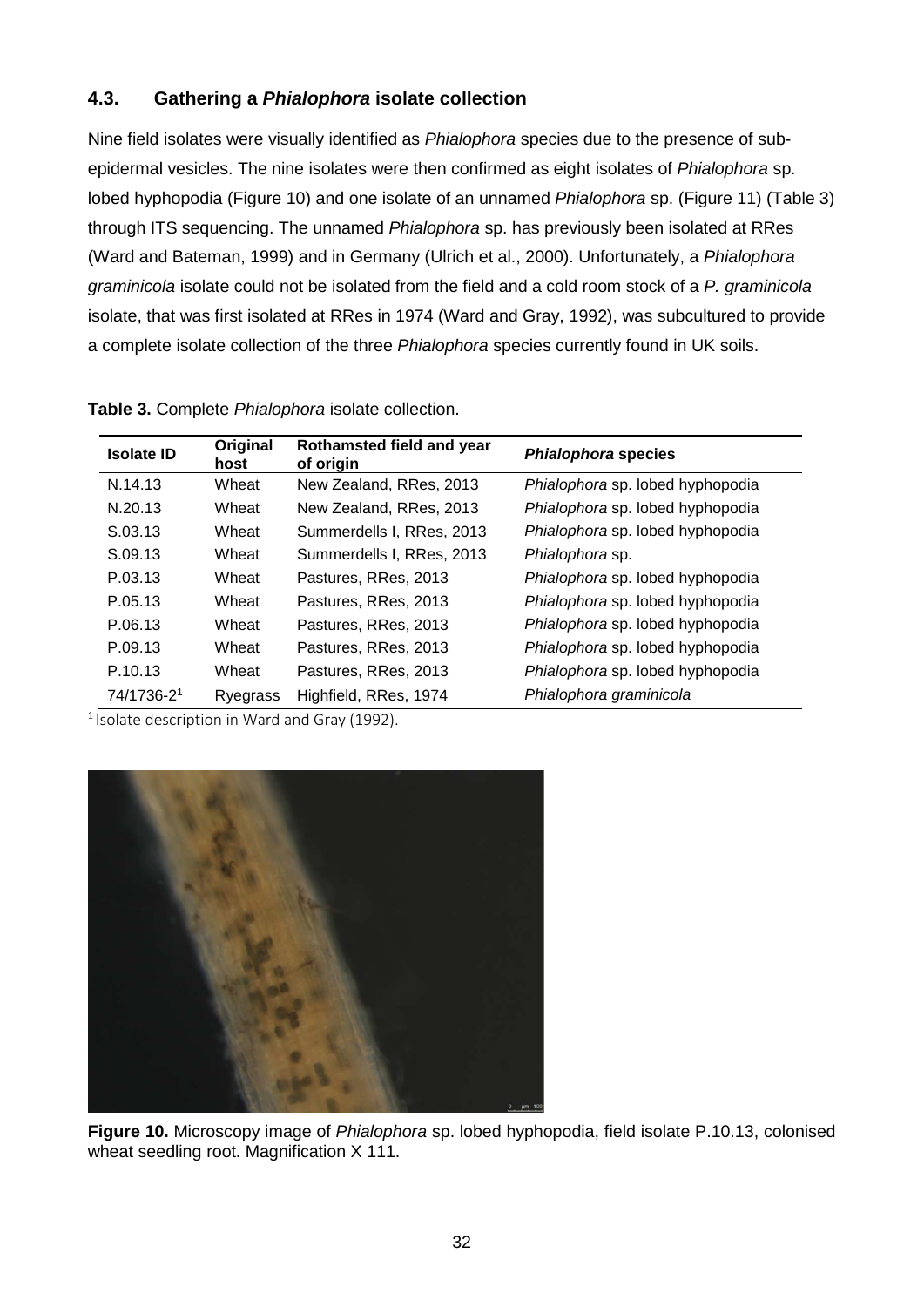## 4.3. Gathering a *Phialophora* isolate collection

Nine field isolates were visually identified as *Phialophora* species due to the presence of sub-epidermal vesicles. The nine isolates were then confirmed as eight isolates of *Phialophora* sp. lobed hyphopodia (Figure 10) and one isolate of an unnamed *Phialophora* sp. (Figure 11) (Table 3) through ITS sequencing. The unnamed *Phialophora* sp. has previously been isolated at RRes (Ward and Bateman, 1999) and in Germany (Ulrich et al., 2000). Unfortunately, a *Phialophora graminicola* isolate could not be isolated from the field and a cold room stock of a *P. graminicola* isolate, that was first isolated at RRes in 1974 (Ward and Gray, 1992), was subcultured to provide a complete isolate collection of the three *Phialophora* species currently found in UK soils.

**Table 3.** Complete *Phialophora* isolate collection.

| Isolate ID | Original host | Rothamsted field and year of origin | *Phialophora* species |
|---|---|---|---|
| N.14.13 | Wheat | New Zealand, RRes, 2013 | *Phialophora* sp. lobed hyphopodia |
| N.20.13 | Wheat | New Zealand, RRes, 2013 | *Phialophora* sp. lobed hyphopodia |
| S.03.13 | Wheat | Summerdells I, RRes, 2013 | *Phialophora* sp. lobed hyphopodia |
| S.09.13 | Wheat | Summerdells I, RRes, 2013 | *Phialophora* sp. |
| P.03.13 | Wheat | Pastures, RRes, 2013 | *Phialophora* sp. lobed hyphopodia |
| P.05.13 | Wheat | Pastures, RRes, 2013 | *Phialophora* sp. lobed hyphopodia |
| P.06.13 | Wheat | Pastures, RRes, 2013 | *Phialophora* sp. lobed hyphopodia |
| P.09.13 | Wheat | Pastures, RRes, 2013 | *Phialophora* sp. lobed hyphopodia |
| P.10.13 | Wheat | Pastures, RRes, 2013 | *Phialophora* sp. lobed hyphopodia |
| 74/1736-2[1] | Ryegrass | Highfield, RRes, 1974 | *Phialophora graminicola* |

[1] Isolate description in Ward and Gray (1992).

**Figure 10.** Microscopy image of *Phialophora* sp. lobed hyphopodia, field isolate P.10.13, colonised wheat seedling root. Magnification X 111.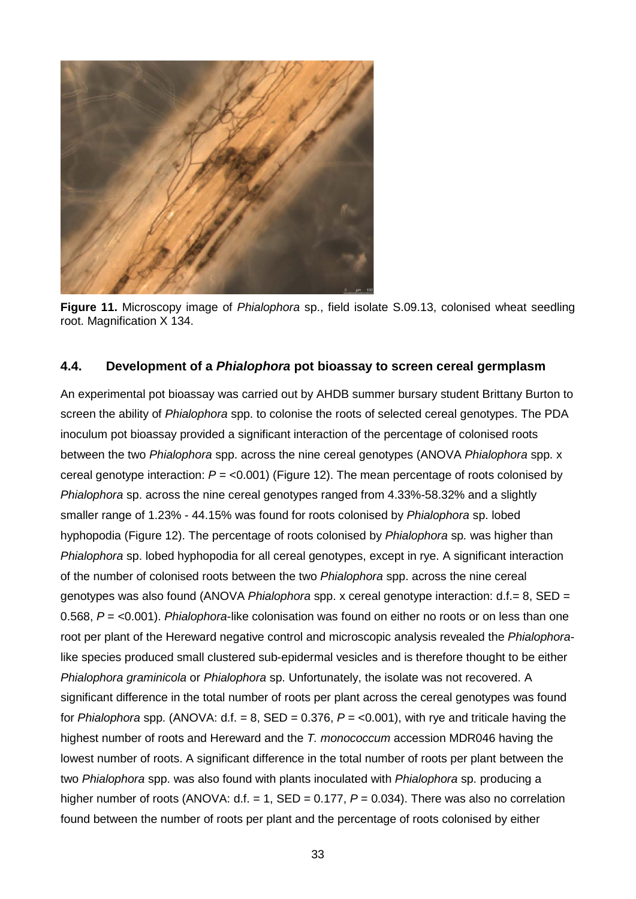**Figure 11.** Microscopy image of *Phialophora* sp., field isolate S.09.13, colonised wheat seedling root. Magnification X 134.

### 4.4. Development of a *Phialophora* pot bioassay to screen cereal germplasm

An experimental pot bioassay was carried out by AHDB summer bursary student Brittany Burton to screen the ability of *Phialophora* spp. to colonise the roots of selected cereal genotypes. The PDA inoculum pot bioassay provided a significant interaction of the percentage of colonised roots between the two *Phialophora* spp. across the nine cereal genotypes (ANOVA *Phialophora* spp. x cereal genotype interaction: $P$ = <0.001) (Figure 12). The mean percentage of roots colonised by *Phialophora* sp. across the nine cereal genotypes ranged from 4.33%-58.32% and a slightly smaller range of 1.23% - 44.15% was found for roots colonised by *Phialophora* sp. lobed hyphopodia (Figure 12). The percentage of roots colonised by *Phialophora* sp. was higher than *Phialophora* sp. lobed hyphopodia for all cereal genotypes, except in rye. A significant interaction of the number of colonised roots between the two *Phialophora* spp. across the nine cereal genotypes was also found (ANOVA *Phialophora* spp. x cereal genotype interaction: d.f.= 8, SED = 0.568, $P$ = <0.001). *Phialophora*-like colonisation was found on either no roots or on less than one root per plant of the Hereward negative control and microscopic analysis revealed the *Phialophora*-like species produced small clustered sub-epidermal vesicles and is therefore thought to be either *Phialophora graminicola* or *Phialophora* sp. Unfortunately, the isolate was not recovered. A significant difference in the total number of roots per plant across the cereal genotypes was found for *Phialophora* spp. (ANOVA: d.f. = 8, SED = 0.376, $P$ = <0.001), with rye and triticale having the highest number of roots and Hereward and the *T. monococcum* accession MDR046 having the lowest number of roots. A significant difference in the total number of roots per plant between the two *Phialophora* spp. was also found with plants inoculated with *Phialophora* sp. producing a higher number of roots (ANOVA: d.f. = 1, SED = 0.177, $P$ = 0.034). There was also no correlation found between the number of roots per plant and the percentage of roots colonised by either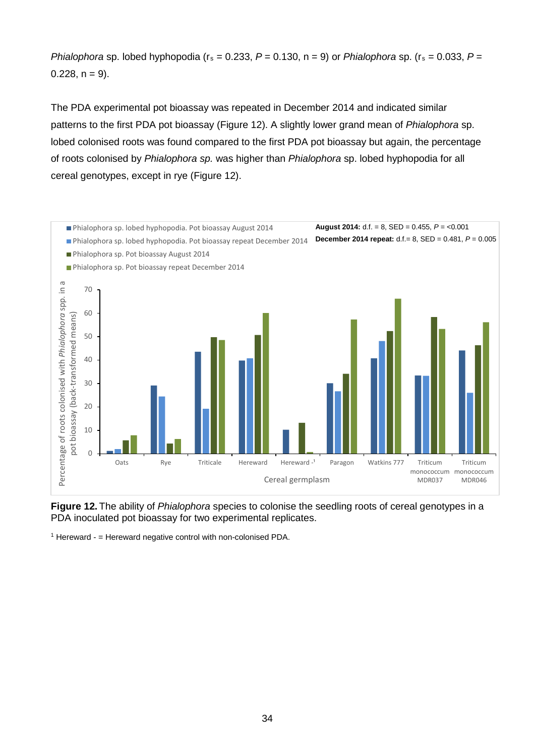*Phialophora* sp. lobed hyphopodia ($r_s$ = 0.233, $P$ = 0.130, n = 9) or *Phialophora* sp. ($r_s$ = 0.033, $P$ = 0.228, n = 9).

The PDA experimental pot bioassay was repeated in December 2014 and indicated similar patterns to the first PDA pot bioassay (Figure 12). A slightly lower grand mean of *Phialophora* sp. lobed colonised roots was found compared to the first PDA pot bioassay but again, the percentage of roots colonised by *Phialophora sp.* was higher than *Phialophora* sp. lobed hyphopodia for all cereal genotypes, except in rye (Figure 12).

**Figure 12.** The ability of *Phialophora* species to colonise the seedling roots of cereal genotypes in a PDA inoculated pot bioassay for two experimental replicates.

[1] Hereward - = Hereward negative control with non-colonised PDA.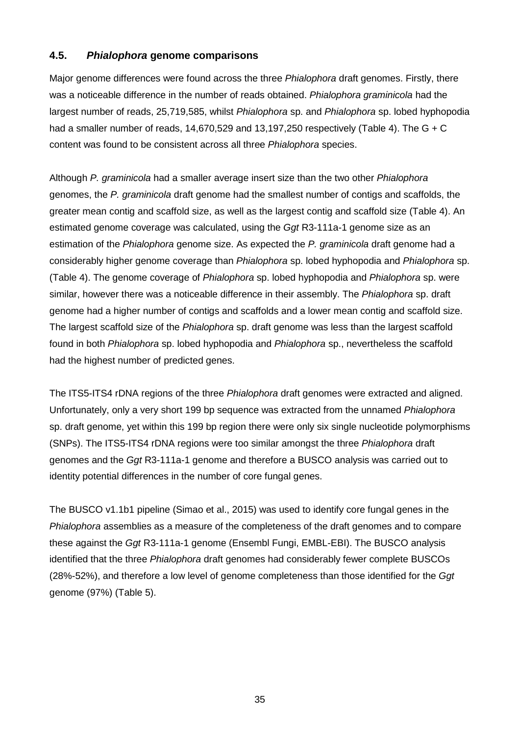### 4.5. *Phialophora* genome comparisons

Major genome differences were found across the three *Phialophora* draft genomes. Firstly, there was a noticeable difference in the number of reads obtained. *Phialophora graminicola* had the largest number of reads, 25,719,585, whilst *Phialophora* sp. and *Phialophora* sp. lobed hyphopodia had a smaller number of reads, 14,670,529 and 13,197,250 respectively (Table 4). The G + C content was found to be consistent across all three *Phialophora* species.

Although *P. graminicola* had a smaller average insert size than the two other *Phialophora* genomes, the *P. graminicola* draft genome had the smallest number of contigs and scaffolds, the greater mean contig and scaffold size, as well as the largest contig and scaffold size (Table 4). An estimated genome coverage was calculated, using the *Ggt* R3-111a-1 genome size as an estimation of the *Phialophora* genome size. As expected the *P. graminicola* draft genome had a considerably higher genome coverage than *Phialophora* sp. lobed hyphopodia and *Phialophora* sp. (Table 4). The genome coverage of *Phialophora* sp. lobed hyphopodia and *Phialophora* sp. were similar, however there was a noticeable difference in their assembly. The *Phialophora* sp. draft genome had a higher number of contigs and scaffolds and a lower mean contig and scaffold size. The largest scaffold size of the *Phialophora* sp. draft genome was less than the largest scaffold found in both *Phialophora* sp. lobed hyphopodia and *Phialophora* sp., nevertheless the scaffold had the highest number of predicted genes.

The ITS5-ITS4 rDNA regions of the three *Phialophora* draft genomes were extracted and aligned. Unfortunately, only a very short 199 bp sequence was extracted from the unnamed *Phialophora* sp. draft genome, yet within this 199 bp region there were only six single nucleotide polymorphisms (SNPs). The ITS5-ITS4 rDNA regions were too similar amongst the three *Phialophora* draft genomes and the *Ggt* R3-111a-1 genome and therefore a BUSCO analysis was carried out to identity potential differences in the number of core fungal genes.

The BUSCO v1.1b1 pipeline (Simao et al., 2015) was used to identify core fungal genes in the *Phialophora* assemblies as a measure of the completeness of the draft genomes and to compare these against the *Ggt* R3-111a-1 genome (Ensembl Fungi, EMBL-EBI). The BUSCO analysis identified that the three *Phialophora* draft genomes had considerably fewer complete BUSCOs (28%-52%), and therefore a low level of genome completeness than those identified for the *Ggt* genome (97%) (Table 5).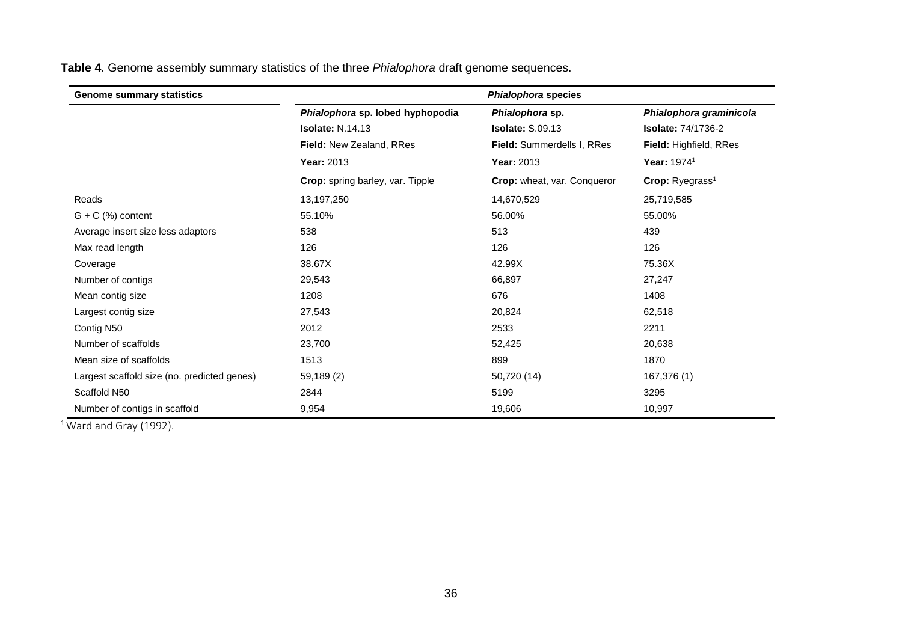**Table 4**. Genome assembly summary statistics of the three *Phialophora* draft genome sequences.

| Genome summary statistics | *Phialophora* species | | |
|---|---|---|---|
| | ***Phialophora* sp. lobed hyphopodia** | ***Phialophora* sp.** | ***Phialophora graminicola*** |
| | **Isolate:** N.14.13 | **Isolate:** S.09.13 | **Isolate:** 74/1736-2 |
| | **Field:** New Zealand, RRes | **Field:** Summerdells I, RRes | **Field:** Highfield, RRes |
| | **Year:** 2013 | **Year:** 2013 | **Year:** 1974[1] |
| | **Crop:** spring barley, var. Tipple | **Crop:** wheat, var. Conqueror | **Crop:** Ryegrass[1] |
| Reads | 13,197,250 | 14,670,529 | 25,719,585 |
| G + C (%) content | 55.10% | 56.00% | 55.00% |
| Average insert size less adaptors | 538 | 513 | 439 |
| Max read length | 126 | 126 | 126 |
| Coverage | 38.67X | 42.99X | 75.36X |
| Number of contigs | 29,543 | 66,897 | 27,247 |
| Mean contig size | 1208 | 676 | 1408 |
| Largest contig size | 27,543 | 20,824 | 62,518 |
| Contig N50 | 2012 | 2533 | 2211 |
| Number of scaffolds | 23,700 | 52,425 | 20,638 |
| Mean size of scaffolds | 1513 | 899 | 1870 |
| Largest scaffold size (no. predicted genes) | 59,189 (2) | 50,720 (14) | 167,376 (1) |
| Scaffold N50 | 2844 | 5199 | 3295 |
| Number of contigs in scaffold | 9,954 | 19,606 | 10,997 |

[1] Ward and Gray (1992).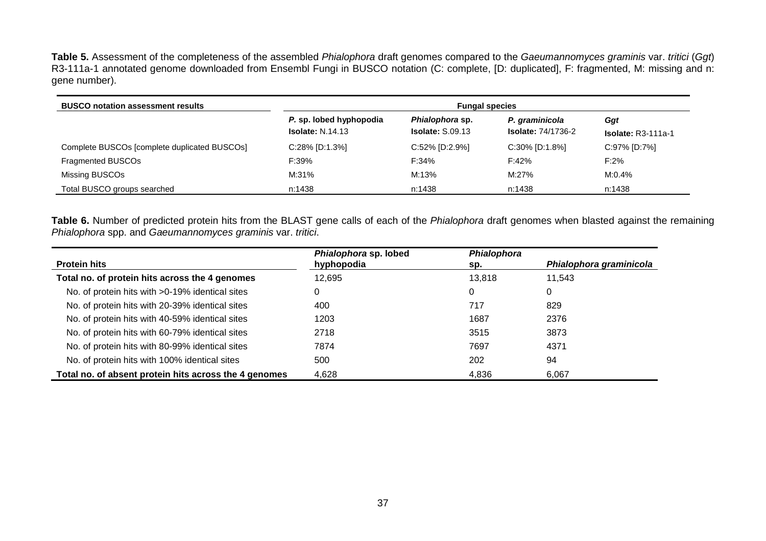**Table 5.** Assessment of the completeness of the assembled *Phialophora* draft genomes compared to the *Gaeumannomyces graminis* var. *tritici* (*Ggt*) R3-111a-1 annotated genome downloaded from Ensembl Fungi in BUSCO notation (C: complete, [D: duplicated], F: fragmented, M: missing and n: gene number).

| **BUSCO notation assessment results** | **Fungal species** | | | |
|---|---|---|---|---|
| | ***P.* sp. lobed hyphopodia** **Isolate:** N.14.13 | ***Phialophora* sp.** **Isolate:** S.09.13 | ***P. graminicola*** **Isolate:** 74/1736-2 | ***Ggt*** **Isolate:** R3-111a-1 |
| Complete BUSCOs [complete duplicated BUSCOs] | C:28% [D:1.3%] | C:52% [D:2.9%] | C:30% [D:1.8%] | C:97% [D:7%] |
| Fragmented BUSCOs | F:39% | F:34% | F:42% | F:2% |
| Missing BUSCOs | M:31% | M:13% | M:27% | M:0.4% |
| Total BUSCO groups searched | n:1438 | n:1438 | n:1438 | n:1438 |

**Table 6.** Number of predicted protein hits from the BLAST gene calls of each of the *Phialophora* draft genomes when blasted against the remaining *Phialophora* spp. and *Gaeumannomyces graminis* var. *tritici*.

| **Protein hits** | ***Phialophora* sp. lobed hyphopodia** | ***Phialophora* sp.** | ***Phialophora graminicola*** |
|---|---|---|---|
| **Total no. of protein hits across the 4 genomes** | 12,695 | 13,818 | 11,543 |
| No. of protein hits with >0-19% identical sites | 0 | 0 | 0 |
| No. of protein hits with 20-39% identical sites | 400 | 717 | 829 |
| No. of protein hits with 40-59% identical sites | 1203 | 1687 | 2376 |
| No. of protein hits with 60-79% identical sites | 2718 | 3515 | 3873 |
| No. of protein hits with 80-99% identical sites | 7874 | 7697 | 4371 |
| No. of protein hits with 100% identical sites | 500 | 202 | 94 |
| **Total no. of absent protein hits across the 4 genomes** | 4,628 | 4,836 | 6,067 |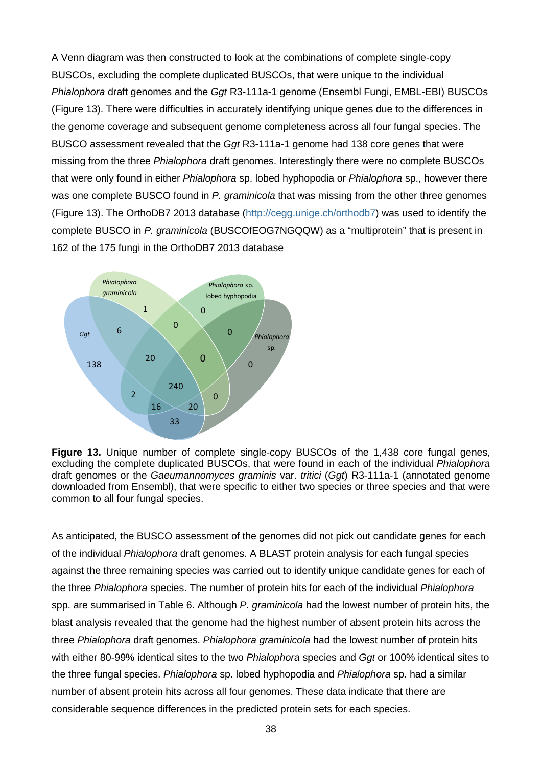A Venn diagram was then constructed to look at the combinations of complete single-copy BUSCOs, excluding the complete duplicated BUSCOs, that were unique to the individual *Phialophora* draft genomes and the *Ggt* R3-111a-1 genome (Ensembl Fungi, EMBL-EBI) BUSCOs (Figure 13). There were difficulties in accurately identifying unique genes due to the differences in the genome coverage and subsequent genome completeness across all four fungal species. The BUSCO assessment revealed that the *Ggt* R3-111a-1 genome had 138 core genes that were missing from the three *Phialophora* draft genomes. Interestingly there were no complete BUSCOs that were only found in either *Phialophora* sp. lobed hyphopodia or *Phialophora* sp., however there was one complete BUSCO found in *P. graminicola* that was missing from the other three genomes (Figure 13). The OrthoDB7 2013 database (http://cegg.unige.ch/orthodb7) was used to identify the complete BUSCO in *P. graminicola* (BUSCOfEOG7NGQQW) as a "multiprotein" that is present in 162 of the 175 fungi in the OrthoDB7 2013 database

**Figure 13.** Unique number of complete single-copy BUSCOs of the 1,438 core fungal genes, excluding the complete duplicated BUSCOs, that were found in each of the individual *Phialophora* draft genomes or the *Gaeumannomyces graminis* var. *tritici* (*Ggt*) R3-111a-1 (annotated genome downloaded from Ensembl), that were specific to either two species or three species and that were common to all four fungal species.

As anticipated, the BUSCO assessment of the genomes did not pick out candidate genes for each of the individual *Phialophora* draft genomes. A BLAST protein analysis for each fungal species against the three remaining species was carried out to identify unique candidate genes for each of the three *Phialophora* species. The number of protein hits for each of the individual *Phialophora* spp. are summarised in Table 6. Although *P. graminicola* had the lowest number of protein hits, the blast analysis revealed that the genome had the highest number of absent protein hits across the three *Phialophora* draft genomes. *Phialophora graminicola* had the lowest number of protein hits with either 80-99% identical sites to the two *Phialophora* species and *Ggt* or 100% identical sites to the three fungal species. *Phialophora* sp. lobed hyphopodia and *Phialophora* sp. had a similar number of absent protein hits across all four genomes. These data indicate that there are considerable sequence differences in the predicted protein sets for each species.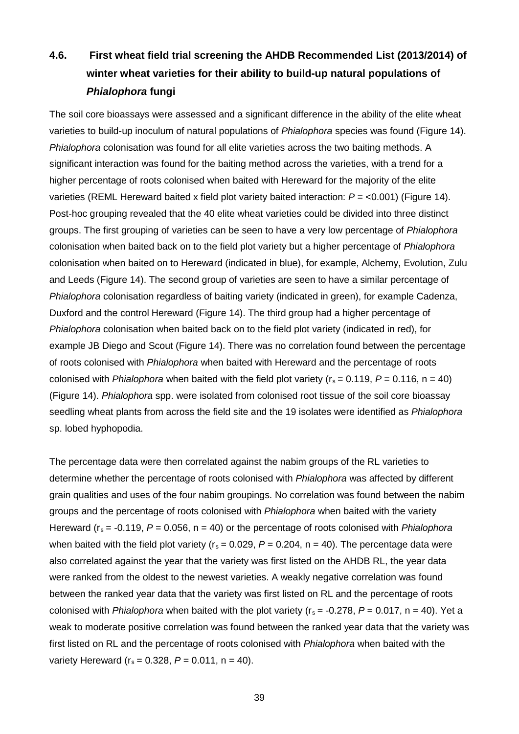### 4.6. First wheat field trial screening the AHDB Recommended List (2013/2014) of winter wheat varieties for their ability to build-up natural populations of *Phialophora* fungi

The soil core bioassays were assessed and a significant difference in the ability of the elite wheat varieties to build-up inoculum of natural populations of *Phialophora* species was found (Figure 14). *Phialophora* colonisation was found for all elite varieties across the two baiting methods. A significant interaction was found for the baiting method across the varieties, with a trend for a higher percentage of roots colonised when baited with Hereward for the majority of the elite varieties (REML Hereward baited x field plot variety baited interaction: $P$ = <0.001) (Figure 14). Post-hoc grouping revealed that the 40 elite wheat varieties could be divided into three distinct groups. The first grouping of varieties can be seen to have a very low percentage of *Phialophora* colonisation when baited back on to the field plot variety but a higher percentage of *Phialophora* colonisation when baited on to Hereward (indicated in blue), for example, Alchemy, Evolution, Zulu and Leeds (Figure 14). The second group of varieties are seen to have a similar percentage of *Phialophora* colonisation regardless of baiting variety (indicated in green), for example Cadenza, Duxford and the control Hereward (Figure 14). The third group had a higher percentage of *Phialophora* colonisation when baited back on to the field plot variety (indicated in red), for example JB Diego and Scout (Figure 14). There was no correlation found between the percentage of roots colonised with *Phialophora* when baited with Hereward and the percentage of roots colonised with *Phialophora* when baited with the field plot variety ($r_s$ = 0.119, $P$ = 0.116, n = 40) (Figure 14). *Phialophora* spp. were isolated from colonised root tissue of the soil core bioassay seedling wheat plants from across the field site and the 19 isolates were identified as *Phialophora* sp. lobed hyphopodia.

The percentage data were then correlated against the nabim groups of the RL varieties to determine whether the percentage of roots colonised with *Phialophora* was affected by different grain qualities and uses of the four nabim groupings. No correlation was found between the nabim groups and the percentage of roots colonised with *Phialophora* when baited with the variety Hereward ($r_s$ = -0.119, $P$ = 0.056, n = 40) or the percentage of roots colonised with *Phialophora* when baited with the field plot variety ($r_s$ = 0.029, $P$ = 0.204, n = 40). The percentage data were also correlated against the year that the variety was first listed on the AHDB RL, the year data were ranked from the oldest to the newest varieties. A weakly negative correlation was found between the ranked year data that the variety was first listed on RL and the percentage of roots colonised with *Phialophora* when baited with the plot variety ($r_s$ = -0.278, $P$ = 0.017, n = 40). Yet a weak to moderate positive correlation was found between the ranked year data that the variety was first listed on RL and the percentage of roots colonised with *Phialophora* when baited with the variety Hereward ($r_s$ = 0.328, $P$ = 0.011, n = 40).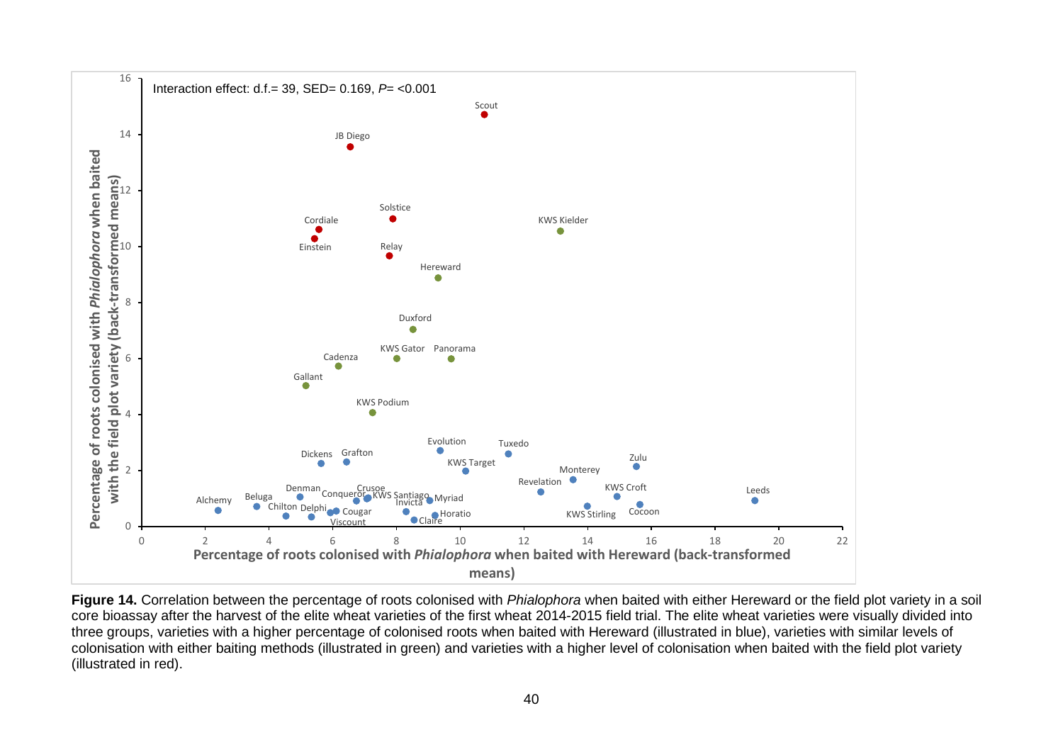**Figure 14.** Correlation between the percentage of roots colonised with *Phialophora* when baited with either Hereward or the field plot variety in a soil core bioassay after the harvest of the elite wheat varieties of the first wheat 2014-2015 field trial. The elite wheat varieties were visually divided into three groups, varieties with a higher percentage of colonised roots when baited with Hereward (illustrated in blue), varieties with similar levels of colonisation with either baiting methods (illustrated in green) and varieties with a higher level of colonisation when baited with the field plot variety (illustrated in red).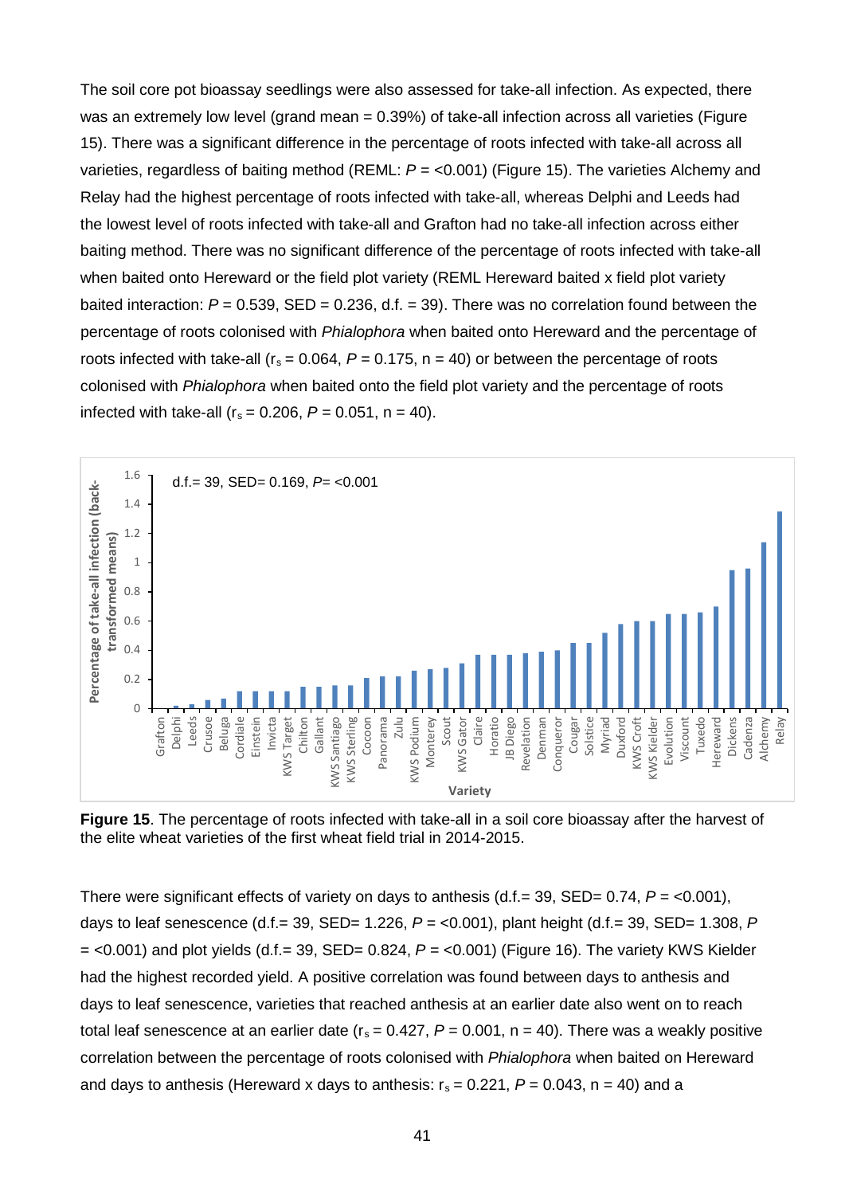The soil core pot bioassay seedlings were also assessed for take-all infection. As expected, there was an extremely low level (grand mean = 0.39%) of take-all infection across all varieties (Figure 15). There was a significant difference in the percentage of roots infected with take-all across all varieties, regardless of baiting method (REML: $P$ = <0.001) (Figure 15). The varieties Alchemy and Relay had the highest percentage of roots infected with take-all, whereas Delphi and Leeds had the lowest level of roots infected with take-all and Grafton had no take-all infection across either baiting method. There was no significant difference of the percentage of roots infected with take-all when baited onto Hereward or the field plot variety (REML Hereward baited x field plot variety baited interaction: $P$ = 0.539, SED = 0.236, d.f. = 39). There was no correlation found between the percentage of roots colonised with *Phialophora* when baited onto Hereward and the percentage of roots infected with take-all ($r_s$ = 0.064, $P$ = 0.175, n = 40) or between the percentage of roots colonised with *Phialophora* when baited onto the field plot variety and the percentage of roots infected with take-all ($r_s$ = 0.206, $P$ = 0.051, n = 40).

**Figure 15**. The percentage of roots infected with take-all in a soil core bioassay after the harvest of the elite wheat varieties of the first wheat field trial in 2014-2015.

There were significant effects of variety on days to anthesis (d.f.= 39, SED= 0.74, $P$ = <0.001), days to leaf senescence (d.f.= 39, SED= 1.226, $P$ = <0.001), plant height (d.f.= 39, SED= 1.308, $P$ = <0.001) and plot yields (d.f.= 39, SED= 0.824, $P$ = <0.001) (Figure 16). The variety KWS Kielder had the highest recorded yield. A positive correlation was found between days to anthesis and days to leaf senescence, varieties that reached anthesis at an earlier date also went on to reach total leaf senescence at an earlier date ($r_s$ = 0.427, $P$ = 0.001, n = 40). There was a weakly positive correlation between the percentage of roots colonised with *Phialophora* when baited on Hereward and days to anthesis (Hereward x days to anthesis: $r_s$ = 0.221, $P$ = 0.043, n = 40) and a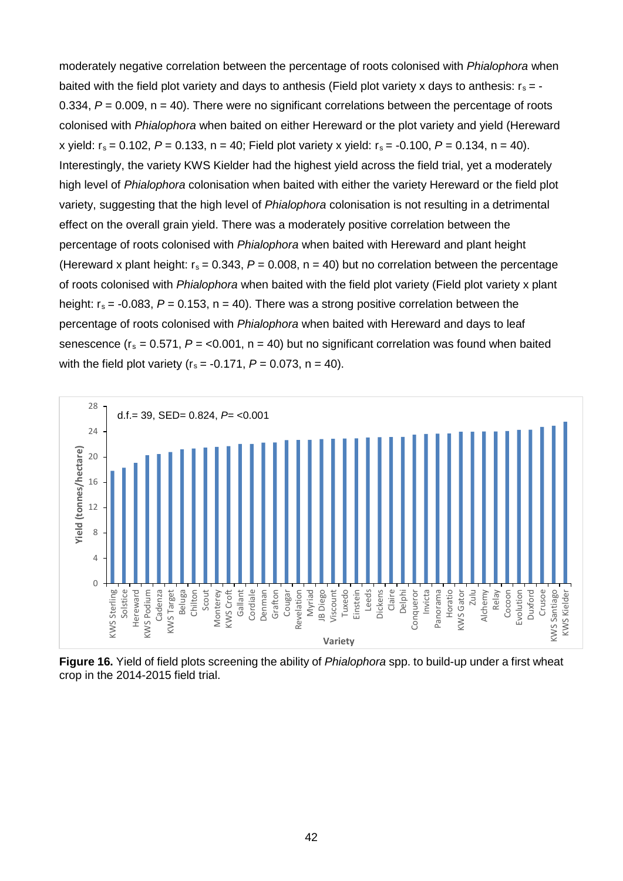moderately negative correlation between the percentage of roots colonised with *Phialophora* when baited with the field plot variety and days to anthesis (Field plot variety x days to anthesis: $r_s$ = -0.334, $P$ = 0.009, n = 40). There were no significant correlations between the percentage of roots colonised with *Phialophora* when baited on either Hereward or the plot variety and yield (Hereward x yield: $r_s$ = 0.102, $P$ = 0.133, n = 40; Field plot variety x yield: $r_s$ = -0.100, $P$ = 0.134, n = 40). Interestingly, the variety KWS Kielder had the highest yield across the field trial, yet a moderately high level of *Phialophora* colonisation when baited with either the variety Hereward or the field plot variety, suggesting that the high level of *Phialophora* colonisation is not resulting in a detrimental effect on the overall grain yield. There was a moderately positive correlation between the percentage of roots colonised with *Phialophora* when baited with Hereward and plant height (Hereward x plant height: $r_s$ = 0.343, $P$ = 0.008, n = 40) but no correlation between the percentage of roots colonised with *Phialophora* when baited with the field plot variety (Field plot variety x plant height: $r_s$ = -0.083, $P$ = 0.153, n = 40). There was a strong positive correlation between the percentage of roots colonised with *Phialophora* when baited with Hereward and days to leaf senescence ($r_s$ = 0.571, $P$ = <0.001, n = 40) but no significant correlation was found when baited with the field plot variety ($r_s$ = -0.171, $P$ = 0.073, n = 40).

**Figure 16.** Yield of field plots screening the ability of *Phialophora* spp. to build-up under a first wheat crop in the 2014-2015 field trial.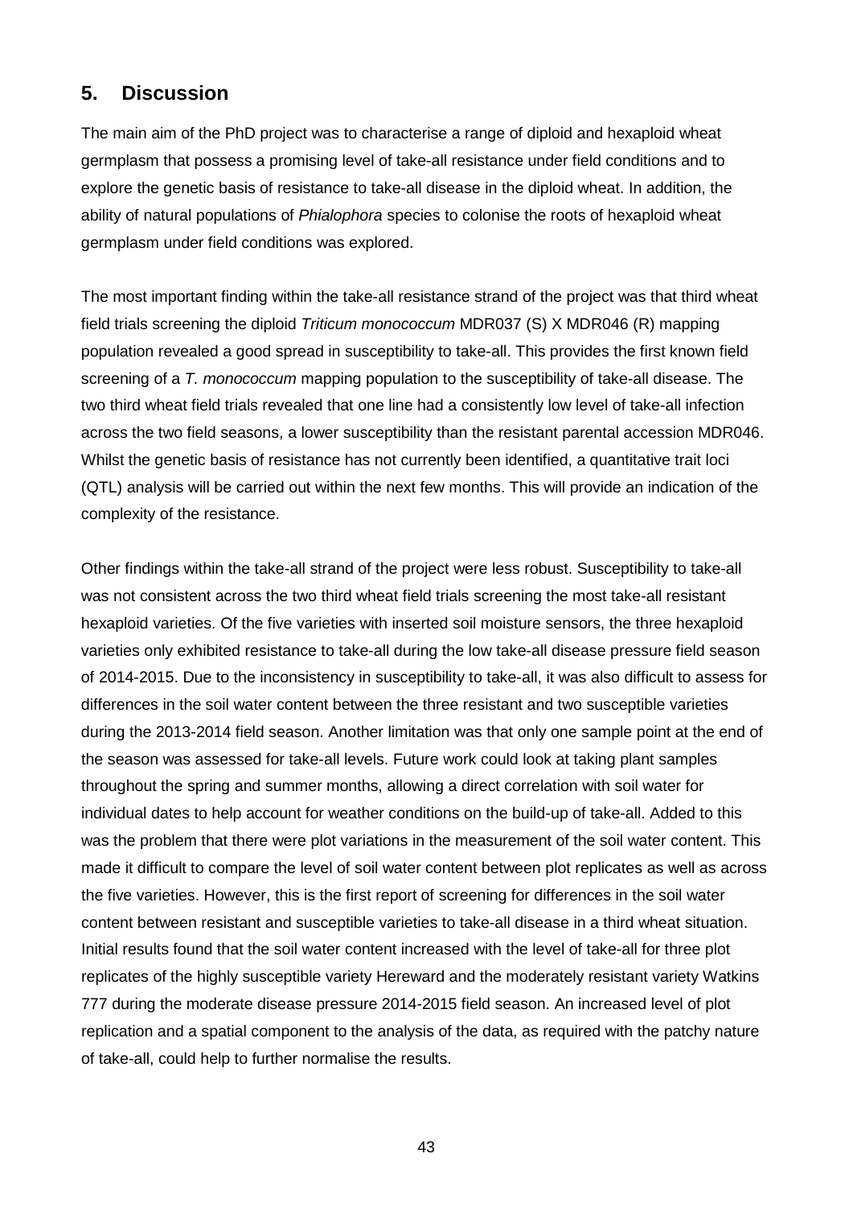## 5. Discussion

The main aim of the PhD project was to characterise a range of diploid and hexaploid wheat germplasm that possess a promising level of take-all resistance under field conditions and to explore the genetic basis of resistance to take-all disease in the diploid wheat. In addition, the ability of natural populations of *Phialophora* species to colonise the roots of hexaploid wheat germplasm under field conditions was explored.

The most important finding within the take-all resistance strand of the project was that third wheat field trials screening the diploid *Triticum monococcum* MDR037 (S) X MDR046 (R) mapping population revealed a good spread in susceptibility to take-all. This provides the first known field screening of a *T. monococcum* mapping population to the susceptibility of take-all disease. The two third wheat field trials revealed that one line had a consistently low level of take-all infection across the two field seasons, a lower susceptibility than the resistant parental accession MDR046. Whilst the genetic basis of resistance has not currently been identified, a quantitative trait loci (QTL) analysis will be carried out within the next few months. This will provide an indication of the complexity of the resistance.

Other findings within the take-all strand of the project were less robust. Susceptibility to take-all was not consistent across the two third wheat field trials screening the most take-all resistant hexaploid varieties. Of the five varieties with inserted soil moisture sensors, the three hexaploid varieties only exhibited resistance to take-all during the low take-all disease pressure field season of 2014-2015. Due to the inconsistency in susceptibility to take-all, it was also difficult to assess for differences in the soil water content between the three resistant and two susceptible varieties during the 2013-2014 field season. Another limitation was that only one sample point at the end of the season was assessed for take-all levels. Future work could look at taking plant samples throughout the spring and summer months, allowing a direct correlation with soil water for individual dates to help account for weather conditions on the build-up of take-all. Added to this was the problem that there were plot variations in the measurement of the soil water content. This made it difficult to compare the level of soil water content between plot replicates as well as across the five varieties. However, this is the first report of screening for differences in the soil water content between resistant and susceptible varieties to take-all disease in a third wheat situation. Initial results found that the soil water content increased with the level of take-all for three plot replicates of the highly susceptible variety Hereward and the moderately resistant variety Watkins 777 during the moderate disease pressure 2014-2015 field season. An increased level of plot replication and a spatial component to the analysis of the data, as required with the patchy nature of take-all, could help to further normalise the results.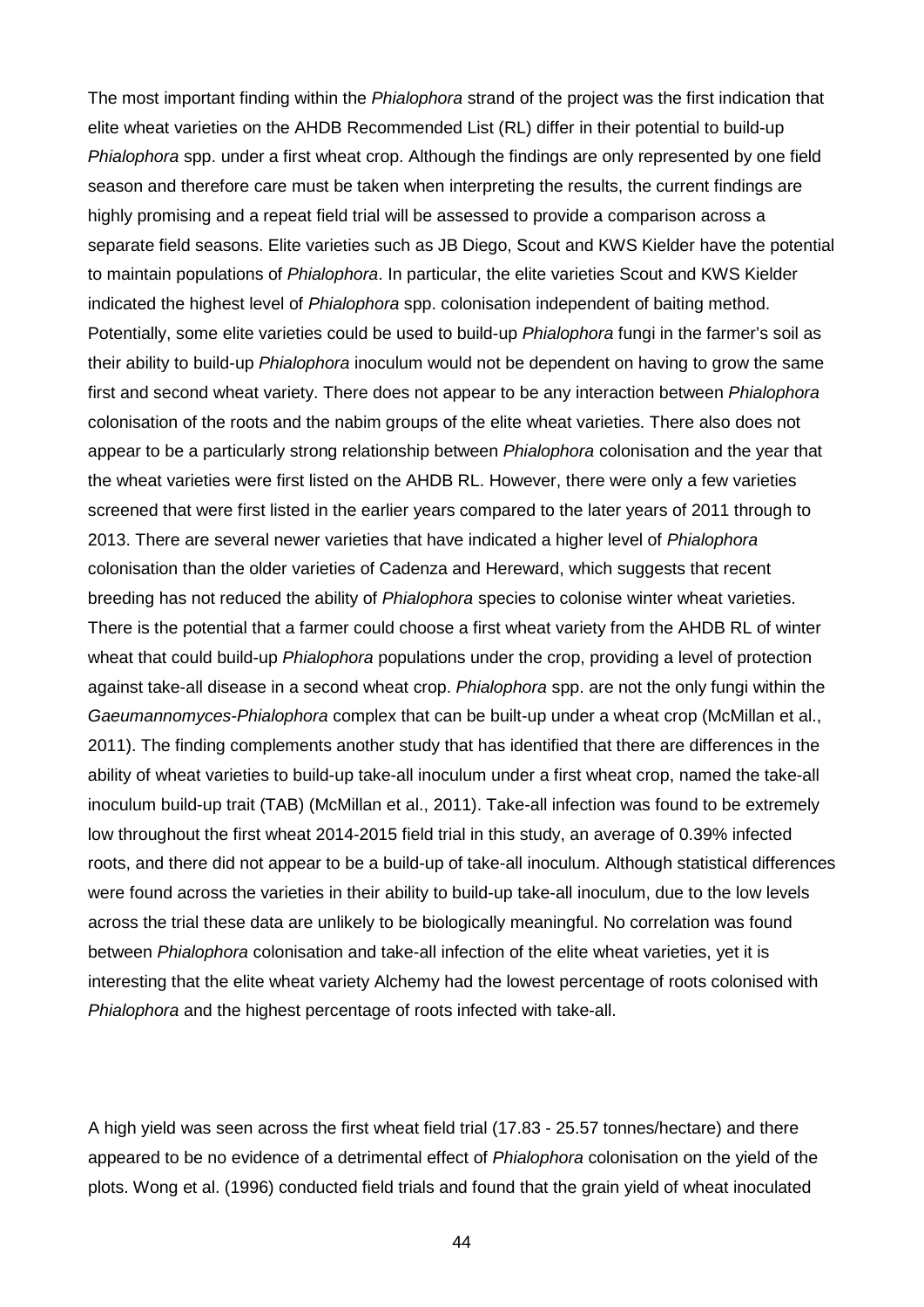The most important finding within the *Phialophora* strand of the project was the first indication that elite wheat varieties on the AHDB Recommended List (RL) differ in their potential to build-up *Phialophora* spp. under a first wheat crop. Although the findings are only represented by one field season and therefore care must be taken when interpreting the results, the current findings are highly promising and a repeat field trial will be assessed to provide a comparison across a separate field seasons. Elite varieties such as JB Diego, Scout and KWS Kielder have the potential to maintain populations of *Phialophora*. In particular, the elite varieties Scout and KWS Kielder indicated the highest level of *Phialophora* spp. colonisation independent of baiting method. Potentially, some elite varieties could be used to build-up *Phialophora* fungi in the farmer's soil as their ability to build-up *Phialophora* inoculum would not be dependent on having to grow the same first and second wheat variety. There does not appear to be any interaction between *Phialophora* colonisation of the roots and the nabim groups of the elite wheat varieties. There also does not appear to be a particularly strong relationship between *Phialophora* colonisation and the year that the wheat varieties were first listed on the AHDB RL. However, there were only a few varieties screened that were first listed in the earlier years compared to the later years of 2011 through to 2013. There are several newer varieties that have indicated a higher level of *Phialophora* colonisation than the older varieties of Cadenza and Hereward, which suggests that recent breeding has not reduced the ability of *Phialophora* species to colonise winter wheat varieties. There is the potential that a farmer could choose a first wheat variety from the AHDB RL of winter wheat that could build-up *Phialophora* populations under the crop, providing a level of protection against take-all disease in a second wheat crop. *Phialophora* spp. are not the only fungi within the *Gaeumannomyces-Phialophora* complex that can be built-up under a wheat crop (McMillan et al., 2011). The finding complements another study that has identified that there are differences in the ability of wheat varieties to build-up take-all inoculum under a first wheat crop, named the take-all inoculum build-up trait (TAB) (McMillan et al., 2011). Take-all infection was found to be extremely low throughout the first wheat 2014-2015 field trial in this study, an average of 0.39% infected roots, and there did not appear to be a build-up of take-all inoculum. Although statistical differences were found across the varieties in their ability to build-up take-all inoculum, due to the low levels across the trial these data are unlikely to be biologically meaningful. No correlation was found between *Phialophora* colonisation and take-all infection of the elite wheat varieties, yet it is interesting that the elite wheat variety Alchemy had the lowest percentage of roots colonised with *Phialophora* and the highest percentage of roots infected with take-all.

A high yield was seen across the first wheat field trial (17.83 - 25.57 tonnes/hectare) and there appeared to be no evidence of a detrimental effect of *Phialophora* colonisation on the yield of the plots. Wong et al. (1996) conducted field trials and found that the grain yield of wheat inoculated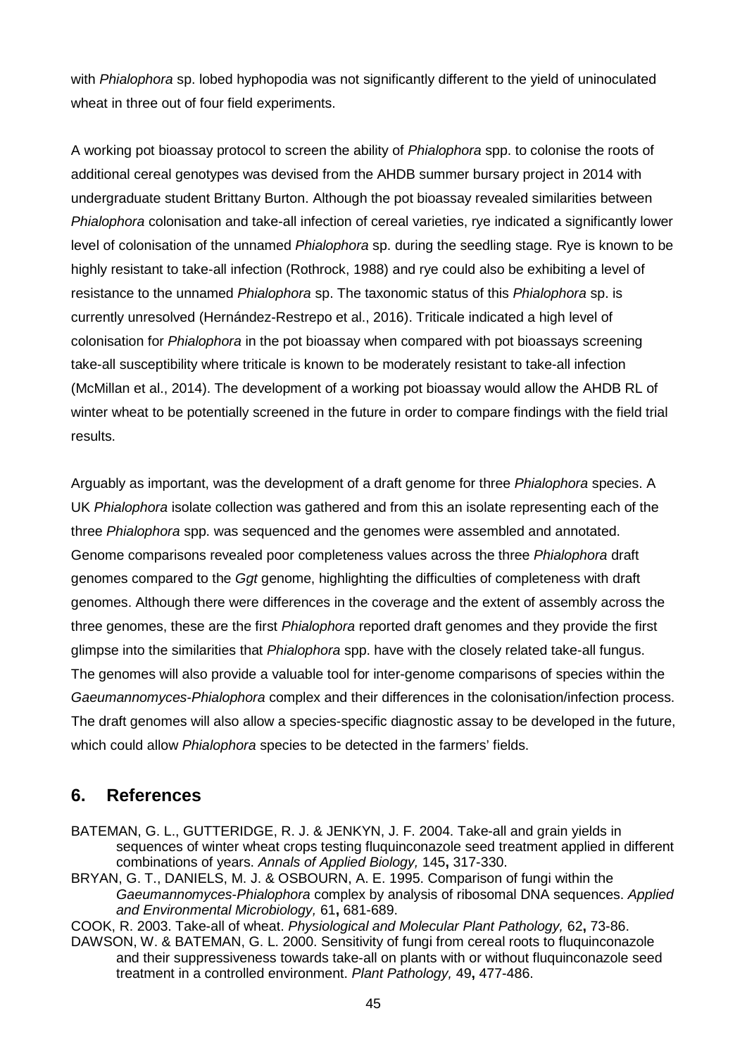with *Phialophora* sp. lobed hyphopodia was not significantly different to the yield of uninoculated wheat in three out of four field experiments.

A working pot bioassay protocol to screen the ability of *Phialophora* spp. to colonise the roots of additional cereal genotypes was devised from the AHDB summer bursary project in 2014 with undergraduate student Brittany Burton. Although the pot bioassay revealed similarities between *Phialophora* colonisation and take-all infection of cereal varieties, rye indicated a significantly lower level of colonisation of the unnamed *Phialophora* sp. during the seedling stage. Rye is known to be highly resistant to take-all infection (Rothrock, 1988) and rye could also be exhibiting a level of resistance to the unnamed *Phialophora* sp. The taxonomic status of this *Phialophora* sp. is currently unresolved (Hernández-Restrepo et al., 2016). Triticale indicated a high level of colonisation for *Phialophora* in the pot bioassay when compared with pot bioassays screening take-all susceptibility where triticale is known to be moderately resistant to take-all infection (McMillan et al., 2014). The development of a working pot bioassay would allow the AHDB RL of winter wheat to be potentially screened in the future in order to compare findings with the field trial results.

Arguably as important, was the development of a draft genome for three *Phialophora* species. A UK *Phialophora* isolate collection was gathered and from this an isolate representing each of the three *Phialophora* spp. was sequenced and the genomes were assembled and annotated. Genome comparisons revealed poor completeness values across the three *Phialophora* draft genomes compared to the *Ggt* genome, highlighting the difficulties of completeness with draft genomes. Although there were differences in the coverage and the extent of assembly across the three genomes, these are the first *Phialophora* reported draft genomes and they provide the first glimpse into the similarities that *Phialophora* spp. have with the closely related take-all fungus. The genomes will also provide a valuable tool for inter-genome comparisons of species within the *Gaeumannomyces-Phialophora* complex and their differences in the colonisation/infection process. The draft genomes will also allow a species-specific diagnostic assay to be developed in the future, which could allow *Phialophora* species to be detected in the farmers' fields.

## 6. References

BATEMAN, G. L., GUTTERIDGE, R. J. & JENKYN, J. F. 2004. Take-all and grain yields in sequences of winter wheat crops testing fluquinconazole seed treatment applied in different combinations of years. *Annals of Applied Biology,* 145**,** 317-330.

BRYAN, G. T., DANIELS, M. J. & OSBOURN, A. E. 1995. Comparison of fungi within the *Gaeumannomyces-Phialophora* complex by analysis of ribosomal DNA sequences. *Applied and Environmental Microbiology,* 61**,** 681-689.

COOK, R. 2003. Take-all of wheat. *Physiological and Molecular Plant Pathology,* 62**,** 73-86.

DAWSON, W. & BATEMAN, G. L. 2000. Sensitivity of fungi from cereal roots to fluquinconazole and their suppressiveness towards take-all on plants with or without fluquinconazole seed treatment in a controlled environment. *Plant Pathology,* 49**,** 477-486.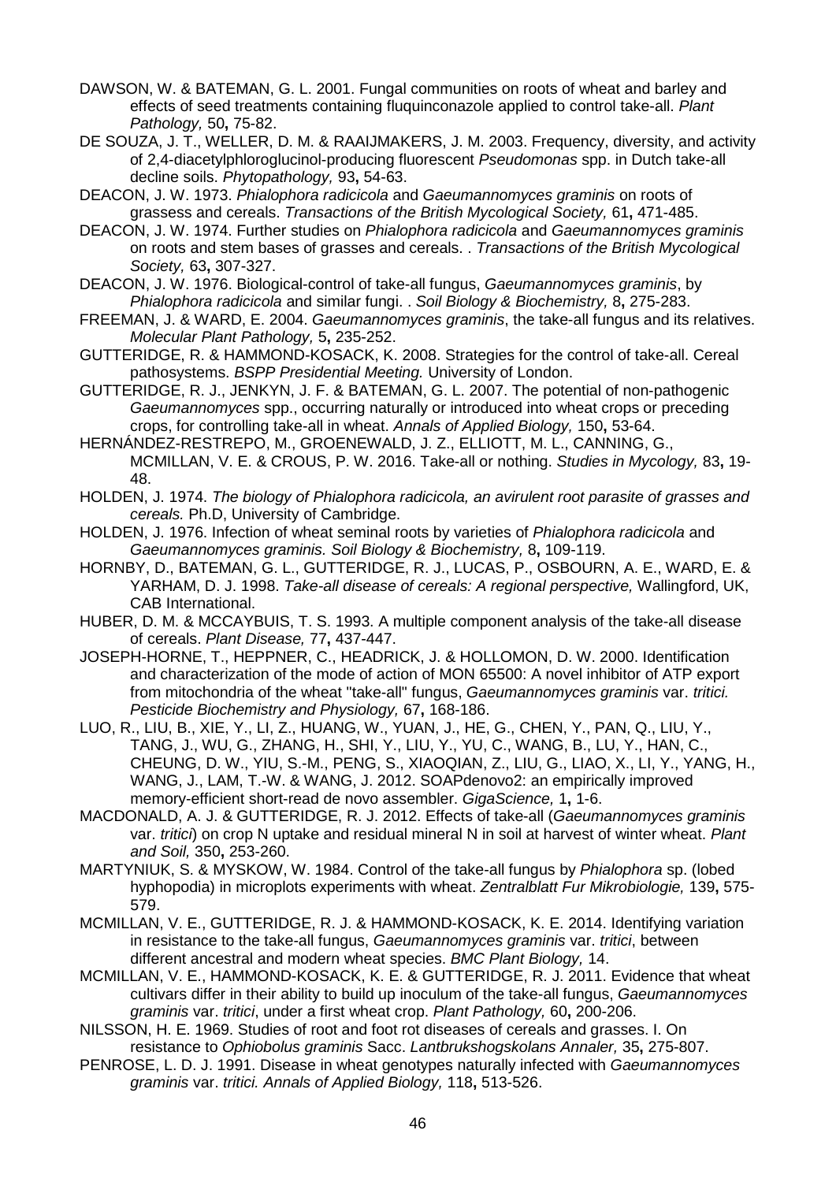DAWSON, W. & BATEMAN, G. L. 2001. Fungal communities on roots of wheat and barley and effects of seed treatments containing fluquinconazole applied to control take-all. *Plant Pathology,* 50**,** 75-82.

DE SOUZA, J. T., WELLER, D. M. & RAAIJMAKERS, J. M. 2003. Frequency, diversity, and activity of 2,4-diacetylphloroglucinol-producing fluorescent *Pseudomonas* spp. in Dutch take-all decline soils. *Phytopathology,* 93**,** 54-63.

DEACON, J. W. 1973. *Phialophora radicicola* and *Gaeumannomyces graminis* on roots of grassess and cereals. *Transactions of the British Mycological Society,* 61**,** 471-485.

DEACON, J. W. 1974. Further studies on *Phialophora radicicola* and *Gaeumannomyces graminis* on roots and stem bases of grasses and cereals. . *Transactions of the British Mycological Society,* 63**,** 307-327.

DEACON, J. W. 1976. Biological-control of take-all fungus, *Gaeumannomyces graminis*, by *Phialophora radicicola* and similar fungi. . *Soil Biology & Biochemistry,* 8**,** 275-283.

FREEMAN, J. & WARD, E. 2004. *Gaeumannomyces graminis*, the take-all fungus and its relatives. *Molecular Plant Pathology,* 5**,** 235-252.

GUTTERIDGE, R. & HAMMOND-KOSACK, K. 2008. Strategies for the control of take-all. Cereal pathosystems. *BSPP Presidential Meeting.* University of London.

GUTTERIDGE, R. J., JENKYN, J. F. & BATEMAN, G. L. 2007. The potential of non-pathogenic *Gaeumannomyces* spp., occurring naturally or introduced into wheat crops or preceding crops, for controlling take-all in wheat. *Annals of Applied Biology,* 150**,** 53-64.

HERNÁNDEZ-RESTREPO, M., GROENEWALD, J. Z., ELLIOTT, M. L., CANNING, G., MCMILLAN, V. E. & CROUS, P. W. 2016. Take-all or nothing. *Studies in Mycology,* 83**,** 19-48.

HOLDEN, J. 1974. *The biology of Phialophora radicicola, an avirulent root parasite of grasses and cereals.* Ph.D, University of Cambridge.

HOLDEN, J. 1976. Infection of wheat seminal roots by varieties of *Phialophora radicicola* and *Gaeumannomyces graminis. Soil Biology & Biochemistry,* 8**,** 109-119.

HORNBY, D., BATEMAN, G. L., GUTTERIDGE, R. J., LUCAS, P., OSBOURN, A. E., WARD, E. & YARHAM, D. J. 1998. *Take-all disease of cereals: A regional perspective,* Wallingford, UK, CAB International.

HUBER, D. M. & MCCAYBUIS, T. S. 1993. A multiple component analysis of the take-all disease of cereals. *Plant Disease,* 77**,** 437-447.

JOSEPH-HORNE, T., HEPPNER, C., HEADRICK, J. & HOLLOMON, D. W. 2000. Identification and characterization of the mode of action of MON 65500: A novel inhibitor of ATP export from mitochondria of the wheat "take-all" fungus, *Gaeumannomyces graminis* var. *tritici. Pesticide Biochemistry and Physiology,* 67**,** 168-186.

LUO, R., LIU, B., XIE, Y., LI, Z., HUANG, W., YUAN, J., HE, G., CHEN, Y., PAN, Q., LIU, Y., TANG, J., WU, G., ZHANG, H., SHI, Y., LIU, Y., YU, C., WANG, B., LU, Y., HAN, C., CHEUNG, D. W., YIU, S.-M., PENG, S., XIAOQIAN, Z., LIU, G., LIAO, X., LI, Y., YANG, H., WANG, J., LAM, T.-W. & WANG, J. 2012. SOAPdenovo2: an empirically improved memory-efficient short-read de novo assembler. *GigaScience,* 1**,** 1-6.

MACDONALD, A. J. & GUTTERIDGE, R. J. 2012. Effects of take-all (*Gaeumannomyces graminis* var. *tritici*) on crop N uptake and residual mineral N in soil at harvest of winter wheat. *Plant and Soil,* 350**,** 253-260.

MARTYNIUK, S. & MYSKOW, W. 1984. Control of the take-all fungus by *Phialophora* sp. (lobed hyphopodia) in microplots experiments with wheat. *Zentralblatt Fur Mikrobiologie,* 139**,** 575-579.

MCMILLAN, V. E., GUTTERIDGE, R. J. & HAMMOND-KOSACK, K. E. 2014. Identifying variation in resistance to the take-all fungus, *Gaeumannomyces graminis* var. *tritici*, between different ancestral and modern wheat species. *BMC Plant Biology,* 14.

MCMILLAN, V. E., HAMMOND-KOSACK, K. E. & GUTTERIDGE, R. J. 2011. Evidence that wheat cultivars differ in their ability to build up inoculum of the take-all fungus, *Gaeumannomyces graminis* var. *tritici*, under a first wheat crop. *Plant Pathology,* 60**,** 200-206.

NILSSON, H. E. 1969. Studies of root and foot rot diseases of cereals and grasses. I. On resistance to *Ophiobolus graminis* Sacc. *Lantbrukshogskolans Annaler,* 35**,** 275-807.

PENROSE, L. D. J. 1991. Disease in wheat genotypes naturally infected with *Gaeumannomyces graminis* var. *tritici. Annals of Applied Biology,* 118**,** 513-526.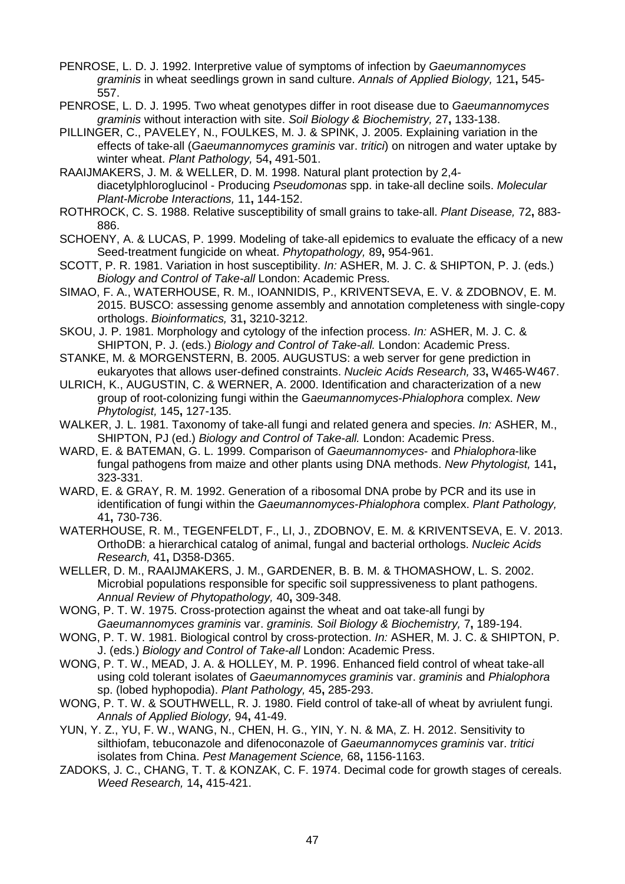PENROSE, L. D. J. 1992. Interpretive value of symptoms of infection by *Gaeumannomyces graminis* in wheat seedlings grown in sand culture. *Annals of Applied Biology,* 121**,** 545-557.

PENROSE, L. D. J. 1995. Two wheat genotypes differ in root disease due to *Gaeumannomyces graminis* without interaction with site. *Soil Biology & Biochemistry,* 27**,** 133-138.

PILLINGER, C., PAVELEY, N., FOULKES, M. J. & SPINK, J. 2005. Explaining variation in the effects of take-all (*Gaeumannomyces graminis* var. *tritici*) on nitrogen and water uptake by winter wheat. *Plant Pathology,* 54**,** 491-501.

RAAIJMAKERS, J. M. & WELLER, D. M. 1998. Natural plant protection by 2,4-diacetylphloroglucinol - Producing *Pseudomonas* spp. in take-all decline soils. *Molecular Plant-Microbe Interactions,* 11**,** 144-152.

ROTHROCK, C. S. 1988. Relative susceptibility of small grains to take-all. *Plant Disease,* 72**,** 883-886.

SCHOENY, A. & LUCAS, P. 1999. Modeling of take-all epidemics to evaluate the efficacy of a new Seed-treatment fungicide on wheat. *Phytopathology,* 89**,** 954-961.

SCOTT, P. R. 1981. Variation in host susceptibility. *In:* ASHER, M. J. C. & SHIPTON, P. J. (eds.) *Biology and Control of Take-all* London: Academic Press.

SIMAO, F. A., WATERHOUSE, R. M., IOANNIDIS, P., KRIVENTSEVA, E. V. & ZDOBNOV, E. M. 2015. BUSCO: assessing genome assembly and annotation completeness with single-copy orthologs. *Bioinformatics,* 31**,** 3210-3212.

SKOU, J. P. 1981. Morphology and cytology of the infection process. *In:* ASHER, M. J. C. & SHIPTON, P. J. (eds.) *Biology and Control of Take-all.* London: Academic Press.

STANKE, M. & MORGENSTERN, B. 2005. AUGUSTUS: a web server for gene prediction in eukaryotes that allows user-defined constraints. *Nucleic Acids Research,* 33**,** W465-W467.

ULRICH, K., AUGUSTIN, C. & WERNER, A. 2000. Identification and characterization of a new group of root-colonizing fungi within the G*aeumannomyces-Phialophora* complex. *New Phytologist,* 145**,** 127-135.

WALKER, J. L. 1981. Taxonomy of take-all fungi and related genera and species. *In:* ASHER, M., SHIPTON, PJ (ed.) *Biology and Control of Take-all.* London: Academic Press.

WARD, E. & BATEMAN, G. L. 1999. Comparison of *Gaeumannomyces*- and *Phialophora*-like fungal pathogens from maize and other plants using DNA methods. *New Phytologist,* 141**,** 323-331.

WARD, E. & GRAY, R. M. 1992. Generation of a ribosomal DNA probe by PCR and its use in identification of fungi within the *Gaeumannomyces-Phialophora* complex. *Plant Pathology,* 41**,** 730-736.

WATERHOUSE, R. M., TEGENFELDT, F., LI, J., ZDOBNOV, E. M. & KRIVENTSEVA, E. V. 2013. OrthoDB: a hierarchical catalog of animal, fungal and bacterial orthologs. *Nucleic Acids Research,* 41**,** D358-D365.

WELLER, D. M., RAAIJMAKERS, J. M., GARDENER, B. B. M. & THOMASHOW, L. S. 2002. Microbial populations responsible for specific soil suppressiveness to plant pathogens. *Annual Review of Phytopathology,* 40**,** 309-348.

WONG, P. T. W. 1975. Cross-protection against the wheat and oat take-all fungi by *Gaeumannomyces graminis* var. *graminis. Soil Biology & Biochemistry,* 7**,** 189-194.

WONG, P. T. W. 1981. Biological control by cross-protection. *In:* ASHER, M. J. C. & SHIPTON, P. J. (eds.) *Biology and Control of Take-all* London: Academic Press.

WONG, P. T. W., MEAD, J. A. & HOLLEY, M. P. 1996. Enhanced field control of wheat take-all using cold tolerant isolates of *Gaeumannomyces graminis* var. *graminis* and *Phialophora* sp. (lobed hyphopodia). *Plant Pathology,* 45**,** 285-293.

WONG, P. T. W. & SOUTHWELL, R. J. 1980. Field control of take-all of wheat by avriulent fungi. *Annals of Applied Biology,* 94**,** 41-49.

YUN, Y. Z., YU, F. W., WANG, N., CHEN, H. G., YIN, Y. N. & MA, Z. H. 2012. Sensitivity to silthiofam, tebuconazole and difenoconazole of *Gaeumannomyces graminis* var. *tritici* isolates from China. *Pest Management Science,* 68**,** 1156-1163.

ZADOKS, J. C., CHANG, T. T. & KONZAK, C. F. 1974. Decimal code for growth stages of cereals. *Weed Research,* 14**,** 415-421.